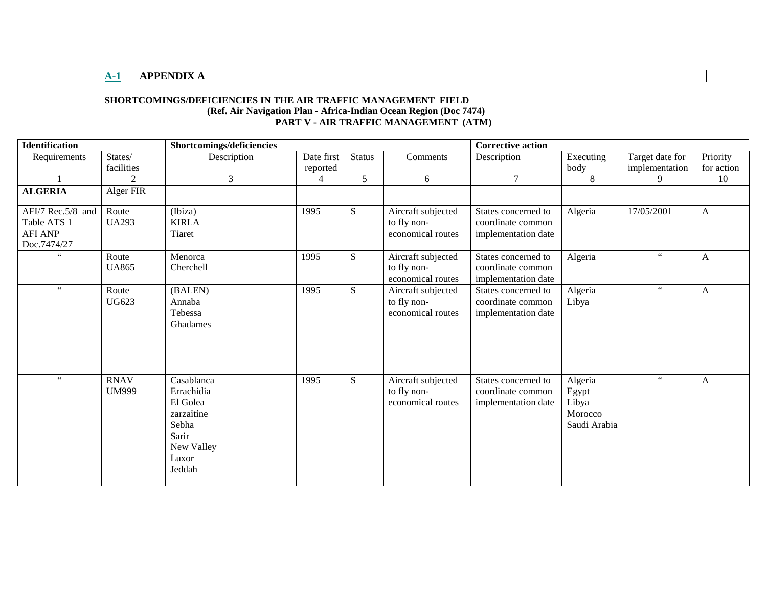## ~~A-1~~ APPENDIX A

**SHORTCOMINGS/DEFICIENCIES IN THE AIR TRAFFIC MANAGEMENT FIELD**
**(Ref. Air Navigation Plan - Africa-Indian Ocean Region (Doc 7474)**
**PART V - AIR TRAFFIC MANAGEMENT (ATM)**

| **Identification** | | **Shortcomings/deficiencies** | | | | **Corrective action** | | | |
|---|---|---|---|---|---|---|---|---|---|
| Requirements<br>1 | States/ facilities<br>2 | Description<br>3 | Date first reported<br>4 | Status<br>5 | Comments<br>6 | Description<br>7 | Executing body<br>8 | Target date for implementation<br>9 | Priority for action<br>10 |
| **ALGERIA** | Alger FIR | | | | | | | | |
| AFI/7 Rec.5/8 and Table ATS 1 AFI ANP Doc.7474/27 | Route UA293 | (Ibiza)<br>KIRLA<br>Tiaret | 1995 | S | Aircraft subjected to fly non-economical routes | States concerned to coordinate common implementation date | Algeria | 17/05/2001 | A |
| " | Route UA865 | Menorca<br>Cherchell | 1995 | S | Aircraft subjected to fly non-economical routes | States concerned to coordinate common implementation date | Algeria | " | A |
| " | Route UG623 | (BALEN)<br>Annaba<br>Tebessa<br>Ghadames | 1995 | S | Aircraft subjected to fly non-economical routes | States concerned to coordinate common implementation date | Algeria<br>Libya | " | A |
| " | RNAV UM999 | Casablanca<br>Errachidia<br>El Golea<br>zarzaitine<br>Sebha<br>Sarir<br>New Valley<br>Luxor<br>Jeddah | 1995 | S | Aircraft subjected to fly non-economical routes | States concerned to coordinate common implementation date | Algeria<br>Egypt<br>Libya<br>Morocco<br>Saudi Arabia | " | A |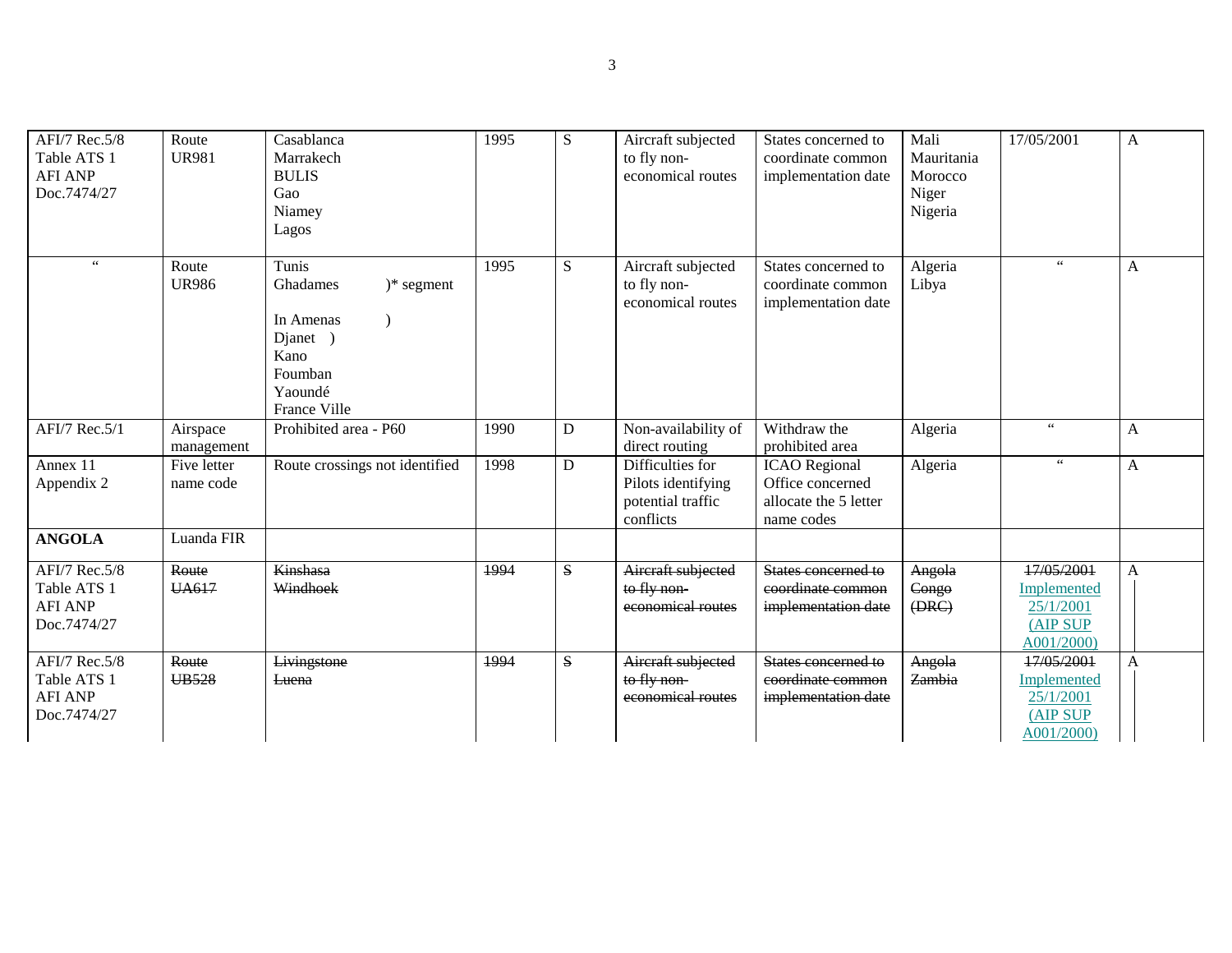| AFI/7 Rec.5/8<br>Table ATS 1<br>AFI ANP<br>Doc.7474/27 | Route<br>UR981 | Casablanca<br>Marrakech<br>BULIS<br>Gao<br>Niamey<br>Lagos | 1995 | S | Aircraft subjected to fly non-economical routes | States concerned to coordinate common implementation date | Mali<br>Mauritania<br>Morocco<br>Niger<br>Nigeria | 17/05/2001 | A |
|---|---|---|---|---|---|---|---|---|---|
| " | Route<br>UR986 | Tunis<br>Ghadames )* segment<br>In Amenas )<br>Djanet )<br>Kano<br>Foumban<br>Yaoundé<br>France Ville | 1995 | S | Aircraft subjected to fly non-economical routes | States concerned to coordinate common implementation date | Algeria<br>Libya | " | A |
| AFI/7 Rec.5/1 | Airspace management | Prohibited area - P60 | 1990 | D | Non-availability of direct routing | Withdraw the prohibited area | Algeria | " | A |
| Annex 11<br>Appendix 2 | Five letter name code | Route crossings not identified | 1998 | D | Difficulties for Pilots identifying potential traffic conflicts | ICAO Regional Office concerned allocate the 5 letter name codes | Algeria | " | A |
| **ANGOLA** | Luanda FIR | | | | | | | | |
| AFI/7 Rec.5/8<br>Table ATS 1<br>AFI ANP<br>Doc.7474/27 | ~~Route~~<br>~~UA617~~ | ~~Kinshasa~~<br>~~Windhoek~~ | ~~1994~~ | ~~S~~ | ~~Aircraft subjected to fly non-economical routes~~ | ~~States concerned to coordinate common implementation date~~ | ~~Angola~~<br>~~Congo~~<br>~~(DRC)~~ | ~~17/05/2001~~<br>Implemented 25/1/2001 (AIP SUP A001/2000) | A |
| AFI/7 Rec.5/8<br>Table ATS 1<br>AFI ANP<br>Doc.7474/27 | ~~Route~~<br>~~UB528~~ | ~~Livingstone~~<br>~~Luena~~ | ~~1994~~ | ~~S~~ | ~~Aircraft subjected to fly non-economical routes~~ | ~~States concerned to coordinate common implementation date~~ | ~~Angola~~<br>~~Zambia~~ | ~~17/05/2001~~<br>Implemented 25/1/2001 (AIP SUP A001/2000) | A |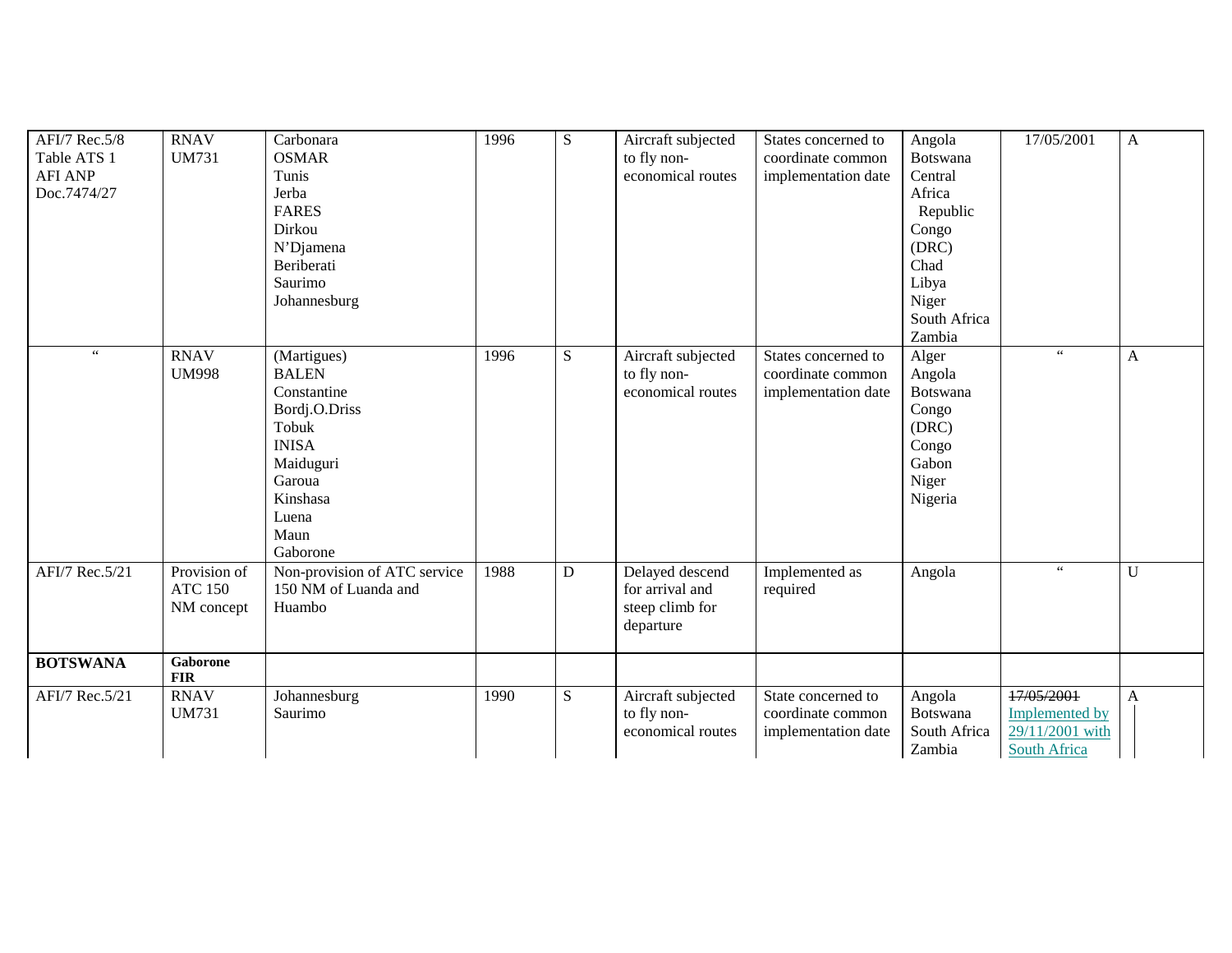| | | | | | | | | | |
|---|---|---|---|---|---|---|---|---|---|
| AFI/7 Rec.5/8<br>Table ATS 1<br>AFI ANP<br>Doc.7474/27 | RNAV<br>UM731 | Carbonara<br>OSMAR<br>Tunis<br>Jerba<br>FARES<br>Dirkou<br>N'Djamena<br>Beriberati<br>Saurimo<br>Johannesburg | 1996 | S | Aircraft subjected to fly non-economical routes | States concerned to coordinate common implementation date | Angola<br>Botswana<br>Central Africa Republic<br>Congo (DRC)<br>Chad<br>Libya<br>Niger<br>South Africa<br>Zambia | 17/05/2001 | A |
| " | RNAV<br>UM998 | (Martigues)<br>BALEN<br>Constantine<br>Bordj.O.Driss<br>Tobuk<br>INISA<br>Maiduguri<br>Garoua<br>Kinshasa<br>Luena<br>Maun<br>Gaborone | 1996 | S | Aircraft subjected to fly non-economical routes | States concerned to coordinate common implementation date | Alger<br>Angola<br>Botswana<br>Congo (DRC)<br>Congo<br>Gabon<br>Niger<br>Nigeria | " | A |
| AFI/7 Rec.5/21 | Provision of ATC 150 NM concept | Non-provision of ATC service 150 NM of Luanda and Huambo | 1988 | D | Delayed descend for arrival and steep climb for departure | Implemented as required | Angola | " | U |
| **BOTSWANA** | **Gaborone FIR** | | | | | | | | |
| AFI/7 Rec.5/21 | RNAV<br>UM731 | Johannesburg<br>Saurimo | 1990 | S | Aircraft subjected to fly non-economical routes | State concerned to coordinate common implementation date | Angola<br>Botswana<br>South Africa<br>Zambia | ~~17/05/2001~~<br>Implemented by 29/11/2001 with South Africa | A |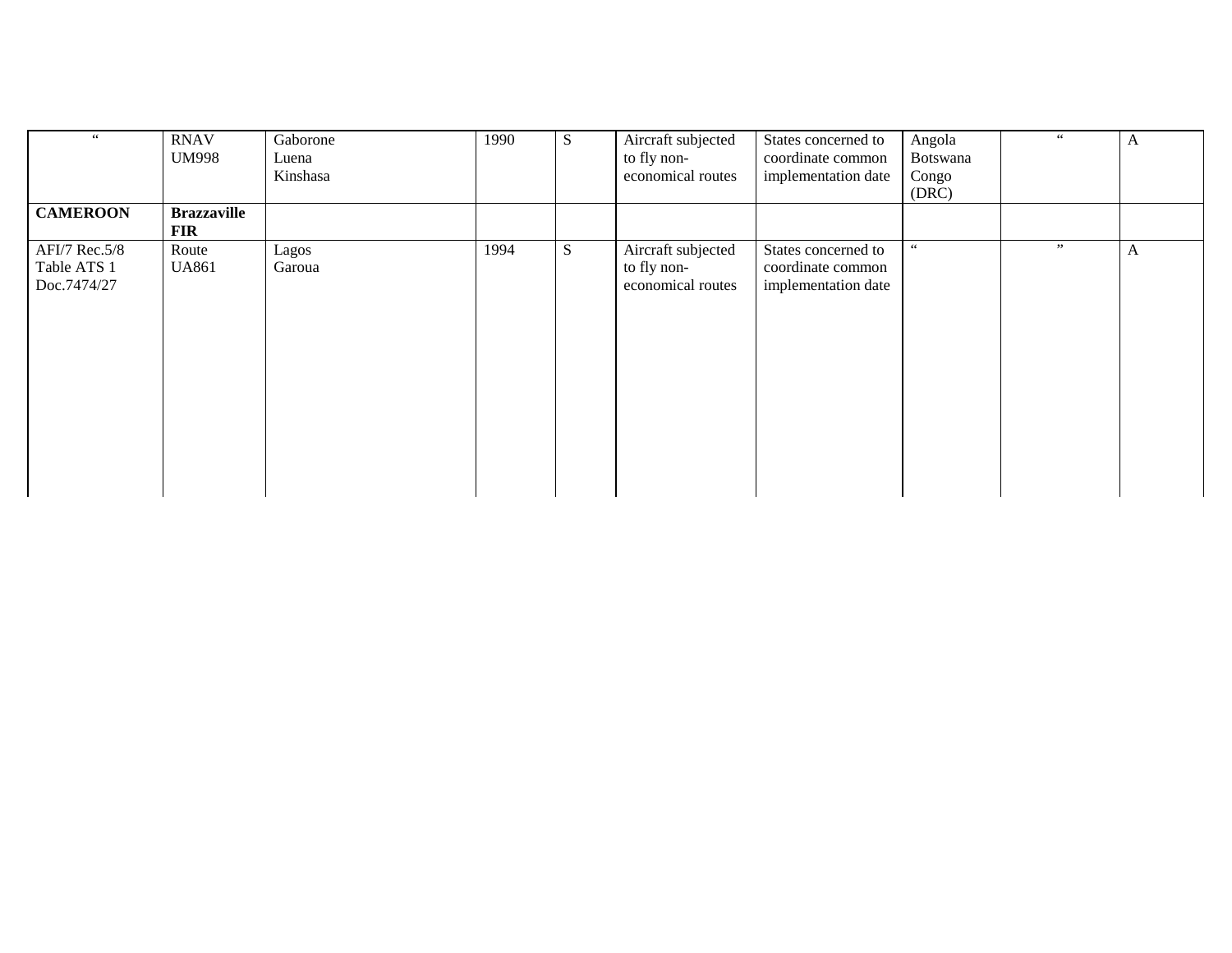| | | | | | | | | | |
|---|---|---|---|---|---|---|---|---|---|
| " | RNAV UM998 | Gaborone Luena Kinshasa | 1990 | S | Aircraft subjected to fly non-economical routes | States concerned to coordinate common implementation date | Angola Botswana Congo (DRC) | " | A |
| **CAMEROON** | **Brazzaville FIR** | | | | | | | | |
| AFI/7 Rec.5/8 Table ATS 1 Doc.7474/27 | Route UA861 | Lagos Garoua | 1994 | S | Aircraft subjected to fly non-economical routes | States concerned to coordinate common implementation date | " | " | A |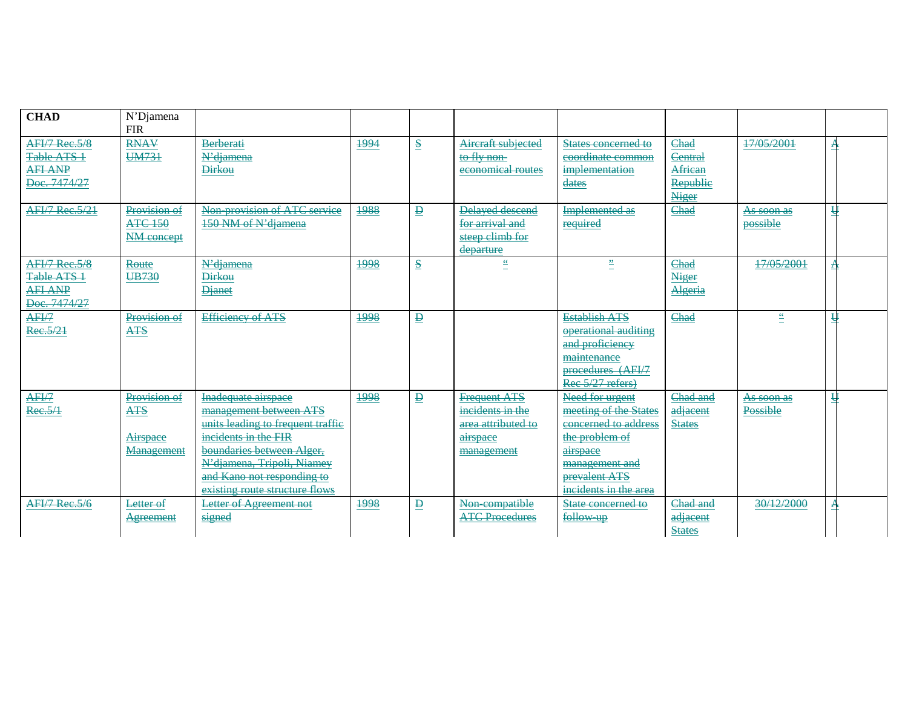| CHAD | N'Djamena FIR | | | | | | | | |
|---|---|---|---|---|---|---|---|---|---|
| ~~AFI/7 Rec.5/8 Table ATS 1 AFI ANP Doc. 7474/27~~ | ~~RNAV UM731~~ | ~~Berberati N'djamena Dirkou~~ | ~~1994~~ | ~~S~~ | ~~Aircraft subjected to fly non-economical routes~~ | ~~States concerned to coordinate common implementation dates~~ | ~~Chad Central African Republic Niger~~ | ~~17/05/2001~~ | ~~A~~ |
| ~~AFI/7 Rec.5/21~~ | ~~Provision of ATC 150 NM concept~~ | ~~Non-provision of ATC service 150 NM of N'djamena~~ | ~~1988~~ | ~~D~~ | ~~Delayed descend for arrival and steep climb for departure~~ | ~~Implemented as required~~ | ~~Chad~~ | ~~As soon as possible~~ | ~~U~~ |
| ~~AFI/7 Rec.5/8 Table ATS 1 AFI ANP Doc. 7474/27~~ | ~~Route UB730~~ | ~~N'djamena Dirkou Djanet~~ | ~~1998~~ | ~~S~~ | ~~"~~ | ~~"~~ | ~~Chad Niger Algeria~~ | ~~17/05/2001~~ | ~~A~~ |
| ~~AFI/7 Rec.5/21~~ | ~~Provision of ATS~~ | ~~Efficiency of ATS~~ | ~~1998~~ | ~~D~~ | | ~~Establish ATS operational auditing and proficiency maintenance procedures (AFI/7 Rec 5/27 refers)~~ | ~~Chad~~ | ~~"~~ | ~~U~~ |
| ~~AFI/7 Rec.5/1~~ | ~~Provision of ATS~~ ~~Airspace Management~~ | ~~Inadequate airspace management between ATS units leading to frequent traffic incidents in the FIR boundaries between Alger, N'djamena, Tripoli, Niamey and Kano not responding to existing route structure flows~~ | ~~1998~~ | ~~D~~ | ~~Frequent ATS incidents in the area attributed to airspace management~~ | ~~Need for urgent meeting of the States concerned to address the problem of airspace management and prevalent ATS incidents in the area~~ | ~~Chad and adjacent States~~ | ~~As soon as Possible~~ | ~~U~~ |
| ~~AFI/7 Rec.5/6~~ | ~~Letter of Agreement~~ | ~~Letter of Agreement not signed~~ | ~~1998~~ | ~~D~~ | ~~Non-compatible ATC Procedures~~ | ~~State concerned to follow-up~~ | ~~Chad and adjacent States~~ | ~~30/12/2000~~ | ~~A~~ |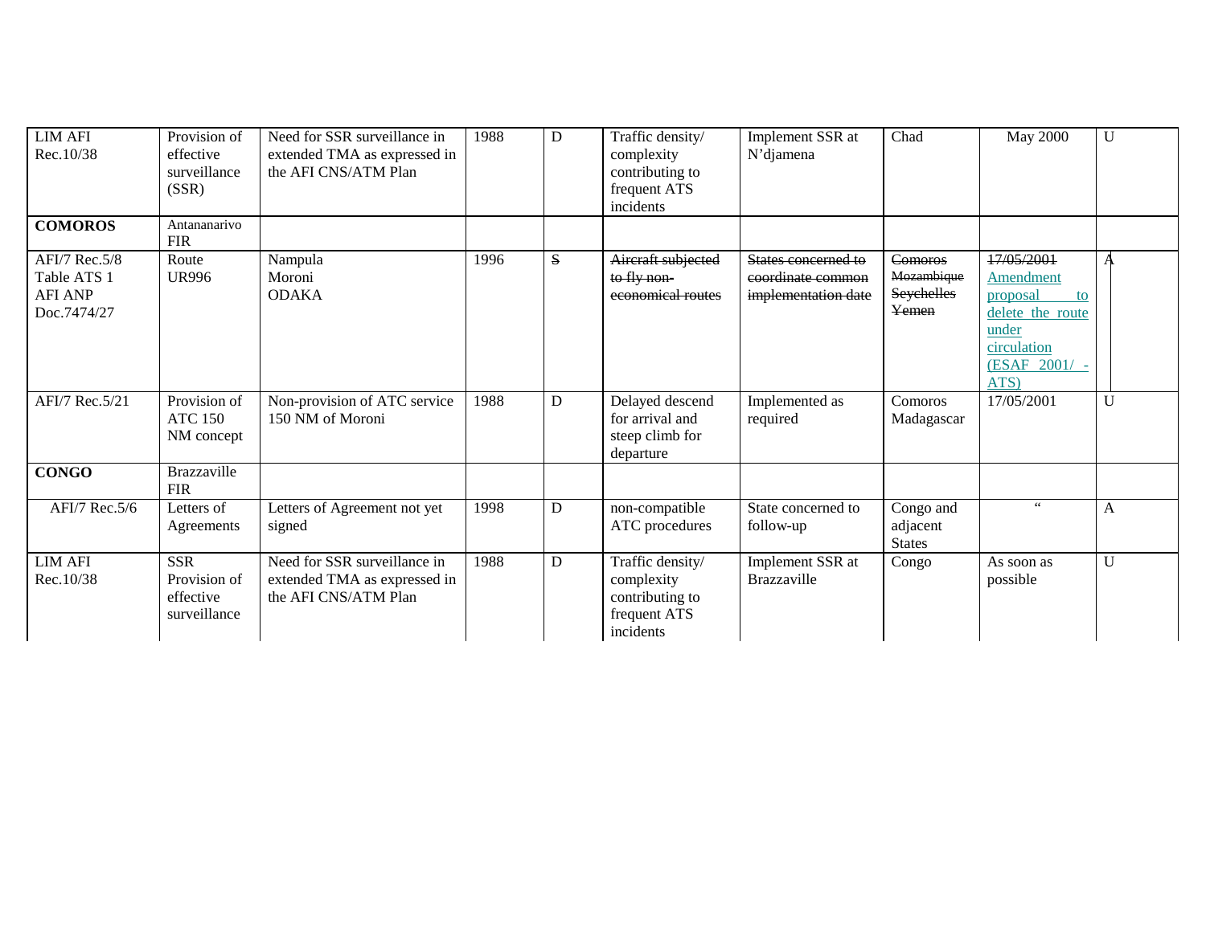| LIM AFI Rec.10/38 | Provision of effective surveillance (SSR) | Need for SSR surveillance in extended TMA as expressed in the AFI CNS/ATM Plan | 1988 | D | Traffic density/ complexity contributing to frequent ATS incidents | Implement SSR at N'djamena | Chad | May 2000 | U |
|---|---|---|---|---|---|---|---|---|---|
| **COMOROS** | Antananarivo FIR | | | | | | | | |
| AFI/7 Rec.5/8 Table ATS 1 AFI ANP Doc.7474/27 | Route UR996 | Nampula Moroni ODAKA | 1996 | ~~S~~ | ~~Aircraft subjected to fly non-economical routes~~ | ~~States concerned to coordinate common implementation date~~ | ~~Comoros Mozambique Seychelles Yemen~~ | ~~17/05/2001~~ Amendment proposal to delete the route under circulation (ESAF 2001/ - ATS) | A |
| AFI/7 Rec.5/21 | Provision of ATC 150 NM concept | Non-provision of ATC service 150 NM of Moroni | 1988 | D | Delayed descend for arrival and steep climb for departure | Implemented as required | Comoros Madagascar | 17/05/2001 | U |
| **CONGO** | Brazzaville FIR | | | | | | | | |
| AFI/7 Rec.5/6 | Letters of Agreements | Letters of Agreement not yet signed | 1998 | D | non-compatible ATC procedures | State concerned to follow-up | Congo and adjacent States | " | A |
| LIM AFI Rec.10/38 | SSR Provision of effective surveillance | Need for SSR surveillance in extended TMA as expressed in the AFI CNS/ATM Plan | 1988 | D | Traffic density/ complexity contributing to frequent ATS incidents | Implement SSR at Brazzaville | Congo | As soon as possible | U |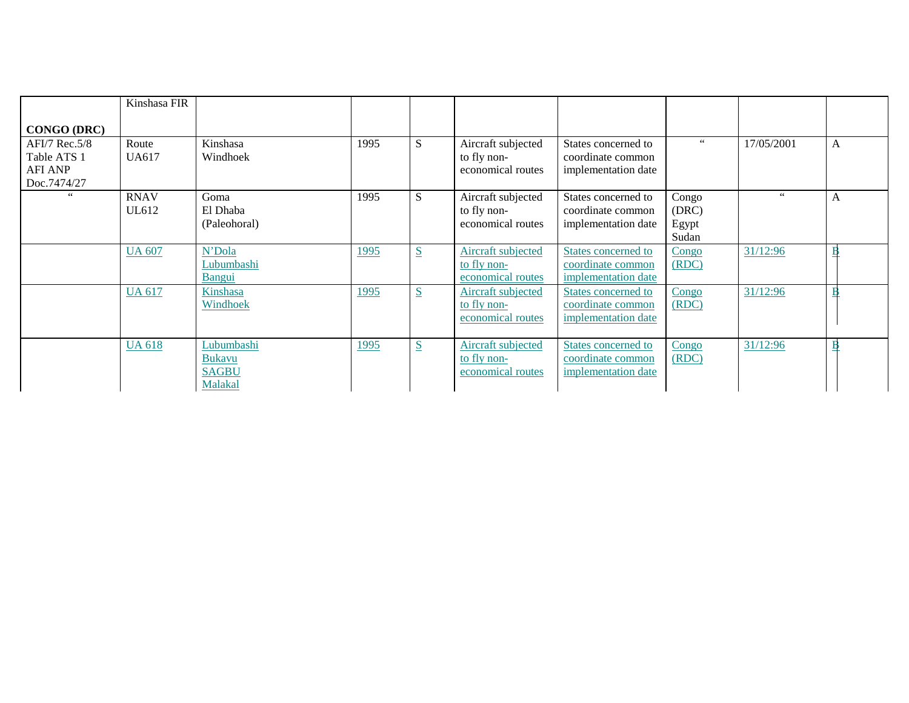| | Kinshasa FIR | | | | | | | | |
|---|---|---|---|---|---|---|---|---|---|
| **CONGO (DRC)** | | | | | | | | | |
| AFI/7 Rec.5/8 Table ATS 1 AFI ANP Doc.7474/27 | Route UA617 | Kinshasa Windhoek | 1995 | S | Aircraft subjected to fly non-economical routes | States concerned to coordinate common implementation date | " | 17/05/2001 | A |
| " | RNAV UL612 | Goma El Dhaba (Paleohoral) | 1995 | S | Aircraft subjected to fly non-economical routes | States concerned to coordinate common implementation date | Congo (DRC) Egypt Sudan | " | A |
| | UA 607 | N'Dola Lubumbashi Bangui | 1995 | S | Aircraft subjected to fly non-economical routes | States concerned to coordinate common implementation date | Congo (RDC) | 31/12:96 | B |
| | UA 617 | Kinshasa Windhoek | 1995 | S | Aircraft subjected to fly non-economical routes | States concerned to coordinate common implementation date | Congo (RDC) | 31/12:96 | B |
| | UA 618 | Lubumbashi Bukavu SAGBU Malakal | 1995 | S | Aircraft subjected to fly non-economical routes | States concerned to coordinate common implementation date | Congo (RDC) | 31/12:96 | B |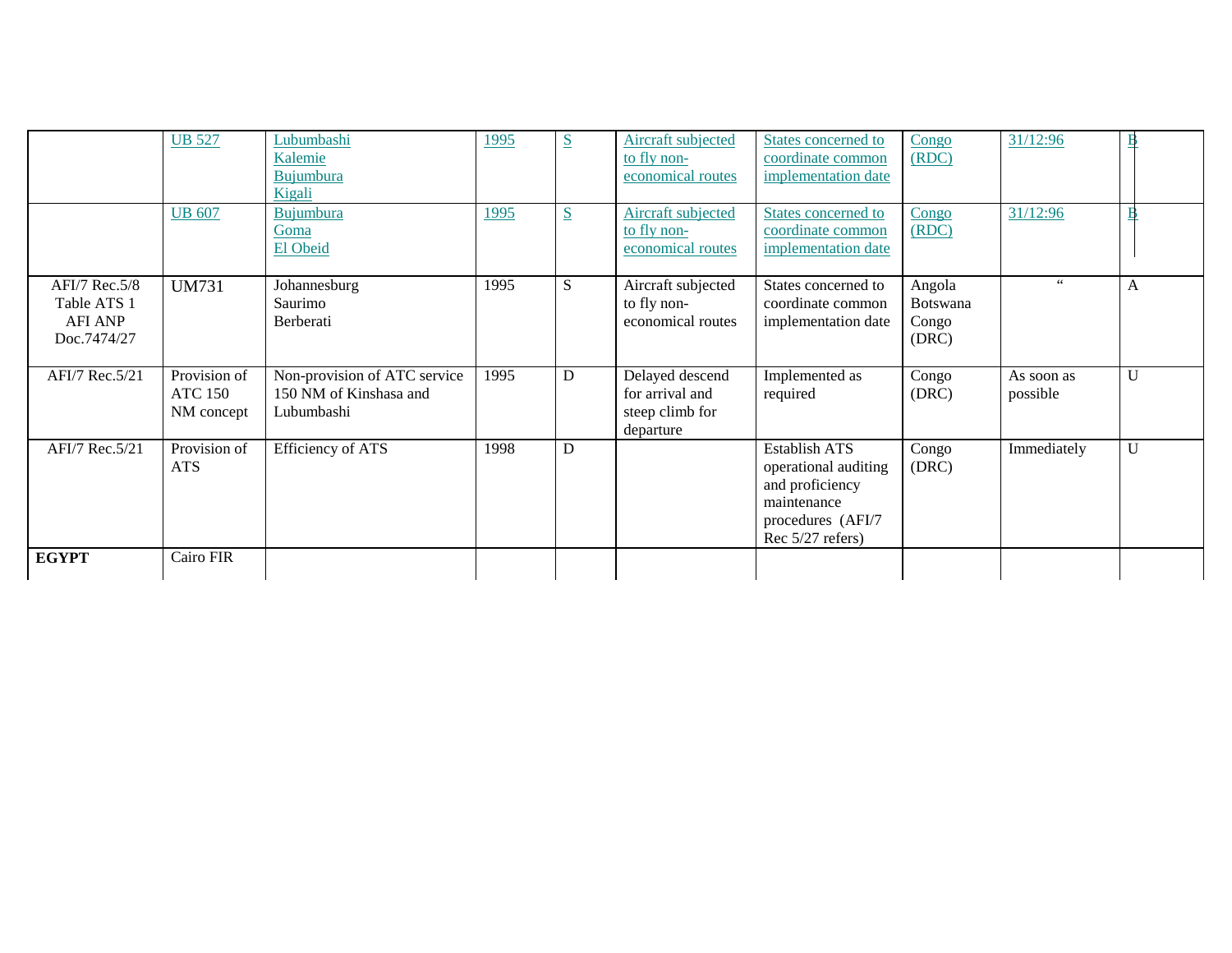| | | | | | | | | | |
|---|---|---|---|---|---|---|---|---|---|
| | UB 527 | Lubumbashi<br>Kalemie<br>Bujumbura<br>Kigali | 1995 | S | Aircraft subjected to fly non-economical routes | States concerned to coordinate common implementation date | Congo (RDC) | 31/12:96 | B |
| | UB 607 | Bujumbura<br>Goma<br>El Obeid | 1995 | S | Aircraft subjected to fly non-economical routes | States concerned to coordinate common implementation date | Congo (RDC) | 31/12:96 | B |
| AFI/7 Rec.5/8<br>Table ATS 1<br>AFI ANP<br>Doc.7474/27 | UM731 | Johannesburg<br>Saurimo<br>Berberati | 1995 | S | Aircraft subjected to fly non-economical routes | States concerned to coordinate common implementation date | Angola<br>Botswana<br>Congo (DRC) | " | A |
| AFI/7 Rec.5/21 | Provision of ATC 150 NM concept | Non-provision of ATC service 150 NM of Kinshasa and Lubumbashi | 1995 | D | Delayed descend for arrival and steep climb for departure | Implemented as required | Congo (DRC) | As soon as possible | U |
| AFI/7 Rec.5/21 | Provision of ATS | Efficiency of ATS | 1998 | D | | Establish ATS operational auditing and proficiency maintenance procedures (AFI/7 Rec 5/27 refers) | Congo (DRC) | Immediately | U |
| **EGYPT** | Cairo FIR | | | | | | | | |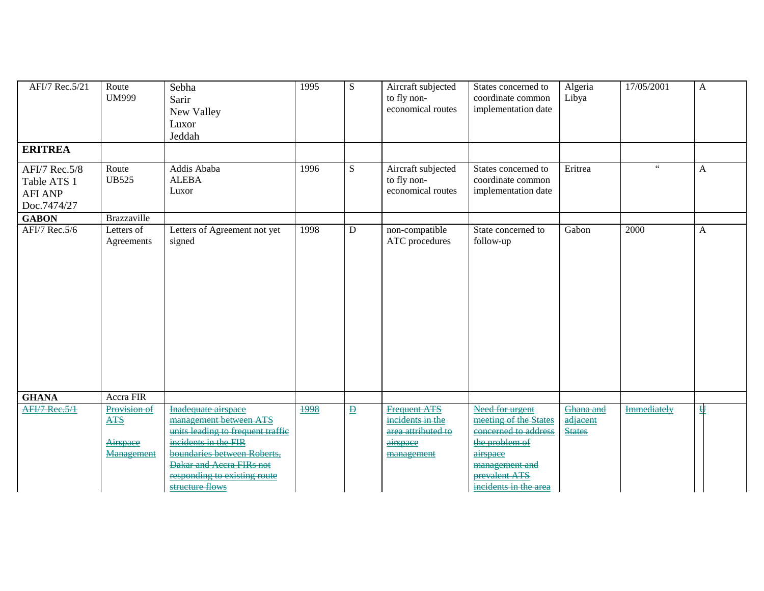| | | | | | | | | | |
|---|---|---|---|---|---|---|---|---|---|
| AFI/7 Rec.5/21 | Route UM999 | Sebha<br>Sarir<br>New Valley<br>Luxor<br>Jeddah | 1995 | S | Aircraft subjected to fly non-economical routes | States concerned to coordinate common implementation date | Algeria<br>Libya | 17/05/2001 | A |
| **ERITREA** | | | | | | | | | |
| AFI/7 Rec.5/8<br>Table ATS 1<br>AFI ANP<br>Doc.7474/27 | Route UB525 | Addis Ababa<br>ALEBA<br>Luxor | 1996 | S | Aircraft subjected to fly non-economical routes | States concerned to coordinate common implementation date | Eritrea | " | A |
| **GABON** | Brazzaville | | | | | | | | |
| AFI/7 Rec.5/6 | Letters of Agreements | Letters of Agreement not yet signed | 1998 | D | non-compatible ATC procedures | State concerned to follow-up | Gabon | 2000 | A |
| **GHANA** | Accra FIR | | | | | | | | |
| ~~AFI/7 Rec.5/1~~ | ~~Provision of ATS~~<br><br>~~Airspace Management~~ | ~~Inadequate airspace management between ATS units leading to frequent traffic incidents in the FIR boundaries between Roberts, Dakar and Accra FIRs not responding to existing route structure flows~~ | ~~1998~~ | ~~D~~ | ~~Frequent ATS incidents in the area attributed to airspace management~~ | ~~Need for urgent meeting of the States concerned to address the problem of airspace management and prevalent ATS incidents in the area~~ | ~~Ghana and adjacent States~~ | ~~Immediately~~ | ~~U~~ |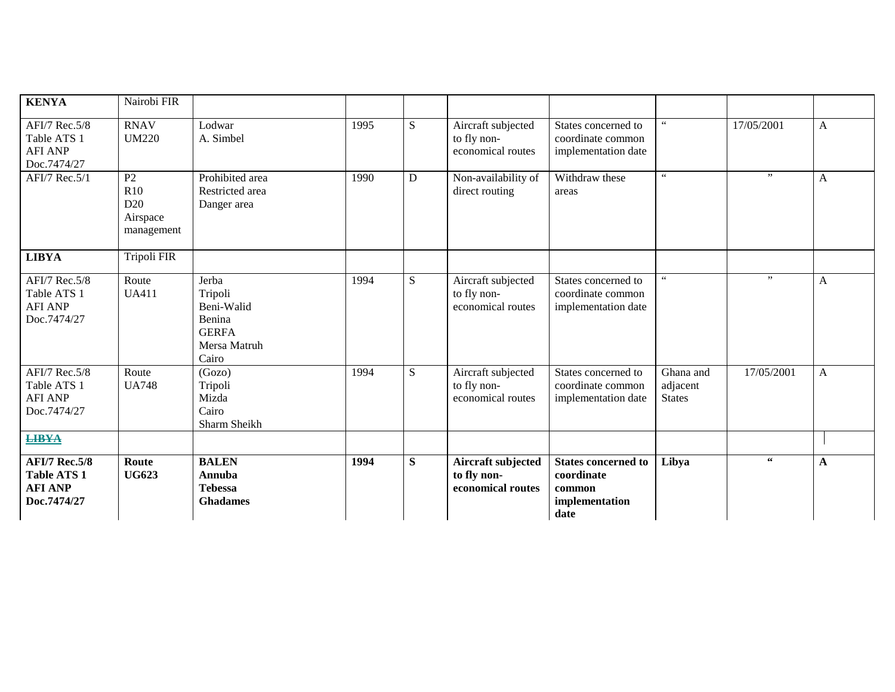| **KENYA** | Nairobi FIR | | | | | | | | |
|---|---|---|---|---|---|---|---|---|---|
| AFI/7 Rec.5/8 Table ATS 1 AFI ANP Doc.7474/27 | RNAV UM220 | Lodwar A. Simbel | 1995 | S | Aircraft subjected to fly non-economical routes | States concerned to coordinate common implementation date | " | 17/05/2001 | A |
| AFI/7 Rec.5/1 | P2 R10 D20 Airspace management | Prohibited area Restricted area Danger area | 1990 | D | Non-availability of direct routing | Withdraw these areas | " | " | A |
| **LIBYA** | Tripoli FIR | | | | | | | | |
| AFI/7 Rec.5/8 Table ATS 1 AFI ANP Doc.7474/27 | Route UA411 | Jerba Tripoli Beni-Walid Benina GERFA Mersa Matruh Cairo | 1994 | S | Aircraft subjected to fly non-economical routes | States concerned to coordinate common implementation date | " | " | A |
| AFI/7 Rec.5/8 Table ATS 1 AFI ANP Doc.7474/27 | Route UA748 | (Gozo) Tripoli Mizda Cairo Sharm Sheikh | 1994 | S | Aircraft subjected to fly non-economical routes | States concerned to coordinate common implementation date | Ghana and adjacent States | 17/05/2001 | A |
| ~~LIBYA~~ | | | | | | | | | |
| **AFI/7 Rec.5/8 Table ATS 1 AFI ANP Doc.7474/27** | **Route UG623** | **BALEN Annuba Tebessa Ghadames** | **1994** | **S** | **Aircraft subjected to fly non-economical routes** | **States concerned to coordinate common implementation date** | **Libya** | **"** | **A** |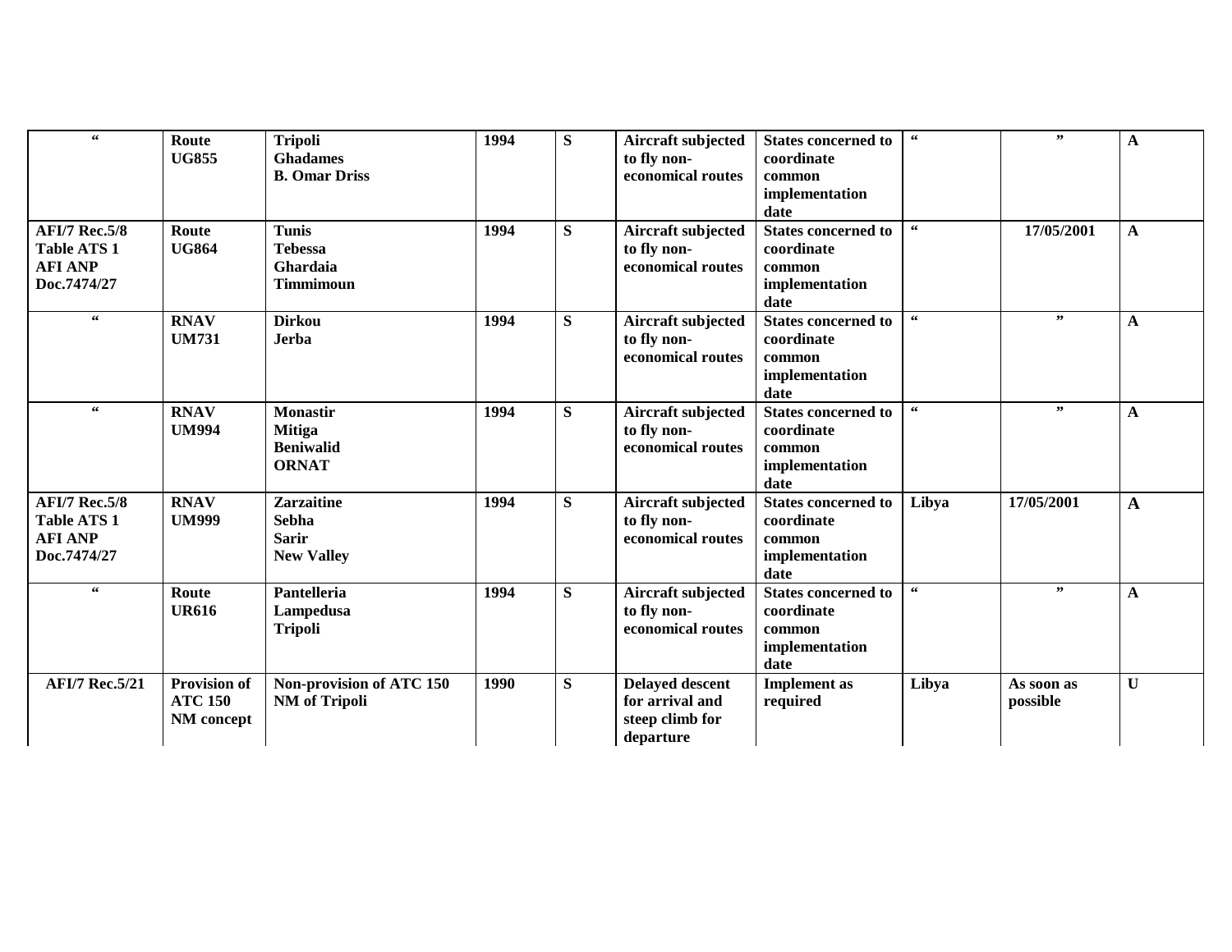| " | Route UG855 | Tripoli Ghadames B. Omar Driss | 1994 | S | Aircraft subjected to fly non-economical routes | States concerned to coordinate common implementation date | " | " | A |
|---|---|---|---|---|---|---|---|---|---|
| AFI/7 Rec.5/8 Table ATS 1 AFI ANP Doc.7474/27 | Route UG864 | Tunis Tebessa Ghardaia Timmimoun | 1994 | S | Aircraft subjected to fly non-economical routes | States concerned to coordinate common implementation date | " | 17/05/2001 | A |
| " | RNAV UM731 | Dirkou Jerba | 1994 | S | Aircraft subjected to fly non-economical routes | States concerned to coordinate common implementation date | " | " | A |
| " | RNAV UM994 | Monastir Mitiga Beniwalid ORNAT | 1994 | S | Aircraft subjected to fly non-economical routes | States concerned to coordinate common implementation date | " | " | A |
| AFI/7 Rec.5/8 Table ATS 1 AFI ANP Doc.7474/27 | RNAV UM999 | Zarzaitine Sebha Sarir New Valley | 1994 | S | Aircraft subjected to fly non-economical routes | States concerned to coordinate common implementation date | Libya | 17/05/2001 | A |
| " | Route UR616 | Pantelleria Lampedusa Tripoli | 1994 | S | Aircraft subjected to fly non-economical routes | States concerned to coordinate common implementation date | " | " | A |
| AFI/7 Rec.5/21 | Provision of ATC 150 NM concept | Non-provision of ATC 150 NM of Tripoli | 1990 | S | Delayed descent for arrival and steep climb for departure | Implement as required | Libya | As soon as possible | U |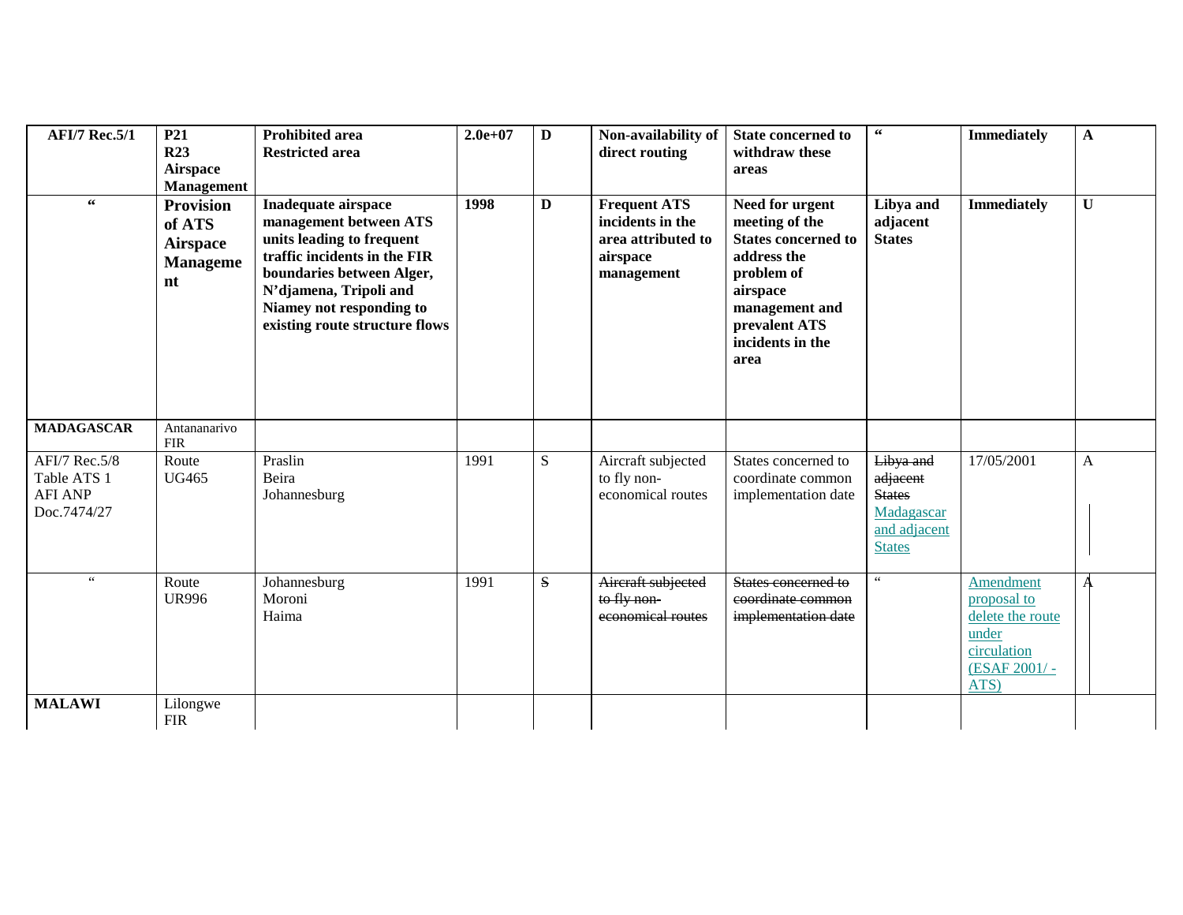| AFI/7 Rec.5/1 | P21<br>R23<br>Airspace Management | Prohibited area<br>Restricted area | 2.0e+07 | D | Non-availability of direct routing | State concerned to withdraw these areas | " | Immediately | A |
|---|---|---|---|---|---|---|---|---|---|
| " | **Provision of ATS Airspace Management** | **Inadequate airspace management between ATS units leading to frequent traffic incidents in the FIR boundaries between Alger, N'djamena, Tripoli and Niamey not responding to existing route structure flows** | **1998** | **D** | **Frequent ATS incidents in the area attributed to airspace management** | **Need for urgent meeting of the States concerned to address the problem of airspace management and prevalent ATS incidents in the area** | **Libya and adjacent States** | **Immediately** | **U** |
| **MADAGASCAR** | Antananarivo FIR | | | | | | | | |
| AFI/7 Rec.5/8<br>Table ATS 1<br>AFI ANP<br>Doc.7474/27 | Route<br>UG465 | Praslin<br>Beira<br>Johannesburg | 1991 | S | Aircraft subjected to fly non-economical routes | States concerned to coordinate common implementation date | ~~Libya and adjacent States~~ Madagascar and adjacent States | 17/05/2001 | A |
| " | Route<br>UR996 | Johannesburg<br>Moroni<br>Haima | 1991 | ~~S~~ | ~~Aircraft subjected to fly non-economical routes~~ | ~~States concerned to coordinate common implementation date~~ | " | Amendment proposal to delete the route under circulation (ESAF 2001/ - ATS) | A |
| **MALAWI** | Lilongwe FIR | | | | | | | | |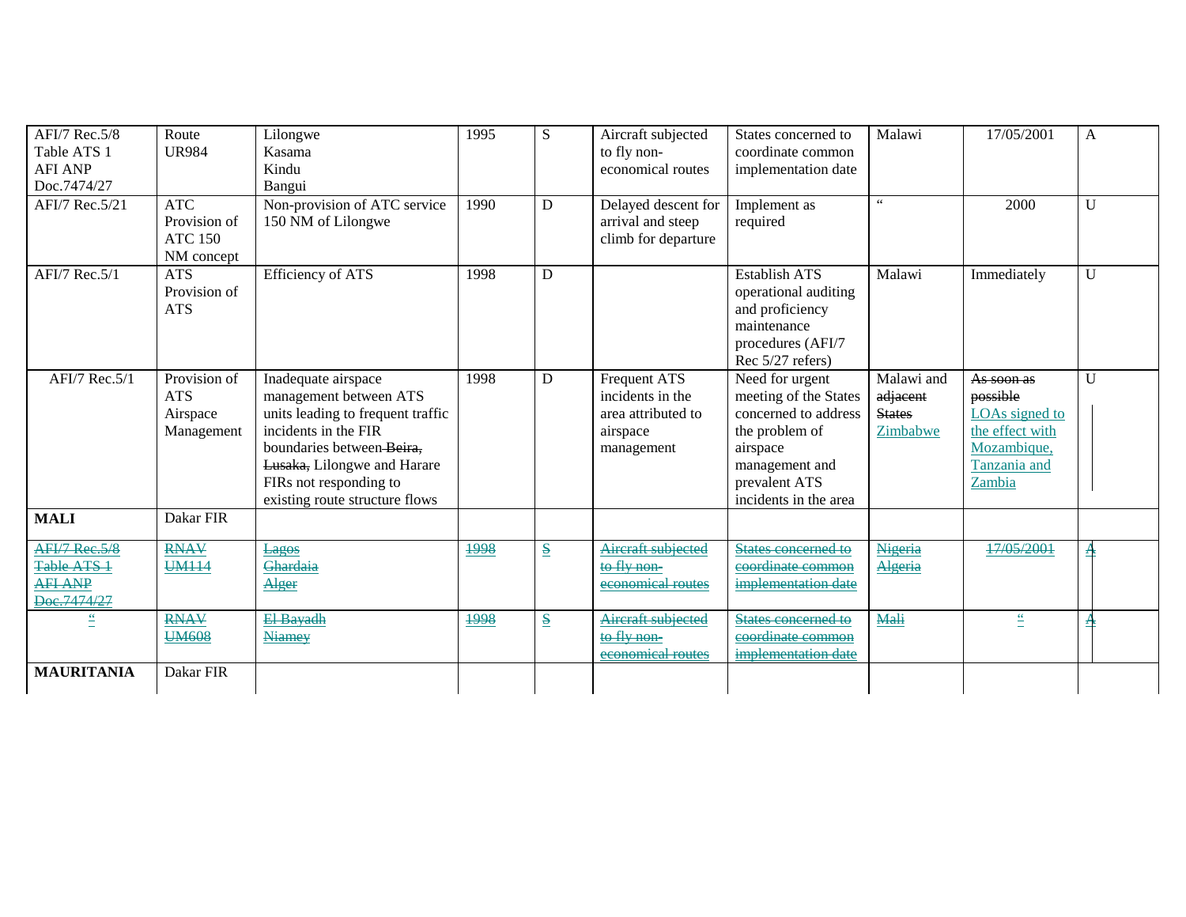| | | | | | | | | | |
|---|---|---|---|---|---|---|---|---|---|
| AFI/7 Rec.5/8 Table ATS 1 AFI ANP Doc.7474/27 | Route UR984 | Lilongwe Kasama Kindu Bangui | 1995 | S | Aircraft subjected to fly non-economical routes | States concerned to coordinate common implementation date | Malawi | 17/05/2001 | A |
| AFI/7 Rec.5/21 | ATC Provision of ATC 150 NM concept | Non-provision of ATC service 150 NM of Lilongwe | 1990 | D | Delayed descent for arrival and steep climb for departure | Implement as required | " | 2000 | U |
| AFI/7 Rec.5/1 | ATS Provision of ATS | Efficiency of ATS | 1998 | D | | Establish ATS operational auditing and proficiency maintenance procedures (AFI/7 Rec 5/27 refers) | Malawi | Immediately | U |
| AFI/7 Rec.5/1 | Provision of ATS Airspace Management | Inadequate airspace management between ATS units leading to frequent traffic incidents in the FIR boundaries between ~~Beira, Lusaka,~~ Lilongwe and Harare FIRs not responding to existing route structure flows | 1998 | D | Frequent ATS incidents in the area attributed to airspace management | Need for urgent meeting of the States concerned to address the problem of airspace management and prevalent ATS incidents in the area | Malawi and ~~adjacent States~~ Zimbabwe | ~~As soon as possible~~ LOAs signed to the effect with Mozambique, Tanzania and Zambia | U |
| **MALI** | Dakar FIR | | | | | | | | |
| ~~AFI/7 Rec.5/8 Table ATS 1 AFI ANP Doc.7474/27~~ | ~~RNAV UM114~~ | ~~Lagos Ghardaia Alger~~ | ~~1998~~ | ~~S~~ | ~~Aircraft subjected to fly non-economical routes~~ | ~~States concerned to coordinate common implementation date~~ | ~~Nigeria Algeria~~ | ~~17/05/2001~~ | ~~A~~ |
| ~~"~~ | ~~RNAV UM608~~ | ~~El Bayadh Niamey~~ | ~~1998~~ | ~~S~~ | ~~Aircraft subjected to fly non-economical routes~~ | ~~States concerned to coordinate common implementation date~~ | ~~Mali~~ | ~~"~~ | ~~A~~ |
| **MAURITANIA** | Dakar FIR | | | | | | | | |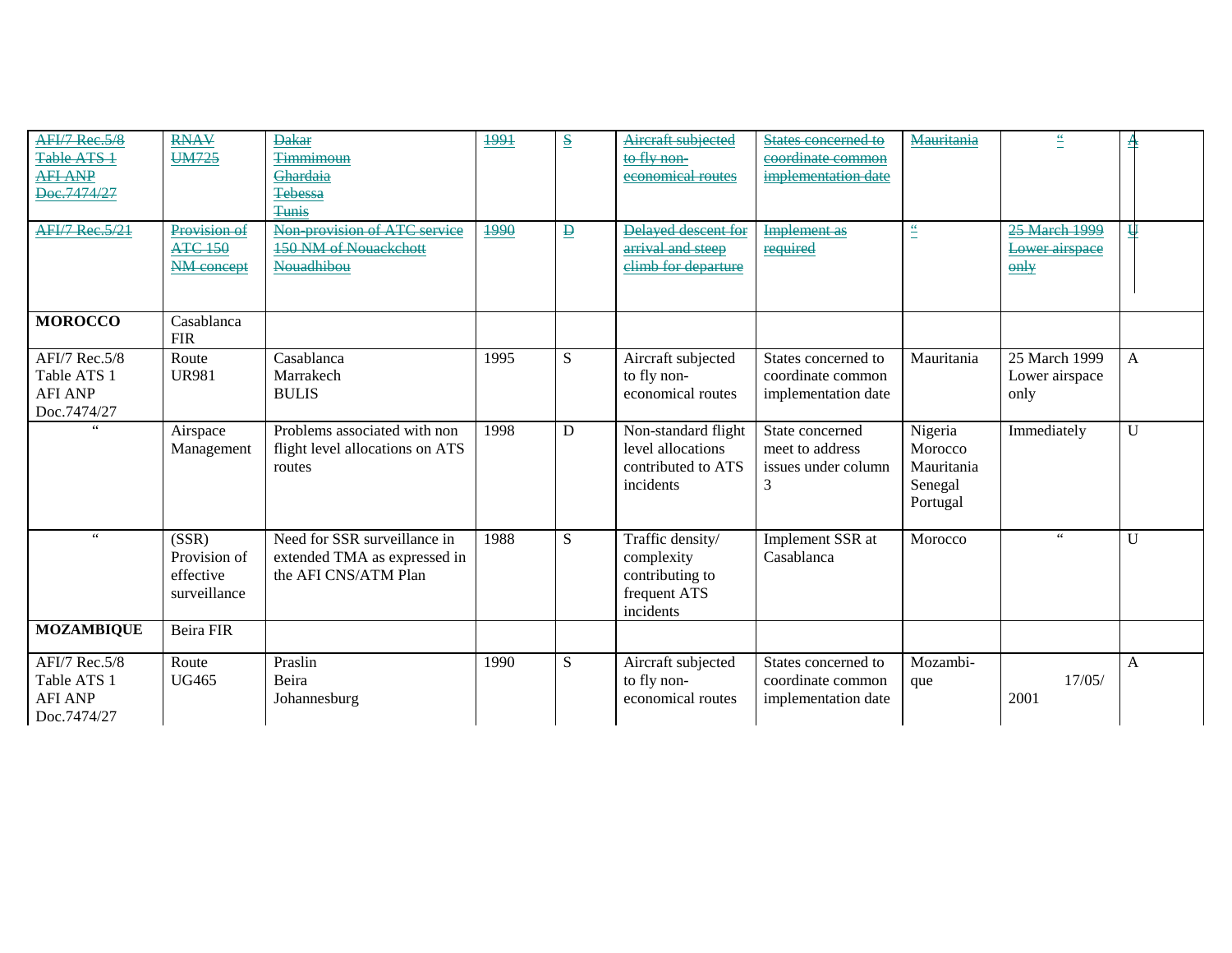| | | | | | | | | | |
|---|---|---|---|---|---|---|---|---|---|
| ~~AFI/7 Rec.5/8 Table ATS 1 AFI ANP Doc.7474/27~~ | ~~RNAV UM725~~ | ~~Dakar Timmimoun Ghardaia Tebessa Tunis~~ | ~~1991~~ | ~~S~~ | ~~Aircraft subjected to fly non-economical routes~~ | ~~States concerned to coordinate common implementation date~~ | ~~Mauritania~~ | ~~"~~ | ~~A~~ |
| ~~AFI/7 Rec.5/21~~ | ~~Provision of ATC 150 NM concept~~ | ~~Non-provision of ATC service 150 NM of Nouackchott Nouadhibou~~ | ~~1990~~ | ~~D~~ | ~~Delayed descent for arrival and steep climb for departure~~ | ~~Implement as required~~ | ~~"~~ | ~~25 March 1999 Lower airspace only~~ | ~~U~~ |
| **MOROCCO** | Casablanca FIR | | | | | | | | |
| AFI/7 Rec.5/8 Table ATS 1 AFI ANP Doc.7474/27 | Route UR981 | Casablanca Marrakech BULIS | 1995 | S | Aircraft subjected to fly non-economical routes | States concerned to coordinate common implementation date | Mauritania | 25 March 1999 Lower airspace only | A |
| " | Airspace Management | Problems associated with non flight level allocations on ATS routes | 1998 | D | Non-standard flight level allocations contributed to ATS incidents | State concerned meet to address issues under column 3 | Nigeria Morocco Mauritania Senegal Portugal | Immediately | U |
| " | (SSR) Provision of effective surveillance | Need for SSR surveillance in extended TMA as expressed in the AFI CNS/ATM Plan | 1988 | S | Traffic density/ complexity contributing to frequent ATS incidents | Implement SSR at Casablanca | Morocco | " | U |
| **MOZAMBIQUE** | Beira FIR | | | | | | | | |
| AFI/7 Rec.5/8 Table ATS 1 AFI ANP Doc.7474/27 | Route UG465 | Praslin Beira Johannesburg | 1990 | S | Aircraft subjected to fly non-economical routes | States concerned to coordinate common implementation date | Mozambique | 17/05/ 2001 | A |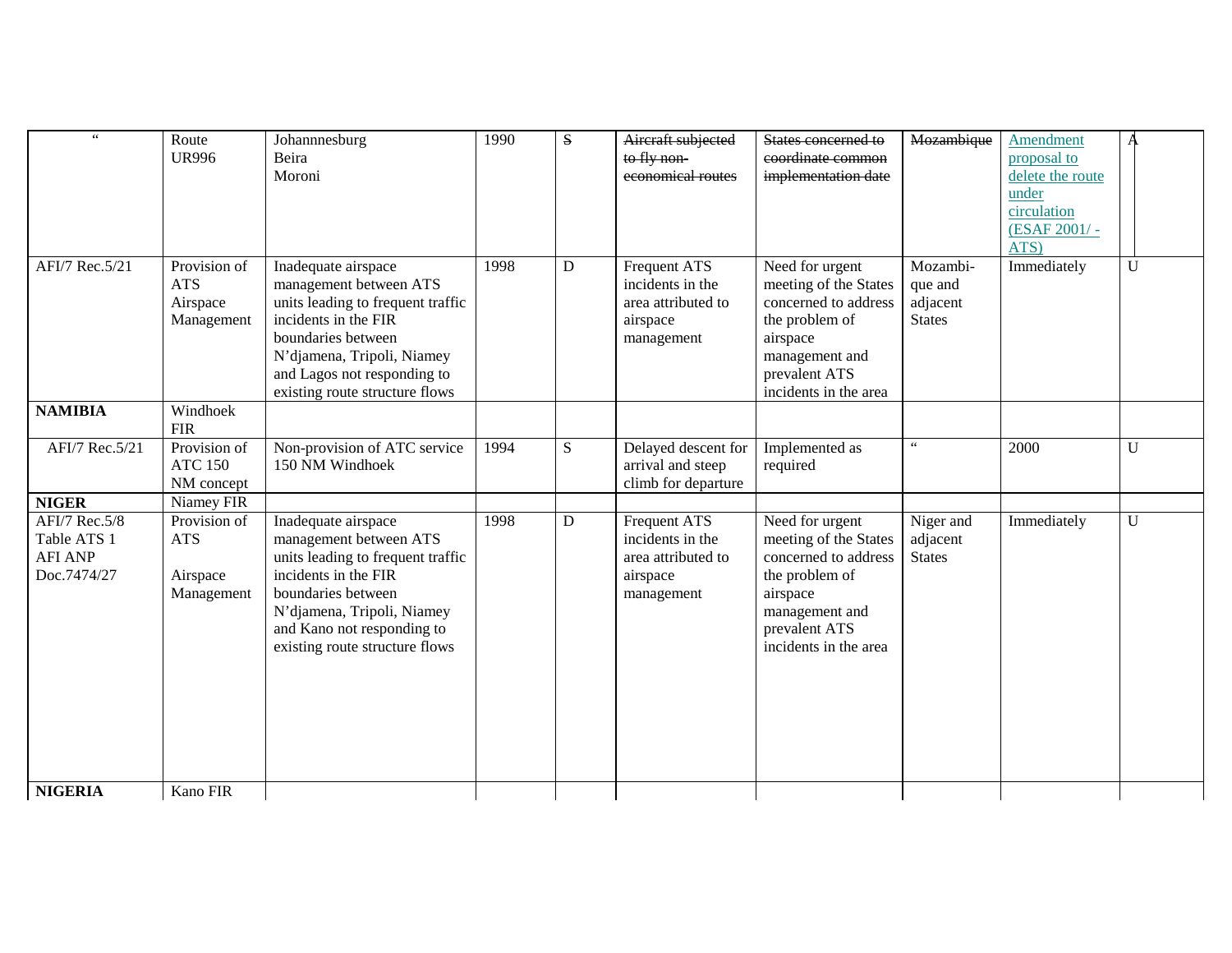| | | | | | | | | | |
|---|---|---|---|---|---|---|---|---|---|
| " | Route UR996 | Johannnesburg Beira Moroni | 1990 | ~~S~~ | ~~Aircraft subjected to fly non-economical routes~~ | ~~States concerned to coordinate common implementation date~~ | ~~Mozambique~~ | Amendment proposal to delete the route under circulation (ESAF 2001/ - ATS) | A |
| AFI/7 Rec.5/21 | Provision of ATS Airspace Management | Inadequate airspace management between ATS units leading to frequent traffic incidents in the FIR boundaries between N'djamena, Tripoli, Niamey and Lagos not responding to existing route structure flows | 1998 | D | Frequent ATS incidents in the area attributed to airspace management | Need for urgent meeting of the States concerned to address the problem of airspace management and prevalent ATS incidents in the area | Mozambi-que and adjacent States | Immediately | U |
| **NAMIBIA** | Windhoek FIR | | | | | | | | |
| AFI/7 Rec.5/21 | Provision of ATC 150 NM concept | Non-provision of ATC service 150 NM Windhoek | 1994 | S | Delayed descent for arrival and steep climb for departure | Implemented as required | " | 2000 | U |
| **NIGER** | Niamey FIR | | | | | | | | |
| AFI/7 Rec.5/8 Table ATS 1 AFI ANP Doc.7474/27 | Provision of ATS Airspace Management | Inadequate airspace management between ATS units leading to frequent traffic incidents in the FIR boundaries between N'djamena, Tripoli, Niamey and Kano not responding to existing route structure flows | 1998 | D | Frequent ATS incidents in the area attributed to airspace management | Need for urgent meeting of the States concerned to address the problem of airspace management and prevalent ATS incidents in the area | Niger and adjacent States | Immediately | U |
| **NIGERIA** | Kano FIR | | | | | | | | |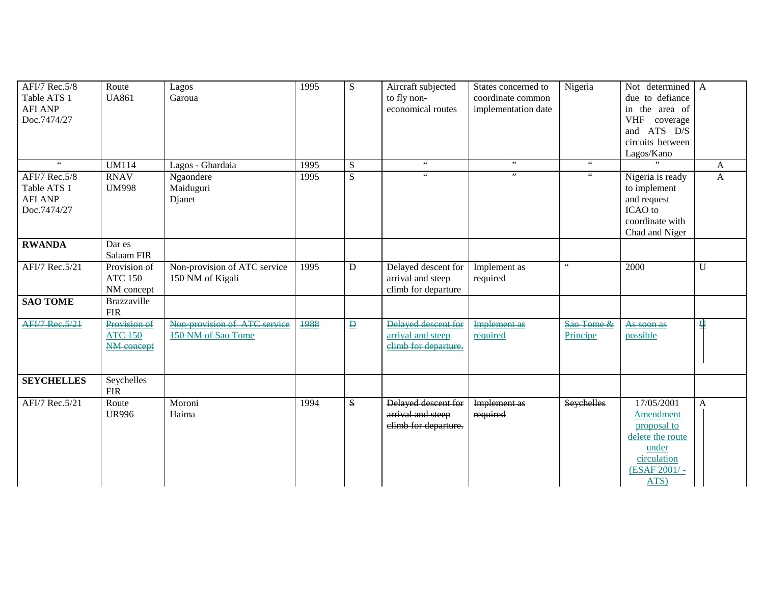| AFI/7 Rec.5/8 Table ATS 1 AFI ANP Doc.7474/27 | Route UA861 | Lagos Garoua | 1995 | S | Aircraft subjected to fly non-economical routes | States concerned to coordinate common implementation date | Nigeria | Not determined due to defiance in the area of VHF coverage and ATS D/S circuits between Lagos/Kano | A |
|---|---|---|---|---|---|---|---|---|---|
| " | UM114 | Lagos - Ghardaia | 1995 | S | " | " | " | " | A |
| AFI/7 Rec.5/8 Table ATS 1 AFI ANP Doc.7474/27 | RNAV UM998 | Ngaondere Maiduguri Djanet | 1995 | S | " | " | " | Nigeria is ready to implement and request ICAO to coordinate with Chad and Niger | A |
| **RWANDA** | Dar es Salaam FIR | | | | | | | | |
| AFI/7 Rec.5/21 | Provision of ATC 150 NM concept | Non-provision of ATC service 150 NM of Kigali | 1995 | D | Delayed descent for arrival and steep climb for departure | Implement as required | " | 2000 | U |
| **SAO TOME** | Brazzaville FIR | | | | | | | | |
| ~~AFI/7 Rec.5/21~~ | ~~Provision of ATC 150 NM concept~~ | ~~Non-provision of ATC service 150 NM of Sao Tome~~ | ~~1988~~ | ~~D~~ | ~~Delayed descent for arrival and steep climb for departure.~~ | ~~Implement as required~~ | ~~Sao Tome & Principe~~ | ~~As soon as possible~~ | ~~U~~ |
| **SEYCHELLES** | Seychelles FIR | | | | | | | | |
| AFI/7 Rec.5/21 | Route UR996 | Moroni Haima | 1994 | ~~S~~ | ~~Delayed descent for arrival and steep climb for departure.~~ | ~~Implement as required~~ | ~~Seychelles~~ | 17/05/2001 Amendment proposal to delete the route under circulation (ESAF 2001/ - ATS) | A |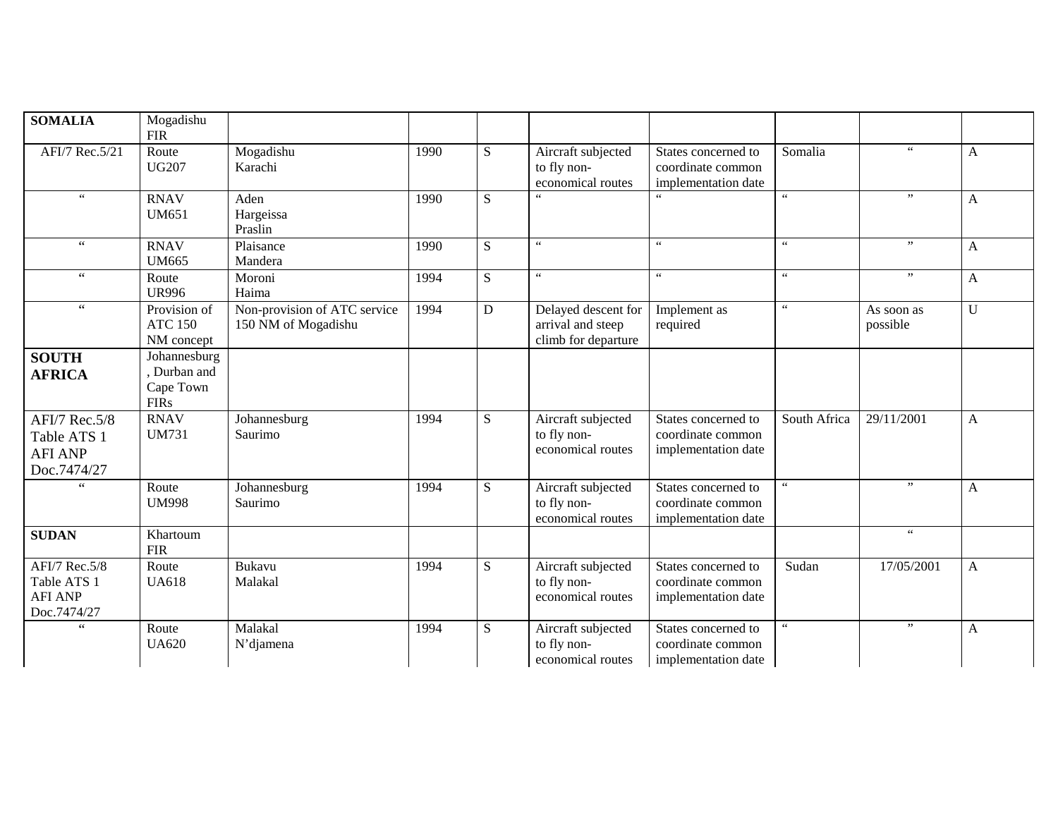| | | | | | | | | | |
|---|---|---|---|---|---|---|---|---|---|
| **SOMALIA** | Mogadishu FIR | | | | | | | | |
| AFI/7 Rec.5/21 | Route UG207 | Mogadishu Karachi | 1990 | S | Aircraft subjected to fly non-economical routes | States concerned to coordinate common implementation date | Somalia | " | A |
| " | RNAV UM651 | Aden Hargeissa Praslin | 1990 | S | " | " | " | " | A |
| " | RNAV UM665 | Plaisance Mandera | 1990 | S | " | " | " | " | A |
| " | Route UR996 | Moroni Haima | 1994 | S | " | " | " | " | A |
| " | Provision of ATC 150 NM concept | Non-provision of ATC service 150 NM of Mogadishu | 1994 | D | Delayed descent for arrival and steep climb for departure | Implement as required | " | As soon as possible | U |
| **SOUTH AFRICA** | Johannesburg, Durban and Cape Town FIRs | | | | | | | | |
| AFI/7 Rec.5/8 Table ATS 1 AFI ANP Doc.7474/27 | RNAV UM731 | Johannesburg Saurimo | 1994 | S | Aircraft subjected to fly non-economical routes | States concerned to coordinate common implementation date | South Africa | 29/11/2001 | A |
| " | Route UM998 | Johannesburg Saurimo | 1994 | S | Aircraft subjected to fly non-economical routes | States concerned to coordinate common implementation date | " | " | A |
| **SUDAN** | Khartoum FIR | | | | | | | " | |
| AFI/7 Rec.5/8 Table ATS 1 AFI ANP Doc.7474/27 | Route UA618 | Bukavu Malakal | 1994 | S | Aircraft subjected to fly non-economical routes | States concerned to coordinate common implementation date | Sudan | 17/05/2001 | A |
| " | Route UA620 | Malakal N'djamena | 1994 | S | Aircraft subjected to fly non-economical routes | States concerned to coordinate common implementation date | " | " | A |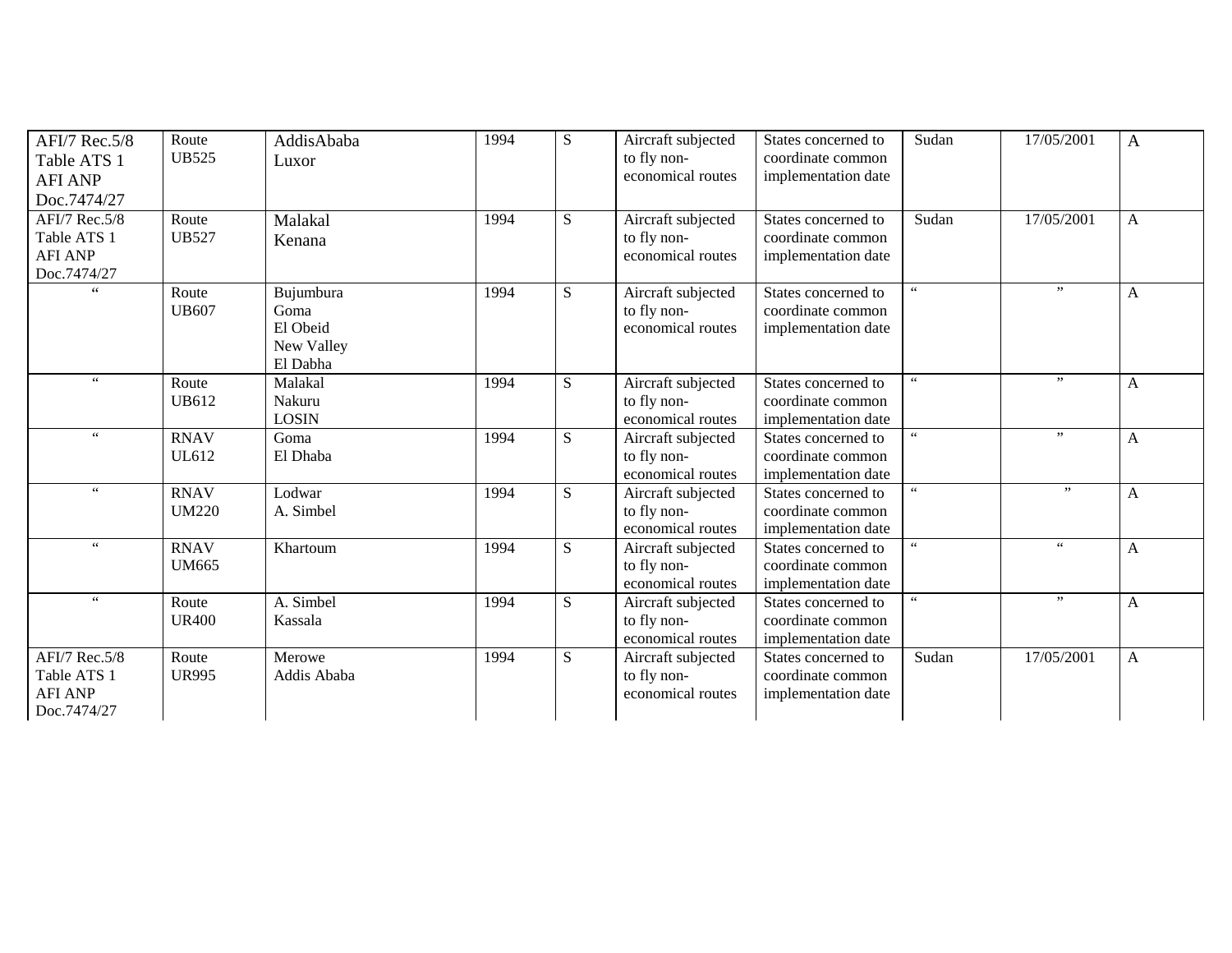| | | | | | | | | | |
|---|---|---|---|---|---|---|---|---|---|
| AFI/7 Rec.5/8 Table ATS 1 AFI ANP Doc.7474/27 | Route UB525 | AddisAbaba Luxor | 1994 | S | Aircraft subjected to fly non-economical routes | States concerned to coordinate common implementation date | Sudan | 17/05/2001 | A |
| AFI/7 Rec.5/8 Table ATS 1 AFI ANP Doc.7474/27 | Route UB527 | Malakal Kenana | 1994 | S | Aircraft subjected to fly non-economical routes | States concerned to coordinate common implementation date | Sudan | 17/05/2001 | A |
| " | Route UB607 | Bujumbura Goma El Obeid New Valley El Dabha | 1994 | S | Aircraft subjected to fly non-economical routes | States concerned to coordinate common implementation date | " | " | A |
| " | Route UB612 | Malakal Nakuru LOSIN | 1994 | S | Aircraft subjected to fly non-economical routes | States concerned to coordinate common implementation date | " | " | A |
| " | RNAV UL612 | Goma El Dhaba | 1994 | S | Aircraft subjected to fly non-economical routes | States concerned to coordinate common implementation date | " | " | A |
| " | RNAV UM220 | Lodwar A. Simbel | 1994 | S | Aircraft subjected to fly non-economical routes | States concerned to coordinate common implementation date | " | " | A |
| " | RNAV UM665 | Khartoum | 1994 | S | Aircraft subjected to fly non-economical routes | States concerned to coordinate common implementation date | " | " | A |
| " | Route UR400 | A. Simbel Kassala | 1994 | S | Aircraft subjected to fly non-economical routes | States concerned to coordinate common implementation date | " | " | A |
| AFI/7 Rec.5/8 Table ATS 1 AFI ANP Doc.7474/27 | Route UR995 | Merowe Addis Ababa | 1994 | S | Aircraft subjected to fly non-economical routes | States concerned to coordinate common implementation date | Sudan | 17/05/2001 | A |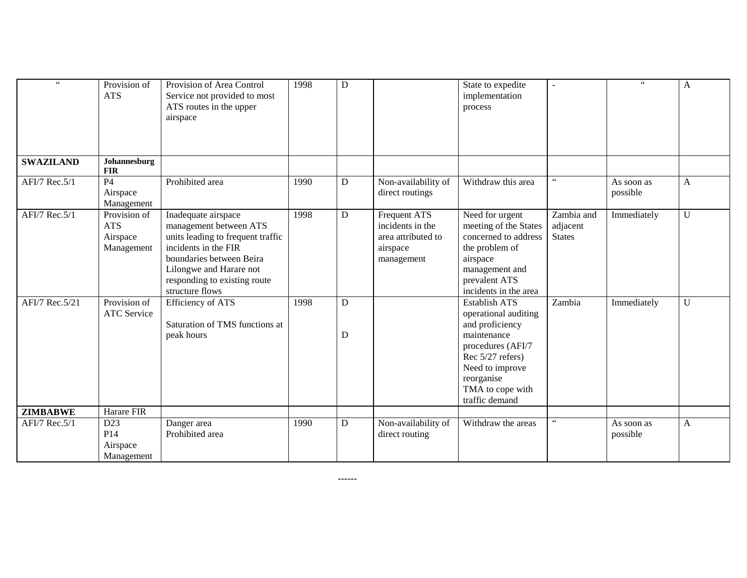| " | Provision of ATS | Provision of Area Control Service not provided to most ATS routes in the upper airspace | 1998 | D | | State to expedite implementation process | - | " | A |
|---|---|---|---|---|---|---|---|---|---|
| **SWAZILAND** | **Johannesburg FIR** | | | | | | | | |
| AFI/7 Rec.5/1 | P4<br>Airspace Management | Prohibited area | 1990 | D | Non-availability of direct routings | Withdraw this area | " | As soon as possible | A |
| AFI/7 Rec.5/1 | Provision of ATS<br>Airspace Management | Inadequate airspace management between ATS units leading to frequent traffic incidents in the FIR boundaries between Beira Lilongwe and Harare not responding to existing route structure flows | 1998 | D | Frequent ATS incidents in the area attributed to airspace management | Need for urgent meeting of the States concerned to address the problem of airspace management and prevalent ATS incidents in the area | Zambia and adjacent States | Immediately | U |
| AFI/7 Rec.5/21 | Provision of ATC Service | Efficiency of ATS<br><br>Saturation of TMS functions at peak hours | 1998 | D<br><br>D | | Establish ATS operational auditing and proficiency maintenance procedures (AFI/7 Rec 5/27 refers)<br>Need to improve reorganise TMA to cope with traffic demand | Zambia | Immediately | U |
| **ZIMBABWE** | Harare FIR | | | | | | | | |
| AFI/7 Rec.5/1 | D23<br>P14<br>Airspace Management | Danger area<br>Prohibited area | 1990 | D | Non-availability of direct routing | Withdraw the areas | " | As soon as possible | A |

------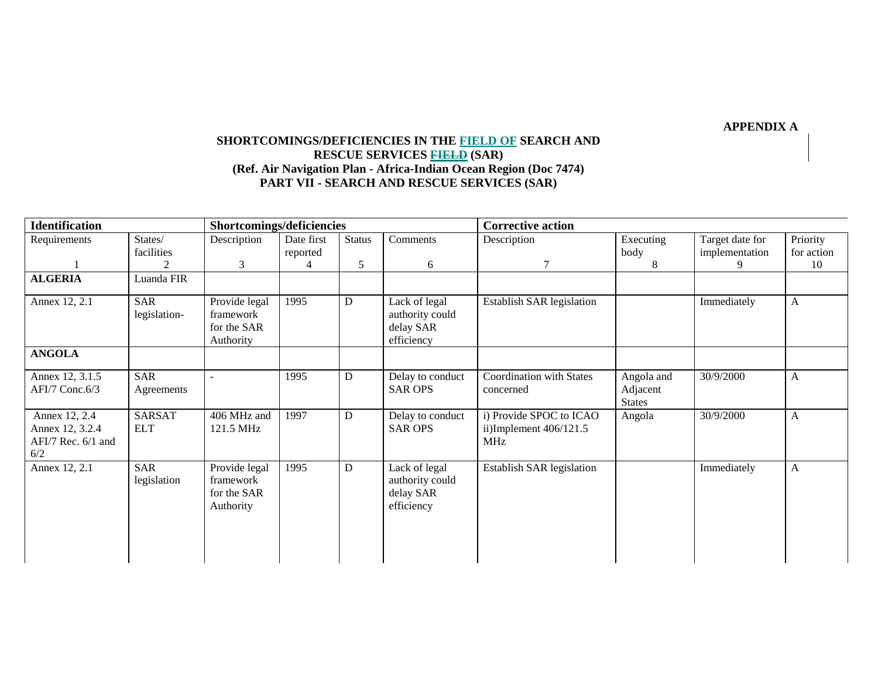**APPENDIX A**

**SHORTCOMINGS/DEFICIENCIES IN THE FIELD OF SEARCH AND RESCUE SERVICES ~~FIELD~~ (SAR)**
**(Ref. Air Navigation Plan - Africa-Indian Ocean Region (Doc 7474)**
**PART VII - SEARCH AND RESCUE SERVICES (SAR)**

| **Identification** | | **Shortcomings/deficiencies** | | | | **Corrective action** | | | |
|---|---|---|---|---|---|---|---|---|---|
| Requirements<br>1 | States/ facilities<br>2 | Description<br>3 | Date first reported<br>4 | Status<br>5 | Comments<br>6 | Description<br>7 | Executing body<br>8 | Target date for implementation<br>9 | Priority for action<br>10 |
| **ALGERIA** | Luanda FIR | | | | | | | | |
| Annex 12, 2.1 | SAR legislation- | Provide legal framework for the SAR Authority | 1995 | D | Lack of legal authority could delay SAR efficiency | Establish SAR legislation | | Immediately | A |
| **ANGOLA** | | | | | | | | | |
| Annex 12, 3.1.5 AFI/7 Conc.6/3 | SAR Agreements | - | 1995 | D | Delay to conduct SAR OPS | Coordination with States concerned | Angola and Adjacent States | 30/9/2000 | A |
| Annex 12, 2.4 Annex 12, 3.2.4 AFI/7 Rec. 6/1 and 6/2 | SARSAT ELT | 406 MHz and 121.5 MHz | 1997 | D | Delay to conduct SAR OPS | i) Provide SPOC to ICAO ii)Implement 406/121.5 MHz | Angola | 30/9/2000 | A |
| Annex 12, 2.1 | SAR legislation | Provide legal framework for the SAR Authority | 1995 | D | Lack of legal authority could delay SAR efficiency | Establish SAR legislation | | Immediately | A |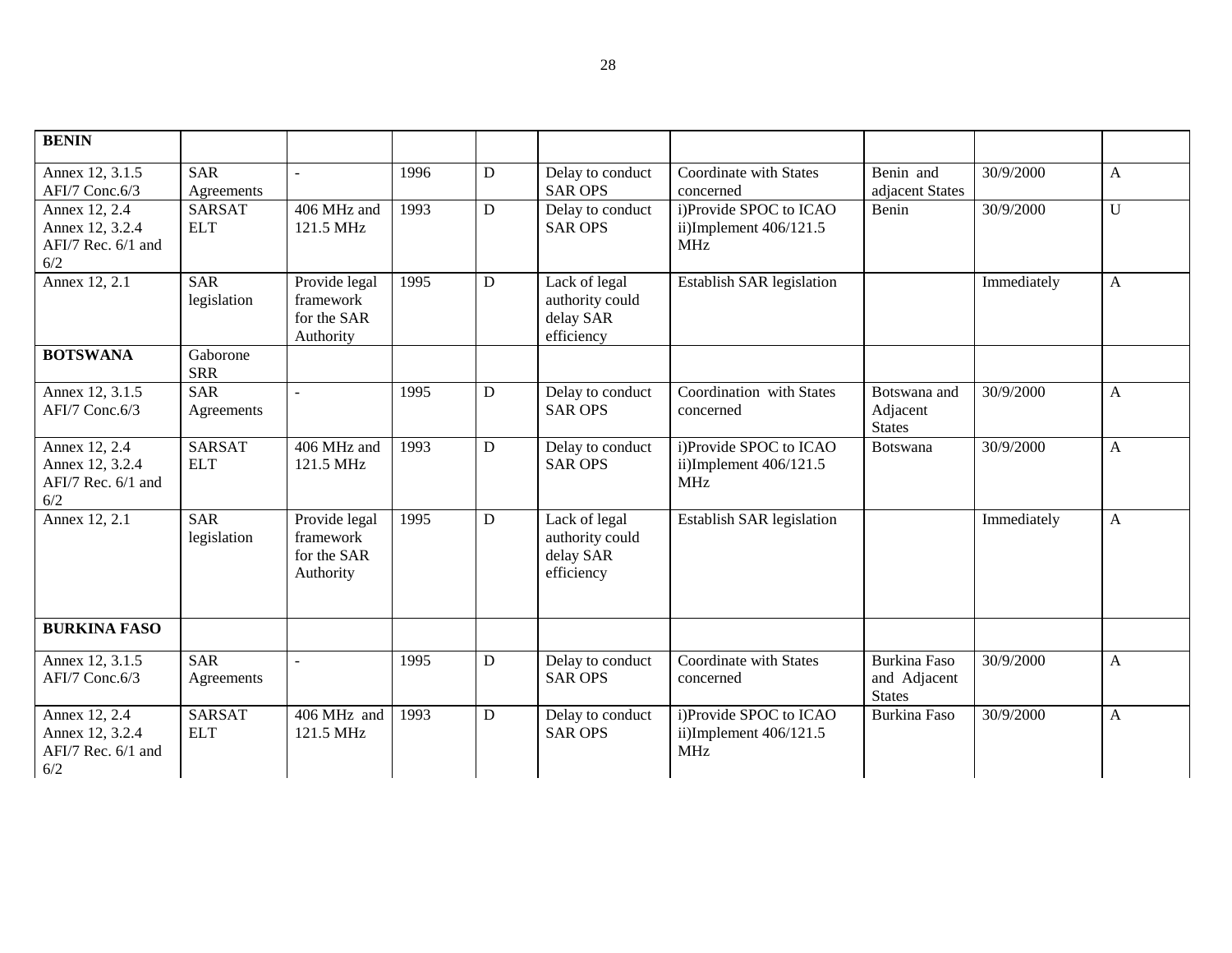| **BENIN** | | | | | | | | | |
|---|---|---|---|---|---|---|---|---|---|
| Annex 12, 3.1.5 AFI/7 Conc.6/3 | SAR Agreements | - | 1996 | D | Delay to conduct SAR OPS | Coordinate with States concerned | Benin and adjacent States | 30/9/2000 | A |
| Annex 12, 2.4 Annex 12, 3.2.4 AFI/7 Rec. 6/1 and 6/2 | SARSAT ELT | 406 MHz and 121.5 MHz | 1993 | D | Delay to conduct SAR OPS | i)Provide SPOC to ICAO ii)Implement 406/121.5 MHz | Benin | 30/9/2000 | U |
| Annex 12, 2.1 | SAR legislation | Provide legal framework for the SAR Authority | 1995 | D | Lack of legal authority could delay SAR efficiency | Establish SAR legislation | | Immediately | A |
| **BOTSWANA** | Gaborone SRR | | | | | | | | |
| Annex 12, 3.1.5 AFI/7 Conc.6/3 | SAR Agreements | - | 1995 | D | Delay to conduct SAR OPS | Coordination with States concerned | Botswana and Adjacent States | 30/9/2000 | A |
| Annex 12, 2.4 Annex 12, 3.2.4 AFI/7 Rec. 6/1 and 6/2 | SARSAT ELT | 406 MHz and 121.5 MHz | 1993 | D | Delay to conduct SAR OPS | i)Provide SPOC to ICAO ii)Implement 406/121.5 MHz | Botswana | 30/9/2000 | A |
| Annex 12, 2.1 | SAR legislation | Provide legal framework for the SAR Authority | 1995 | D | Lack of legal authority could delay SAR efficiency | Establish SAR legislation | | Immediately | A |
| **BURKINA FASO** | | | | | | | | | |
| Annex 12, 3.1.5 AFI/7 Conc.6/3 | SAR Agreements | - | 1995 | D | Delay to conduct SAR OPS | Coordinate with States concerned | Burkina Faso and Adjacent States | 30/9/2000 | A |
| Annex 12, 2.4 Annex 12, 3.2.4 AFI/7 Rec. 6/1 and 6/2 | SARSAT ELT | 406 MHz and 121.5 MHz | 1993 | D | Delay to conduct SAR OPS | i)Provide SPOC to ICAO ii)Implement 406/121.5 MHz | Burkina Faso | 30/9/2000 | A |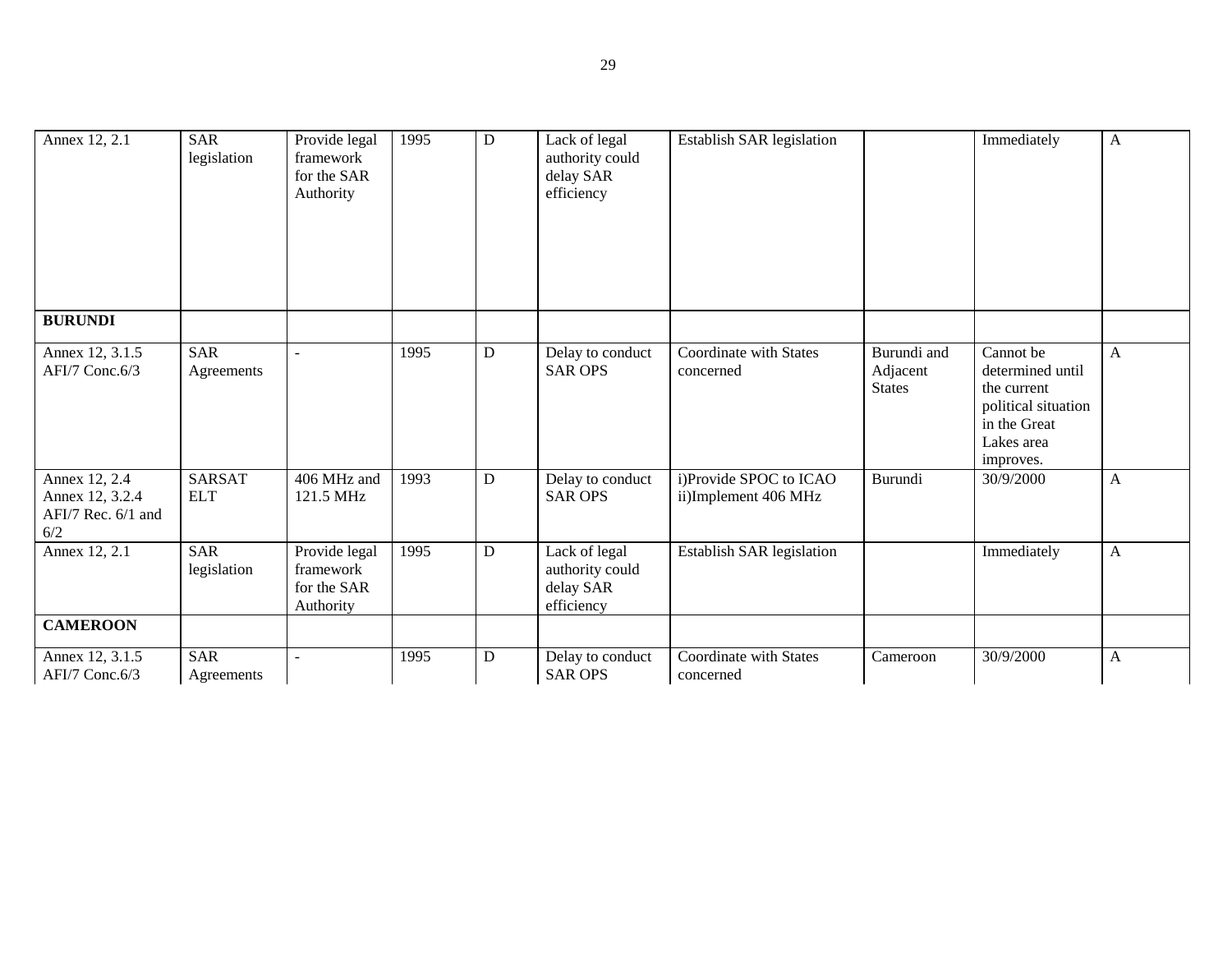| | | | | | | | | | |
|---|---|---|---|---|---|---|---|---|---|
| Annex 12, 2.1 | SAR legislation | Provide legal framework for the SAR Authority | 1995 | D | Lack of legal authority could delay SAR efficiency | Establish SAR legislation | | Immediately | A |
| **BURUNDI** | | | | | | | | | |
| Annex 12, 3.1.5 AFI/7 Conc.6/3 | SAR Agreements | - | 1995 | D | Delay to conduct SAR OPS | Coordinate with States concerned | Burundi and Adjacent States | Cannot be determined until the current political situation in the Great Lakes area improves. | A |
| Annex 12, 2.4 Annex 12, 3.2.4 AFI/7 Rec. 6/1 and 6/2 | SARSAT ELT | 406 MHz and 121.5 MHz | 1993 | D | Delay to conduct SAR OPS | i)Provide SPOC to ICAO ii)Implement 406 MHz | Burundi | 30/9/2000 | A |
| Annex 12, 2.1 | SAR legislation | Provide legal framework for the SAR Authority | 1995 | D | Lack of legal authority could delay SAR efficiency | Establish SAR legislation | | Immediately | A |
| **CAMEROON** | | | | | | | | | |
| Annex 12, 3.1.5 AFI/7 Conc.6/3 | SAR Agreements | - | 1995 | D | Delay to conduct SAR OPS | Coordinate with States concerned | Cameroon | 30/9/2000 | A |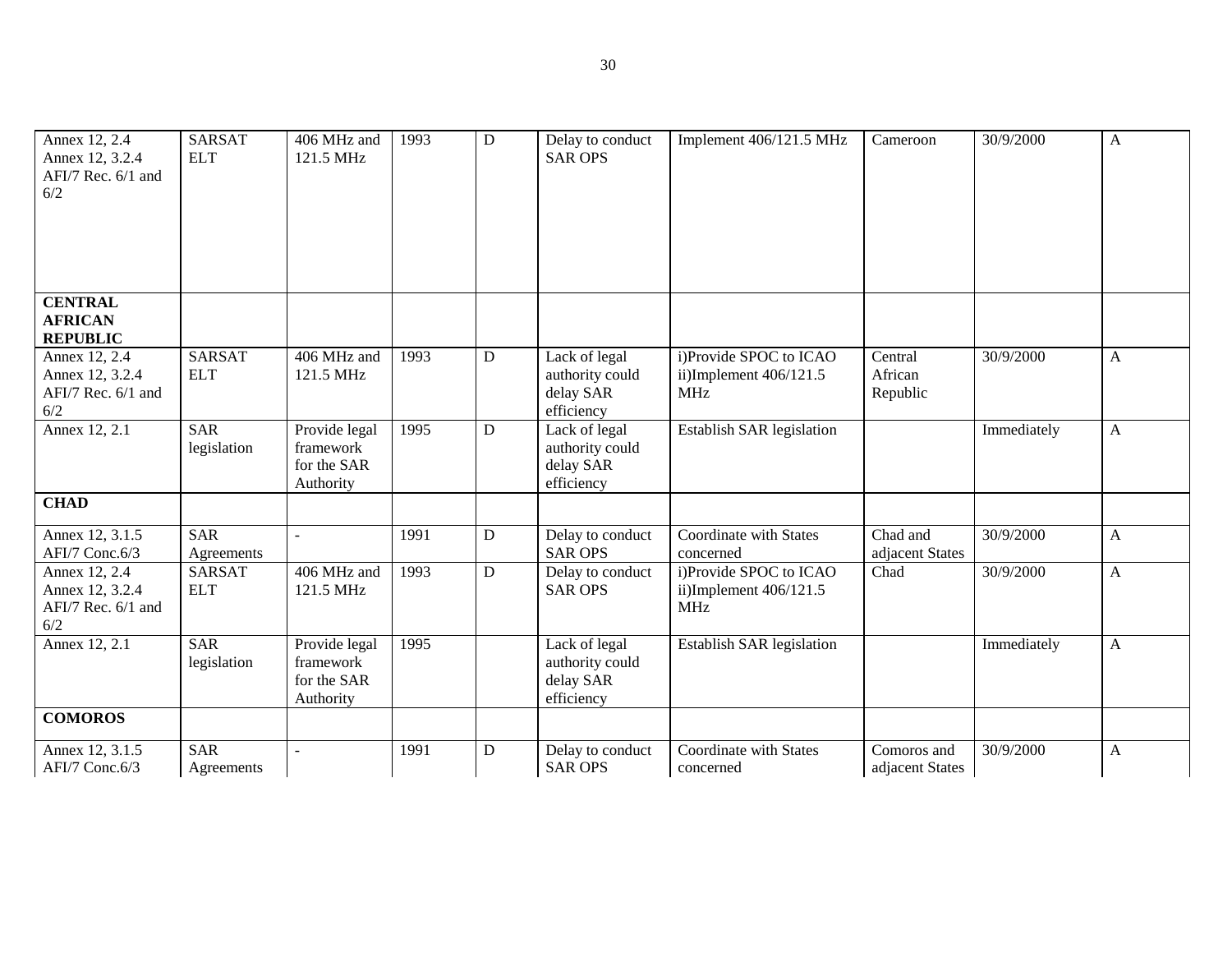| | | | | | | | | | |
|---|---|---|---|---|---|---|---|---|---|
| Annex 12, 2.4<br>Annex 12, 3.2.4<br>AFI/7 Rec. 6/1 and 6/2 | SARSAT ELT | 406 MHz and 121.5 MHz | 1993 | D | Delay to conduct SAR OPS | Implement 406/121.5 MHz | Cameroon | 30/9/2000 | A |
| **CENTRAL AFRICAN REPUBLIC** | | | | | | | | | |
| Annex 12, 2.4<br>Annex 12, 3.2.4<br>AFI/7 Rec. 6/1 and 6/2 | SARSAT ELT | 406 MHz and 121.5 MHz | 1993 | D | Lack of legal authority could delay SAR efficiency | i)Provide SPOC to ICAO<br>ii)Implement 406/121.5 MHz | Central African Republic | 30/9/2000 | A |
| Annex 12, 2.1 | SAR legislation | Provide legal framework for the SAR Authority | 1995 | D | Lack of legal authority could delay SAR efficiency | Establish SAR legislation | | Immediately | A |
| **CHAD** | | | | | | | | | |
| Annex 12, 3.1.5<br>AFI/7 Conc.6/3 | SAR Agreements | - | 1991 | D | Delay to conduct SAR OPS | Coordinate with States concerned | Chad and adjacent States | 30/9/2000 | A |
| Annex 12, 2.4<br>Annex 12, 3.2.4<br>AFI/7 Rec. 6/1 and 6/2 | SARSAT ELT | 406 MHz and 121.5 MHz | 1993 | D | Delay to conduct SAR OPS | i)Provide SPOC to ICAO<br>ii)Implement 406/121.5 MHz | Chad | 30/9/2000 | A |
| Annex 12, 2.1 | SAR legislation | Provide legal framework for the SAR Authority | 1995 | | Lack of legal authority could delay SAR efficiency | Establish SAR legislation | | Immediately | A |
| **COMOROS** | | | | | | | | | |
| Annex 12, 3.1.5<br>AFI/7 Conc.6/3 | SAR Agreements | - | 1991 | D | Delay to conduct SAR OPS | Coordinate with States concerned | Comoros and adjacent States | 30/9/2000 | A |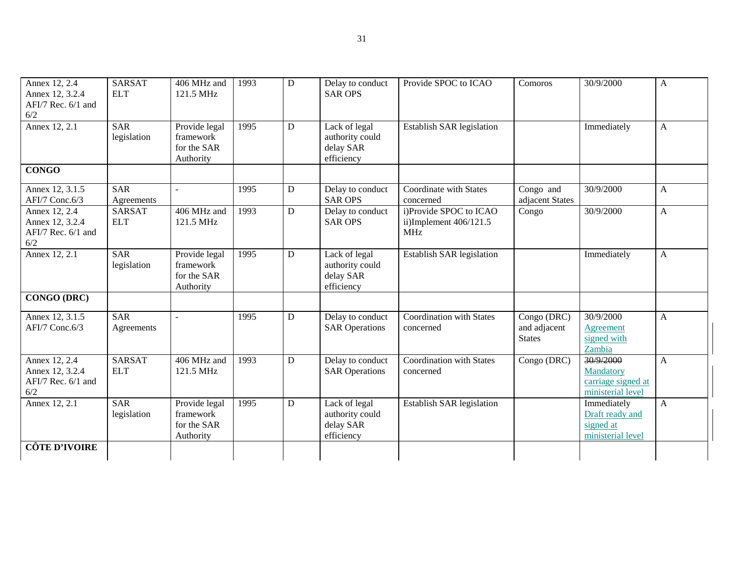| | | | | | | | | | |
|---|---|---|---|---|---|---|---|---|---|
| Annex 12, 2.4 Annex 12, 3.2.4 AFI/7 Rec. 6/1 and 6/2 | SARSAT ELT | 406 MHz and 121.5 MHz | 1993 | D | Delay to conduct SAR OPS | Provide SPOC to ICAO | Comoros | 30/9/2000 | A |
| Annex 12, 2.1 | SAR legislation | Provide legal framework for the SAR Authority | 1995 | D | Lack of legal authority could delay SAR efficiency | Establish SAR legislation | | Immediately | A |
| **CONGO** | | | | | | | | | |
| Annex 12, 3.1.5 AFI/7 Conc.6/3 | SAR Agreements | - | 1995 | D | Delay to conduct SAR OPS | Coordinate with States concerned | Congo and adjacent States | 30/9/2000 | A |
| Annex 12, 2.4 Annex 12, 3.2.4 AFI/7 Rec. 6/1 and 6/2 | SARSAT ELT | 406 MHz and 121.5 MHz | 1993 | D | Delay to conduct SAR OPS | i)Provide SPOC to ICAO ii)Implement 406/121.5 MHz | Congo | 30/9/2000 | A |
| Annex 12, 2.1 | SAR legislation | Provide legal framework for the SAR Authority | 1995 | D | Lack of legal authority could delay SAR efficiency | Establish SAR legislation | | Immediately | A |
| **CONGO (DRC)** | | | | | | | | | |
| Annex 12, 3.1.5 AFI/7 Conc.6/3 | SAR Agreements | - | 1995 | D | Delay to conduct SAR Operations | Coordination with States concerned | Congo (DRC) and adjacent States | 30/9/2000 Agreement signed with Zambia | A |
| Annex 12, 2.4 Annex 12, 3.2.4 AFI/7 Rec. 6/1 and 6/2 | SARSAT ELT | 406 MHz and 121.5 MHz | 1993 | D | Delay to conduct SAR Operations | Coordination with States concerned | Congo (DRC) | ~~30/9/2000~~ Mandatory carriage signed at ministerial level | A |
| Annex 12, 2.1 | SAR legislation | Provide legal framework for the SAR Authority | 1995 | D | Lack of legal authority could delay SAR efficiency | Establish SAR legislation | | Immediately Draft ready and signed at ministerial level | A |
| **CÔTE D'IVOIRE** | | | | | | | | | |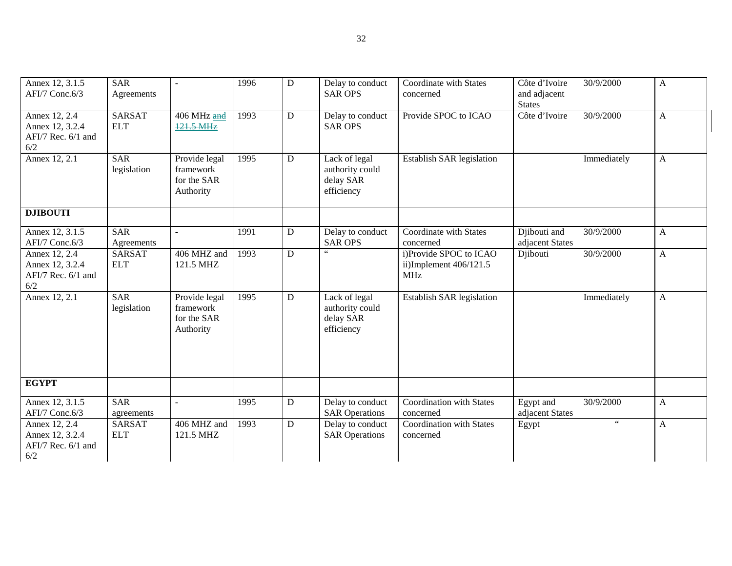| | | | | | | | | | |
|---|---|---|---|---|---|---|---|---|---|
| Annex 12, 3.1.5 AFI/7 Conc.6/3 | SAR Agreements | - | 1996 | D | Delay to conduct SAR OPS | Coordinate with States concerned | Côte d'Ivoire and adjacent States | 30/9/2000 | A |
| Annex 12, 2.4 Annex 12, 3.2.4 AFI/7 Rec. 6/1 and 6/2 | SARSAT ELT | 406 MHz ~~and 121.5 MHz~~ | 1993 | D | Delay to conduct SAR OPS | Provide SPOC to ICAO | Côte d'Ivoire | 30/9/2000 | A |
| Annex 12, 2.1 | SAR legislation | Provide legal framework for the SAR Authority | 1995 | D | Lack of legal authority could delay SAR efficiency | Establish SAR legislation | | Immediately | A |
| **DJIBOUTI** | | | | | | | | | |
| Annex 12, 3.1.5 AFI/7 Conc.6/3 | SAR Agreements | - | 1991 | D | Delay to conduct SAR OPS | Coordinate with States concerned | Djibouti and adjacent States | 30/9/2000 | A |
| Annex 12, 2.4 Annex 12, 3.2.4 AFI/7 Rec. 6/1 and 6/2 | SARSAT ELT | 406 MHZ and 121.5 MHZ | 1993 | D | " | i)Provide SPOC to ICAO ii)Implement 406/121.5 MHz | Djibouti | 30/9/2000 | A |
| Annex 12, 2.1 | SAR legislation | Provide legal framework for the SAR Authority | 1995 | D | Lack of legal authority could delay SAR efficiency | Establish SAR legislation | | Immediately | A |
| **EGYPT** | | | | | | | | | |
| Annex 12, 3.1.5 AFI/7 Conc.6/3 | SAR agreements | - | 1995 | D | Delay to conduct SAR Operations | Coordination with States concerned | Egypt and adjacent States | 30/9/2000 | A |
| Annex 12, 2.4 Annex 12, 3.2.4 AFI/7 Rec. 6/1 and 6/2 | SARSAT ELT | 406 MHZ and 121.5 MHZ | 1993 | D | Delay to conduct SAR Operations | Coordination with States concerned | Egypt | " | A |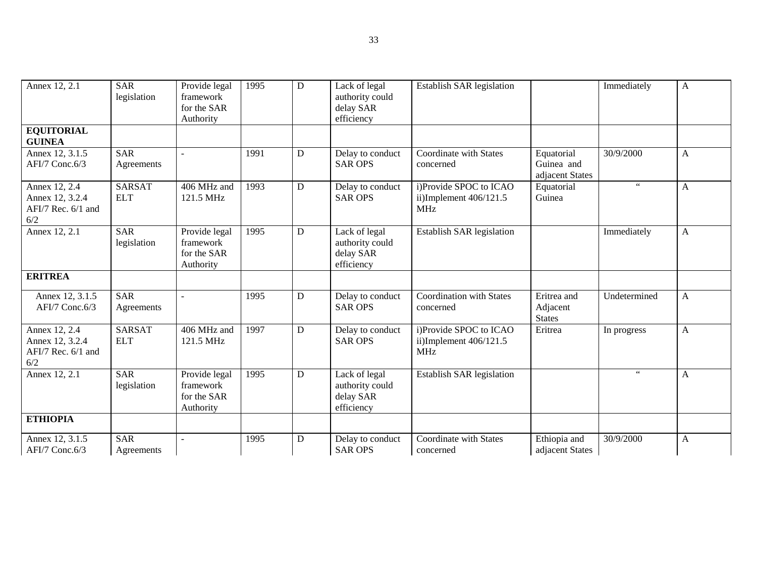| | | | | | | | | | |
|---|---|---|---|---|---|---|---|---|---|
| Annex 12, 2.1 | SAR legislation | Provide legal framework for the SAR Authority | 1995 | D | Lack of legal authority could delay SAR efficiency | Establish SAR legislation | | Immediately | A |
| **EQUITORIAL GUINEA** | | | | | | | | | |
| Annex 12, 3.1.5 AFI/7 Conc.6/3 | SAR Agreements | - | 1991 | D | Delay to conduct SAR OPS | Coordinate with States concerned | Equatorial Guinea and adjacent States | 30/9/2000 | A |
| Annex 12, 2.4 Annex 12, 3.2.4 AFI/7 Rec. 6/1 and 6/2 | SARSAT ELT | 406 MHz and 121.5 MHz | 1993 | D | Delay to conduct SAR OPS | i)Provide SPOC to ICAO ii)Implement 406/121.5 MHz | Equatorial Guinea | " | A |
| Annex 12, 2.1 | SAR legislation | Provide legal framework for the SAR Authority | 1995 | D | Lack of legal authority could delay SAR efficiency | Establish SAR legislation | | Immediately | A |
| **ERITREA** | | | | | | | | | |
| Annex 12, 3.1.5 AFI/7 Conc.6/3 | SAR Agreements | - | 1995 | D | Delay to conduct SAR OPS | Coordination with States concerned | Eritrea and Adjacent States | Undetermined | A |
| Annex 12, 2.4 Annex 12, 3.2.4 AFI/7 Rec. 6/1 and 6/2 | SARSAT ELT | 406 MHz and 121.5 MHz | 1997 | D | Delay to conduct SAR OPS | i)Provide SPOC to ICAO ii)Implement 406/121.5 MHz | Eritrea | In progress | A |
| Annex 12, 2.1 | SAR legislation | Provide legal framework for the SAR Authority | 1995 | D | Lack of legal authority could delay SAR efficiency | Establish SAR legislation | | " | A |
| **ETHIOPIA** | | | | | | | | | |
| Annex 12, 3.1.5 AFI/7 Conc.6/3 | SAR Agreements | - | 1995 | D | Delay to conduct SAR OPS | Coordinate with States concerned | Ethiopia and adjacent States | 30/9/2000 | A |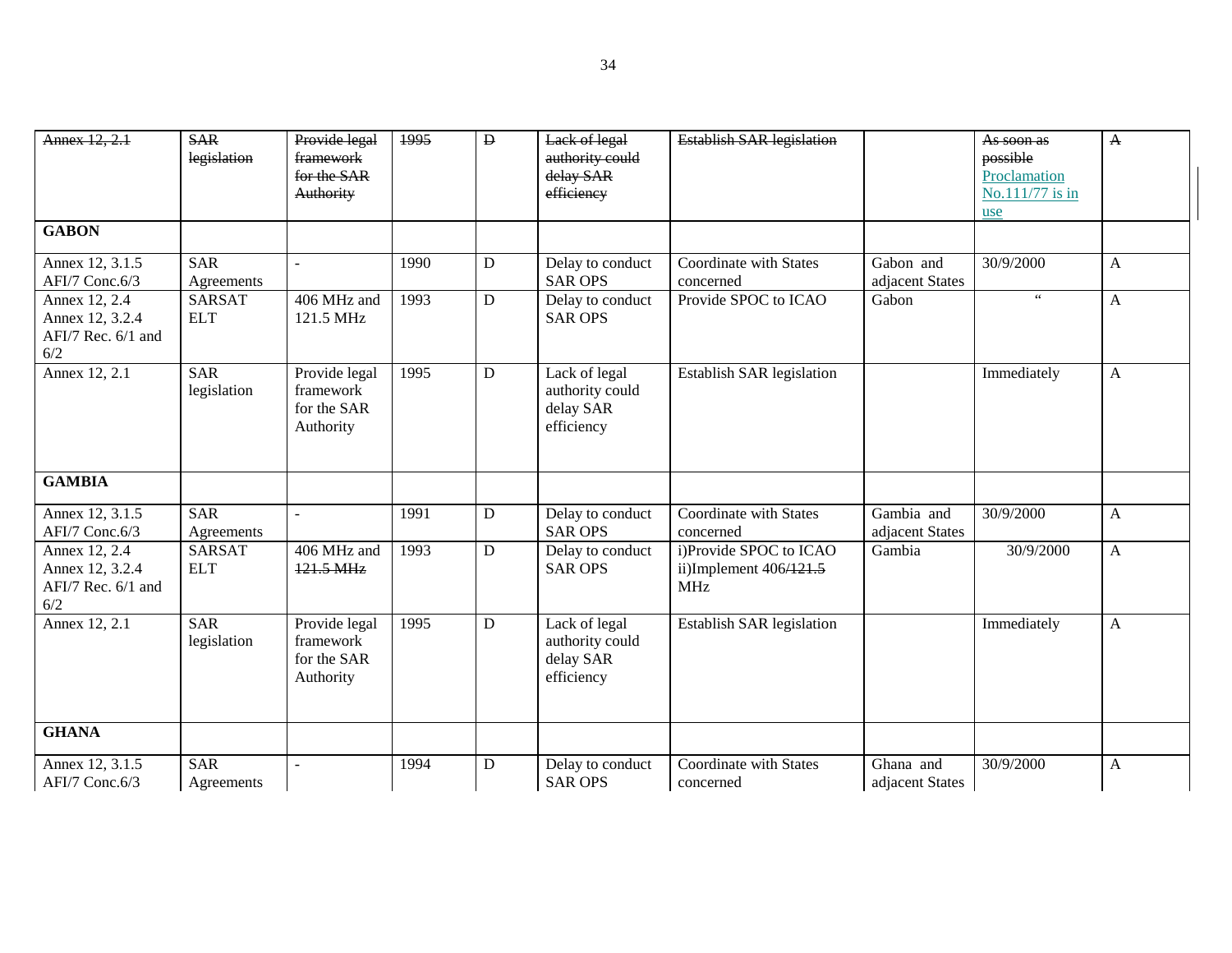| | | | | | | | | | |
|---|---|---|---|---|---|---|---|---|---|
| ~~Annex 12, 2.1~~ | ~~SAR legislation~~ | ~~Provide legal framework for the SAR Authority~~ | ~~1995~~ | ~~D~~ | ~~Lack of legal authority could delay SAR efficiency~~ | ~~Establish SAR legislation~~ | | ~~As soon as possible~~ Proclamation No.111/77 is in use | ~~A~~ |
| **GABON** | | | | | | | | | |
| Annex 12, 3.1.5 AFI/7 Conc.6/3 | SAR Agreements | - | 1990 | D | Delay to conduct SAR OPS | Coordinate with States concerned | Gabon and adjacent States | 30/9/2000 | A |
| Annex 12, 2.4 Annex 12, 3.2.4 AFI/7 Rec. 6/1 and 6/2 | SARSAT ELT | 406 MHz and 121.5 MHz | 1993 | D | Delay to conduct SAR OPS | Provide SPOC to ICAO | Gabon | " | A |
| Annex 12, 2.1 | SAR legislation | Provide legal framework for the SAR Authority | 1995 | D | Lack of legal authority could delay SAR efficiency | Establish SAR legislation | | Immediately | A |
| **GAMBIA** | | | | | | | | | |
| Annex 12, 3.1.5 AFI/7 Conc.6/3 | SAR Agreements | - | 1991 | D | Delay to conduct SAR OPS | Coordinate with States concerned | Gambia and adjacent States | 30/9/2000 | A |
| Annex 12, 2.4 Annex 12, 3.2.4 AFI/7 Rec. 6/1 and 6/2 | SARSAT ELT | 406 MHz and ~~121.5 MHz~~ | 1993 | D | Delay to conduct SAR OPS | i)Provide SPOC to ICAO ii)Implement 406/~~121.5~~ MHz | Gambia | 30/9/2000 | A |
| Annex 12, 2.1 | SAR legislation | Provide legal framework for the SAR Authority | 1995 | D | Lack of legal authority could delay SAR efficiency | Establish SAR legislation | | Immediately | A |
| **GHANA** | | | | | | | | | |
| Annex 12, 3.1.5 AFI/7 Conc.6/3 | SAR Agreements | - | 1994 | D | Delay to conduct SAR OPS | Coordinate with States concerned | Ghana and adjacent States | 30/9/2000 | A |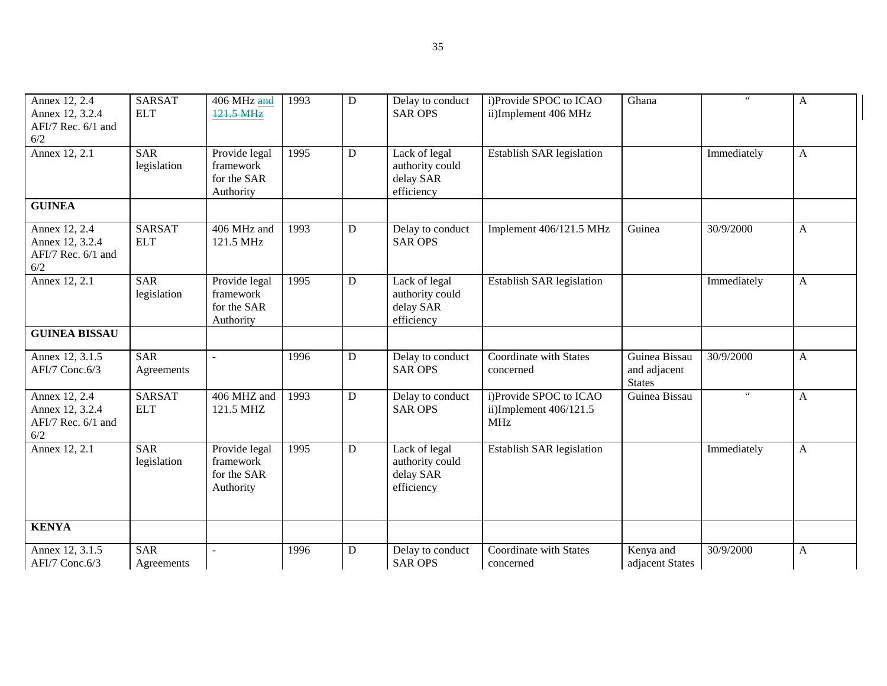| | | | | | | | | | |
|---|---|---|---|---|---|---|---|---|---|
| Annex 12, 2.4 Annex 12, 3.2.4 AFI/7 Rec. 6/1 and 6/2 | SARSAT ELT | 406 MHz ~~and 121.5 MHz~~ | 1993 | D | Delay to conduct SAR OPS | i)Provide SPOC to ICAO ii)Implement 406 MHz | Ghana | " | A |
| Annex 12, 2.1 | SAR legislation | Provide legal framework for the SAR Authority | 1995 | D | Lack of legal authority could delay SAR efficiency | Establish SAR legislation | | Immediately | A |
| **GUINEA** | | | | | | | | | |
| Annex 12, 2.4 Annex 12, 3.2.4 AFI/7 Rec. 6/1 and 6/2 | SARSAT ELT | 406 MHz and 121.5 MHz | 1993 | D | Delay to conduct SAR OPS | Implement 406/121.5 MHz | Guinea | 30/9/2000 | A |
| Annex 12, 2.1 | SAR legislation | Provide legal framework for the SAR Authority | 1995 | D | Lack of legal authority could delay SAR efficiency | Establish SAR legislation | | Immediately | A |
| **GUINEA BISSAU** | | | | | | | | | |
| Annex 12, 3.1.5 AFI/7 Conc.6/3 | SAR Agreements | - | 1996 | D | Delay to conduct SAR OPS | Coordinate with States concerned | Guinea Bissau and adjacent States | 30/9/2000 | A |
| Annex 12, 2.4 Annex 12, 3.2.4 AFI/7 Rec. 6/1 and 6/2 | SARSAT ELT | 406 MHZ and 121.5 MHZ | 1993 | D | Delay to conduct SAR OPS | i)Provide SPOC to ICAO ii)Implement 406/121.5 MHz | Guinea Bissau | " | A |
| Annex 12, 2.1 | SAR legislation | Provide legal framework for the SAR Authority | 1995 | D | Lack of legal authority could delay SAR efficiency | Establish SAR legislation | | Immediately | A |
| **KENYA** | | | | | | | | | |
| Annex 12, 3.1.5 AFI/7 Conc.6/3 | SAR Agreements | - | 1996 | D | Delay to conduct SAR OPS | Coordinate with States concerned | Kenya and adjacent States | 30/9/2000 | A |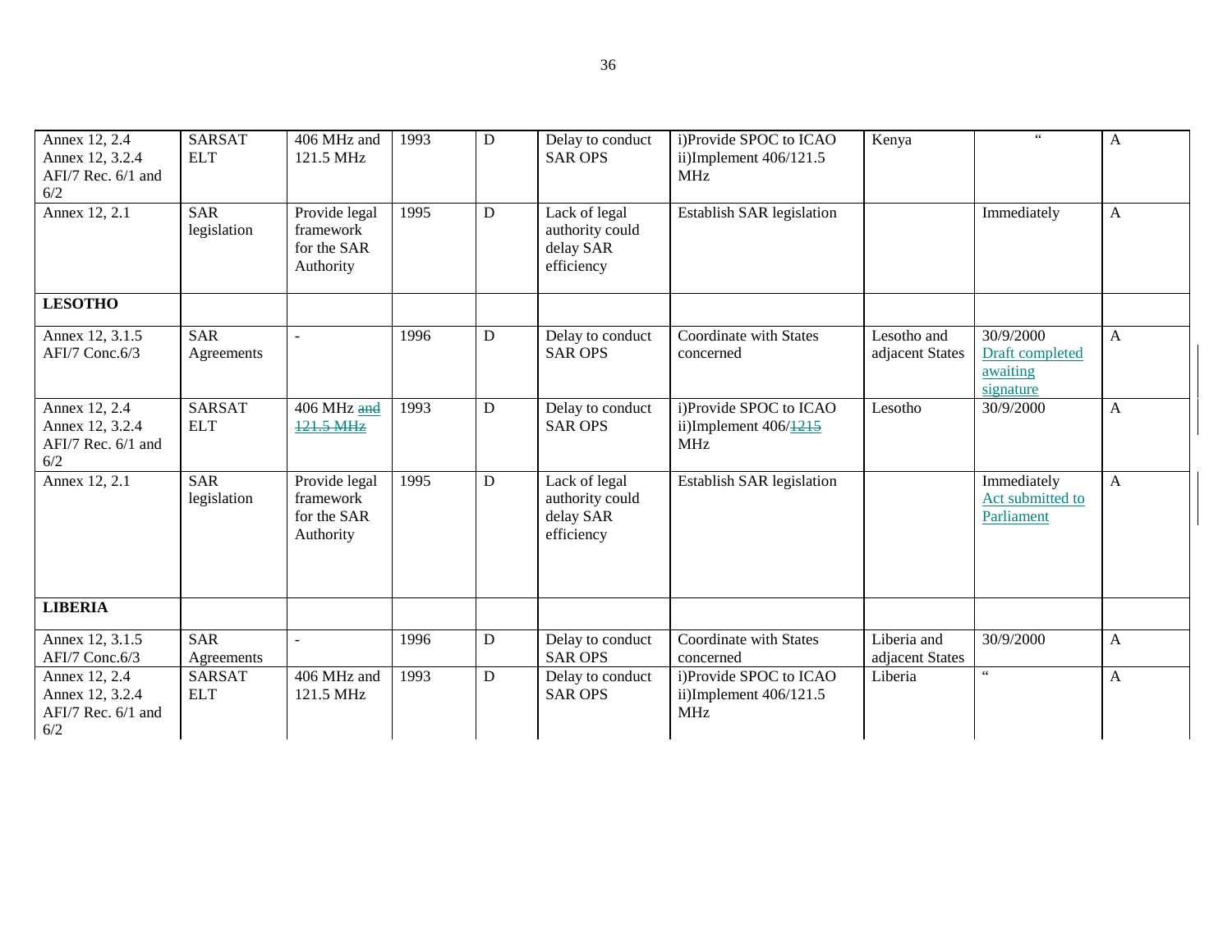| Annex 12, 2.4 Annex 12, 3.2.4 AFI/7 Rec. 6/1 and 6/2 | SARSAT ELT | 406 MHz and 121.5 MHz | 1993 | D | Delay to conduct SAR OPS | i)Provide SPOC to ICAO ii)Implement 406/121.5 MHz | Kenya | " | A |
|---|---|---|---|---|---|---|---|---|---|
| Annex 12, 2.1 | SAR legislation | Provide legal framework for the SAR Authority | 1995 | D | Lack of legal authority could delay SAR efficiency | Establish SAR legislation | | Immediately | A |
| **LESOTHO** | | | | | | | | | |
| Annex 12, 3.1.5 AFI/7 Conc.6/3 | SAR Agreements | - | 1996 | D | Delay to conduct SAR OPS | Coordinate with States concerned | Lesotho and adjacent States | 30/9/2000 Draft completed awaiting signature | A |
| Annex 12, 2.4 Annex 12, 3.2.4 AFI/7 Rec. 6/1 and 6/2 | SARSAT ELT | 406 MHz ~~and 121.5 MHz~~ | 1993 | D | Delay to conduct SAR OPS | i)Provide SPOC to ICAO ii)Implement 406/~~1215~~ MHz | Lesotho | 30/9/2000 | A |
| Annex 12, 2.1 | SAR legislation | Provide legal framework for the SAR Authority | 1995 | D | Lack of legal authority could delay SAR efficiency | Establish SAR legislation | | Immediately Act submitted to Parliament | A |
| **LIBERIA** | | | | | | | | | |
| Annex 12, 3.1.5 AFI/7 Conc.6/3 | SAR Agreements | - | 1996 | D | Delay to conduct SAR OPS | Coordinate with States concerned | Liberia and adjacent States | 30/9/2000 | A |
| Annex 12, 2.4 Annex 12, 3.2.4 AFI/7 Rec. 6/1 and 6/2 | SARSAT ELT | 406 MHz and 121.5 MHz | 1993 | D | Delay to conduct SAR OPS | i)Provide SPOC to ICAO ii)Implement 406/121.5 MHz | Liberia | " | A |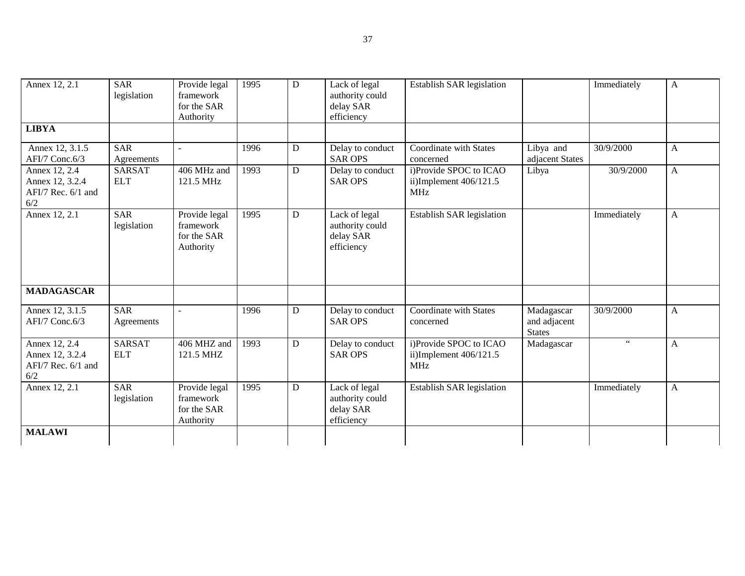| | | | | | | | | | |
|---|---|---|---|---|---|---|---|---|---|
| Annex 12, 2.1 | SAR legislation | Provide legal framework for the SAR Authority | 1995 | D | Lack of legal authority could delay SAR efficiency | Establish SAR legislation | | Immediately | A |
| **LIBYA** | | | | | | | | | |
| Annex 12, 3.1.5 AFI/7 Conc.6/3 | SAR Agreements | - | 1996 | D | Delay to conduct SAR OPS | Coordinate with States concerned | Libya and adjacent States | 30/9/2000 | A |
| Annex 12, 2.4 Annex 12, 3.2.4 AFI/7 Rec. 6/1 and 6/2 | SARSAT ELT | 406 MHz and 121.5 MHz | 1993 | D | Delay to conduct SAR OPS | i)Provide SPOC to ICAO ii)Implement 406/121.5 MHz | Libya | 30/9/2000 | A |
| Annex 12, 2.1 | SAR legislation | Provide legal framework for the SAR Authority | 1995 | D | Lack of legal authority could delay SAR efficiency | Establish SAR legislation | | Immediately | A |
| **MADAGASCAR** | | | | | | | | | |
| Annex 12, 3.1.5 AFI/7 Conc.6/3 | SAR Agreements | - | 1996 | D | Delay to conduct SAR OPS | Coordinate with States concerned | Madagascar and adjacent States | 30/9/2000 | A |
| Annex 12, 2.4 Annex 12, 3.2.4 AFI/7 Rec. 6/1 and 6/2 | SARSAT ELT | 406 MHZ and 121.5 MHZ | 1993 | D | Delay to conduct SAR OPS | i)Provide SPOC to ICAO ii)Implement 406/121.5 MHz | Madagascar | " | A |
| Annex 12, 2.1 | SAR legislation | Provide legal framework for the SAR Authority | 1995 | D | Lack of legal authority could delay SAR efficiency | Establish SAR legislation | | Immediately | A |
| **MALAWI** | | | | | | | | | |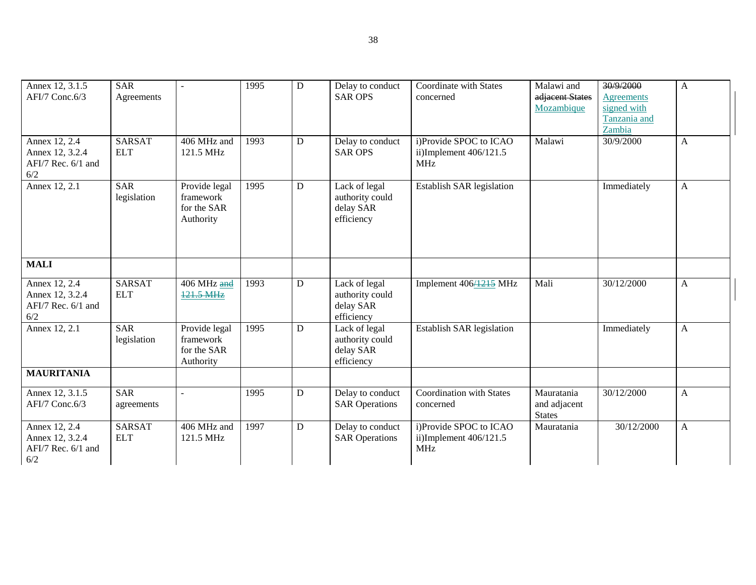| Annex 12, 3.1.5 AFI/7 Conc.6/3 | SAR Agreements | - | 1995 | D | Delay to conduct SAR OPS | Coordinate with States concerned | Malawi and ~~adjacent States~~ Mozambique | ~~30/9/2000~~ Agreements signed with Tanzania and Zambia | A |
|---|---|---|---|---|---|---|---|---|---|
| Annex 12, 2.4 Annex 12, 3.2.4 AFI/7 Rec. 6/1 and 6/2 | SARSAT ELT | 406 MHz and 121.5 MHz | 1993 | D | Delay to conduct SAR OPS | i)Provide SPOC to ICAO ii)Implement 406/121.5 MHz | Malawi | 30/9/2000 | A |
| Annex 12, 2.1 | SAR legislation | Provide legal framework for the SAR Authority | 1995 | D | Lack of legal authority could delay SAR efficiency | Establish SAR legislation | | Immediately | A |
| **MALI** | | | | | | | | | |
| Annex 12, 2.4 Annex 12, 3.2.4 AFI/7 Rec. 6/1 and 6/2 | SARSAT ELT | 406 MHz ~~and 121.5 MHz~~ | 1993 | D | Lack of legal authority could delay SAR efficiency | Implement 406~~/1215~~ MHz | Mali | 30/12/2000 | A |
| Annex 12, 2.1 | SAR legislation | Provide legal framework for the SAR Authority | 1995 | D | Lack of legal authority could delay SAR efficiency | Establish SAR legislation | | Immediately | A |
| **MAURITANIA** | | | | | | | | | |
| Annex 12, 3.1.5 AFI/7 Conc.6/3 | SAR agreements | - | 1995 | D | Delay to conduct SAR Operations | Coordination with States concerned | Mauratania and adjacent States | 30/12/2000 | A |
| Annex 12, 2.4 Annex 12, 3.2.4 AFI/7 Rec. 6/1 and 6/2 | SARSAT ELT | 406 MHz and 121.5 MHz | 1997 | D | Delay to conduct SAR Operations | i)Provide SPOC to ICAO ii)Implement 406/121.5 MHz | Mauratania | 30/12/2000 | A |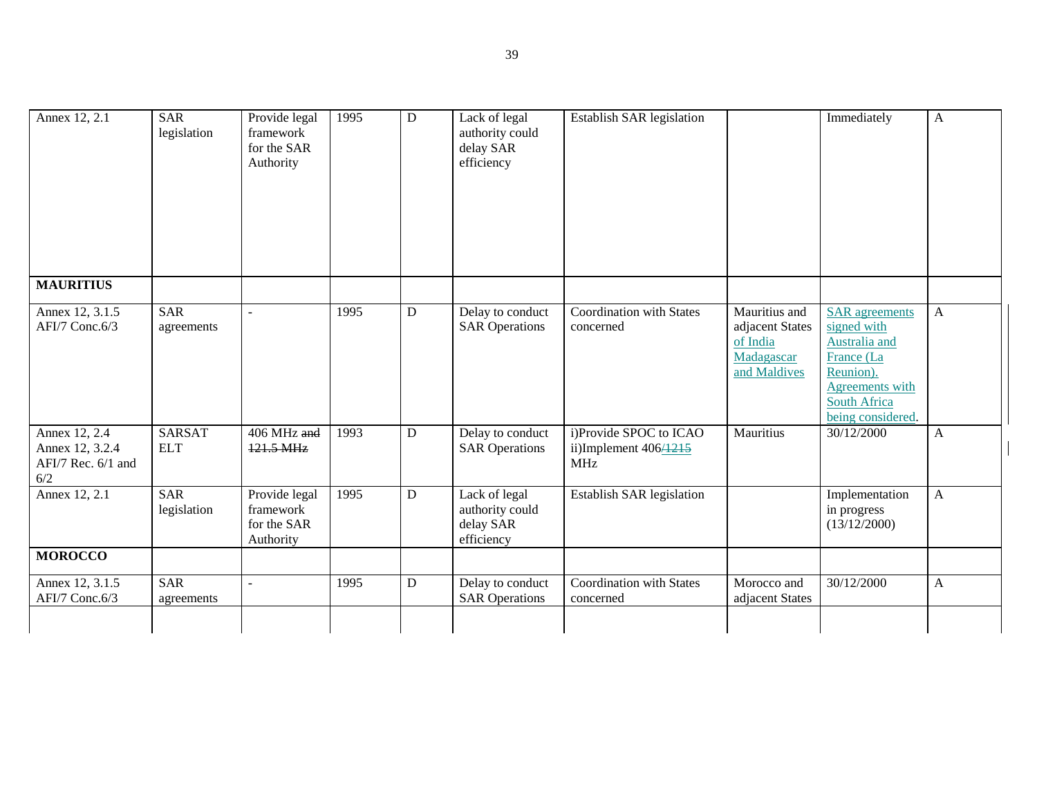| | | | | | | | | | |
|---|---|---|---|---|---|---|---|---|---|
| Annex 12, 2.1 | SAR legislation | Provide legal framework for the SAR Authority | 1995 | D | Lack of legal authority could delay SAR efficiency | Establish SAR legislation | | Immediately | A |
| **MAURITIUS** | | | | | | | | | |
| Annex 12, 3.1.5 AFI/7 Conc.6/3 | SAR agreements | - | 1995 | D | Delay to conduct SAR Operations | Coordination with States concerned | Mauritius and adjacent States of India Madagascar and Maldives | SAR agreements signed with Australia and France (La Reunion). Agreements with South Africa being considered. | A |
| Annex 12, 2.4 Annex 12, 3.2.4 AFI/7 Rec. 6/1 and 6/2 | SARSAT ELT | 406 MHz ~~and 121.5 MHz~~ | 1993 | D | Delay to conduct SAR Operations | i)Provide SPOC to ICAO ii)Implement 406/~~1215~~ MHz | Mauritius | 30/12/2000 | A |
| Annex 12, 2.1 | SAR legislation | Provide legal framework for the SAR Authority | 1995 | D | Lack of legal authority could delay SAR efficiency | Establish SAR legislation | | Implementation in progress (13/12/2000) | A |
| **MOROCCO** | | | | | | | | | |
| Annex 12, 3.1.5 AFI/7 Conc.6/3 | SAR agreements | - | 1995 | D | Delay to conduct SAR Operations | Coordination with States concerned | Morocco and adjacent States | 30/12/2000 | A |
| | | | | | | | | | |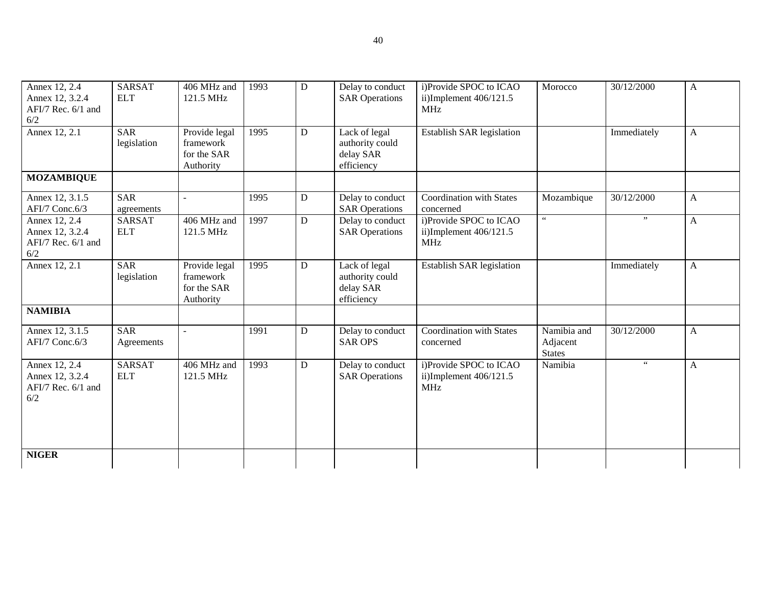| | | | | | | | | | |
|---|---|---|---|---|---|---|---|---|---|
| Annex 12, 2.4 Annex 12, 3.2.4 AFI/7 Rec. 6/1 and 6/2 | SARSAT ELT | 406 MHz and 121.5 MHz | 1993 | D | Delay to conduct SAR Operations | i)Provide SPOC to ICAO ii)Implement 406/121.5 MHz | Morocco | 30/12/2000 | A |
| Annex 12, 2.1 | SAR legislation | Provide legal framework for the SAR Authority | 1995 | D | Lack of legal authority could delay SAR efficiency | Establish SAR legislation | | Immediately | A |
| **MOZAMBIQUE** | | | | | | | | | |
| Annex 12, 3.1.5 AFI/7 Conc.6/3 | SAR agreements | - | 1995 | D | Delay to conduct SAR Operations | Coordination with States concerned | Mozambique | 30/12/2000 | A |
| Annex 12, 2.4 Annex 12, 3.2.4 AFI/7 Rec. 6/1 and 6/2 | SARSAT ELT | 406 MHz and 121.5 MHz | 1997 | D | Delay to conduct SAR Operations | i)Provide SPOC to ICAO ii)Implement 406/121.5 MHz | " | " | A |
| Annex 12, 2.1 | SAR legislation | Provide legal framework for the SAR Authority | 1995 | D | Lack of legal authority could delay SAR efficiency | Establish SAR legislation | | Immediately | A |
| **NAMIBIA** | | | | | | | | | |
| Annex 12, 3.1.5 AFI/7 Conc.6/3 | SAR Agreements | - | 1991 | D | Delay to conduct SAR OPS | Coordination with States concerned | Namibia and Adjacent States | 30/12/2000 | A |
| Annex 12, 2.4 Annex 12, 3.2.4 AFI/7 Rec. 6/1 and 6/2 | SARSAT ELT | 406 MHz and 121.5 MHz | 1993 | D | Delay to conduct SAR Operations | i)Provide SPOC to ICAO ii)Implement 406/121.5 MHz | Namibia | " | A |
| **NIGER** | | | | | | | | | |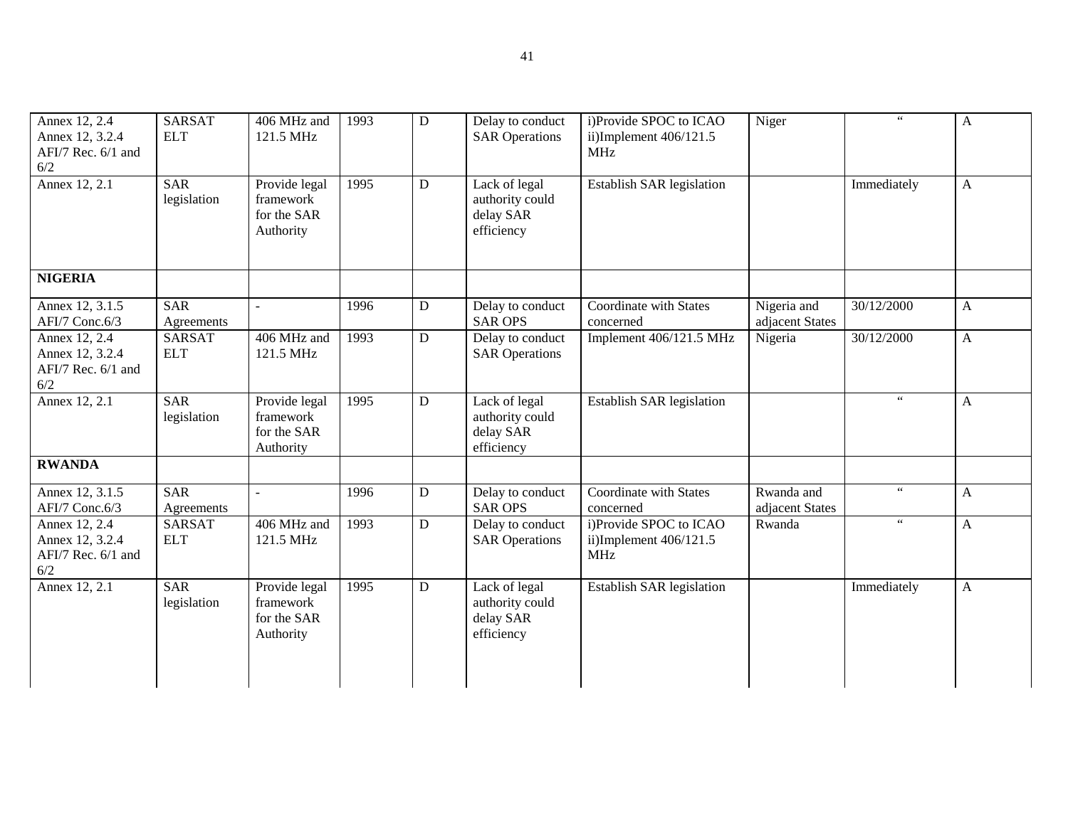| | | | | | | | | | |
|---|---|---|---|---|---|---|---|---|---|
| Annex 12, 2.4 Annex 12, 3.2.4 AFI/7 Rec. 6/1 and 6/2 | SARSAT ELT | 406 MHz and 121.5 MHz | 1993 | D | Delay to conduct SAR Operations | i)Provide SPOC to ICAO ii)Implement 406/121.5 MHz | Niger | " | A |
| Annex 12, 2.1 | SAR legislation | Provide legal framework for the SAR Authority | 1995 | D | Lack of legal authority could delay SAR efficiency | Establish SAR legislation | | Immediately | A |
| **NIGERIA** | | | | | | | | | |
| Annex 12, 3.1.5 AFI/7 Conc.6/3 | SAR Agreements | - | 1996 | D | Delay to conduct SAR OPS | Coordinate with States concerned | Nigeria and adjacent States | 30/12/2000 | A |
| Annex 12, 2.4 Annex 12, 3.2.4 AFI/7 Rec. 6/1 and 6/2 | SARSAT ELT | 406 MHz and 121.5 MHz | 1993 | D | Delay to conduct SAR Operations | Implement 406/121.5 MHz | Nigeria | 30/12/2000 | A |
| Annex 12, 2.1 | SAR legislation | Provide legal framework for the SAR Authority | 1995 | D | Lack of legal authority could delay SAR efficiency | Establish SAR legislation | | " | A |
| **RWANDA** | | | | | | | | | |
| Annex 12, 3.1.5 AFI/7 Conc.6/3 | SAR Agreements | - | 1996 | D | Delay to conduct SAR OPS | Coordinate with States concerned | Rwanda and adjacent States | " | A |
| Annex 12, 2.4 Annex 12, 3.2.4 AFI/7 Rec. 6/1 and 6/2 | SARSAT ELT | 406 MHz and 121.5 MHz | 1993 | D | Delay to conduct SAR Operations | i)Provide SPOC to ICAO ii)Implement 406/121.5 MHz | Rwanda | " | A |
| Annex 12, 2.1 | SAR legislation | Provide legal framework for the SAR Authority | 1995 | D | Lack of legal authority could delay SAR efficiency | Establish SAR legislation | | Immediately | A |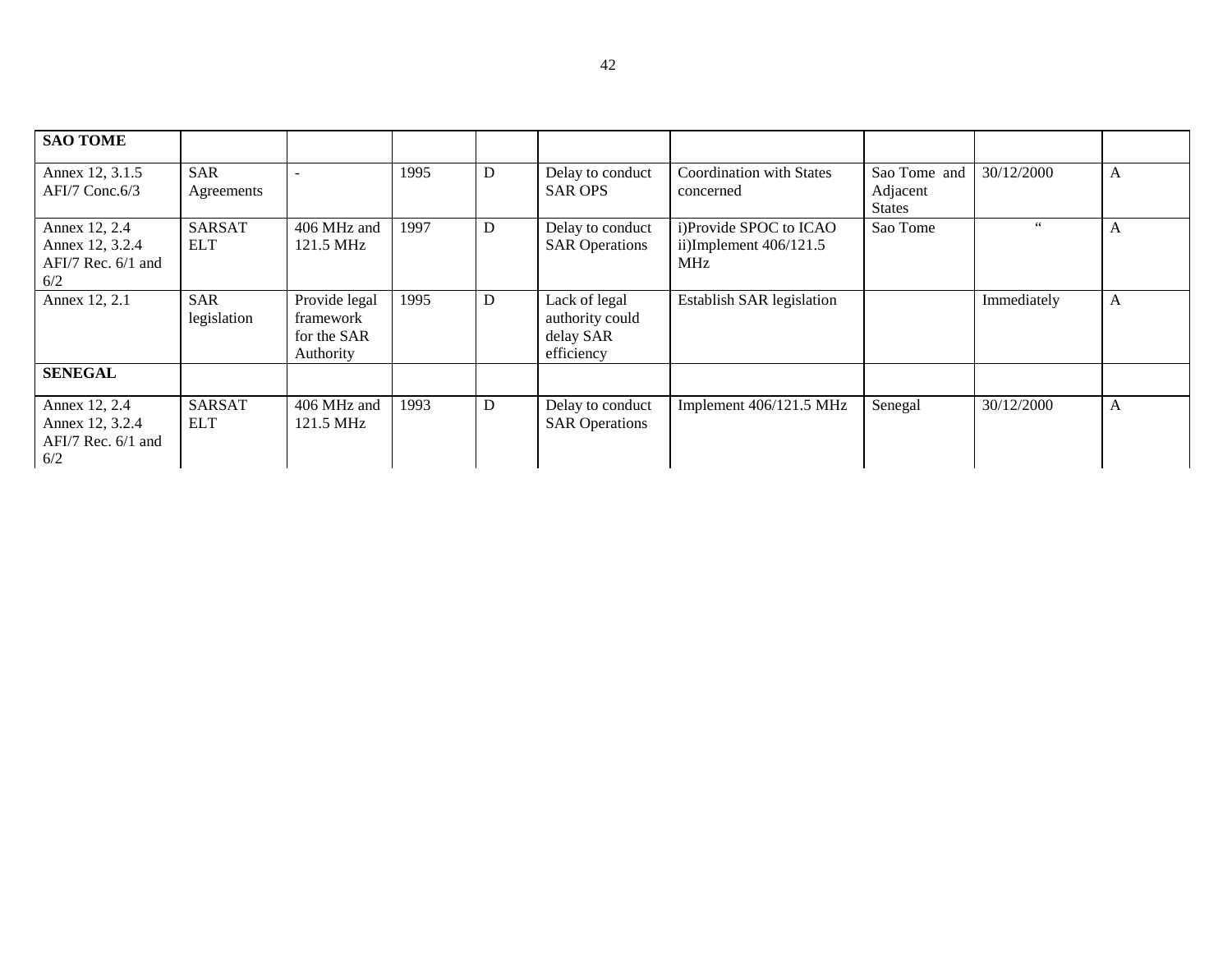| SAO TOME | | | | | | | | | |
|---|---|---|---|---|---|---|---|---|---|
| Annex 12, 3.1.5 AFI/7 Conc.6/3 | SAR Agreements | - | 1995 | D | Delay to conduct SAR OPS | Coordination with States concerned | Sao Tome and Adjacent States | 30/12/2000 | A |
| Annex 12, 2.4 Annex 12, 3.2.4 AFI/7 Rec. 6/1 and 6/2 | SARSAT ELT | 406 MHz and 121.5 MHz | 1997 | D | Delay to conduct SAR Operations | i)Provide SPOC to ICAO ii)Implement 406/121.5 MHz | Sao Tome | " | A |
| Annex 12, 2.1 | SAR legislation | Provide legal framework for the SAR Authority | 1995 | D | Lack of legal authority could delay SAR efficiency | Establish SAR legislation | | Immediately | A |
| **SENEGAL** | | | | | | | | | |
| Annex 12, 2.4 Annex 12, 3.2.4 AFI/7 Rec. 6/1 and 6/2 | SARSAT ELT | 406 MHz and 121.5 MHz | 1993 | D | Delay to conduct SAR Operations | Implement 406/121.5 MHz | Senegal | 30/12/2000 | A |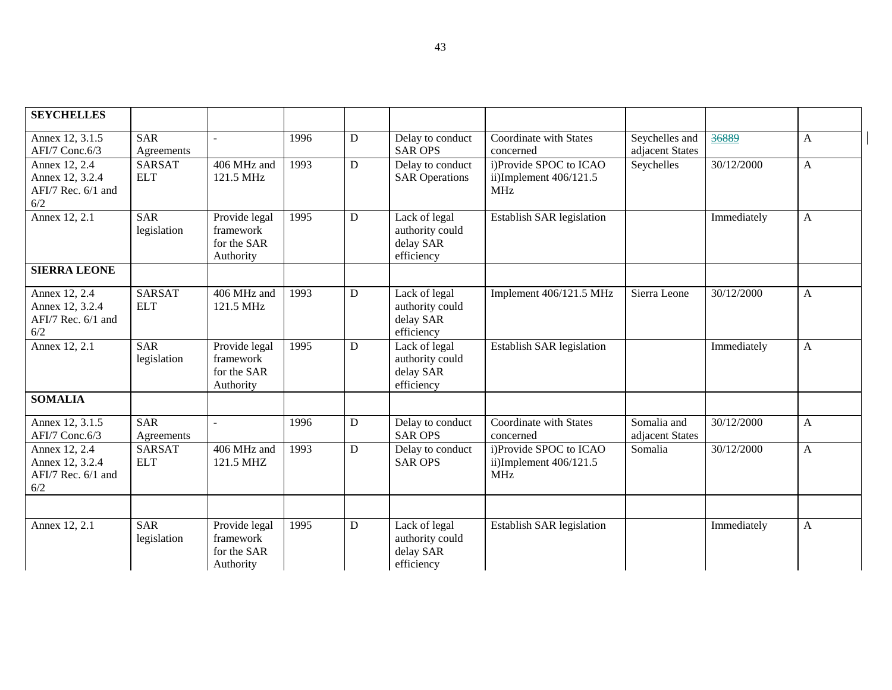| SEYCHELLES | | | | | | | | | |
|---|---|---|---|---|---|---|---|---|---|
| Annex 12, 3.1.5 AFI/7 Conc.6/3 | SAR Agreements | - | 1996 | D | Delay to conduct SAR OPS | Coordinate with States concerned | Seychelles and adjacent States | 36889 | A |
| Annex 12, 2.4 Annex 12, 3.2.4 AFI/7 Rec. 6/1 and 6/2 | SARSAT ELT | 406 MHz and 121.5 MHz | 1993 | D | Delay to conduct SAR Operations | i)Provide SPOC to ICAO ii)Implement 406/121.5 MHz | Seychelles | 30/12/2000 | A |
| Annex 12, 2.1 | SAR legislation | Provide legal framework for the SAR Authority | 1995 | D | Lack of legal authority could delay SAR efficiency | Establish SAR legislation | | Immediately | A |
| **SIERRA LEONE** | | | | | | | | | |
| Annex 12, 2.4 Annex 12, 3.2.4 AFI/7 Rec. 6/1 and 6/2 | SARSAT ELT | 406 MHz and 121.5 MHz | 1993 | D | Lack of legal authority could delay SAR efficiency | Implement 406/121.5 MHz | Sierra Leone | 30/12/2000 | A |
| Annex 12, 2.1 | SAR legislation | Provide legal framework for the SAR Authority | 1995 | D | Lack of legal authority could delay SAR efficiency | Establish SAR legislation | | Immediately | A |
| **SOMALIA** | | | | | | | | | |
| Annex 12, 3.1.5 AFI/7 Conc.6/3 | SAR Agreements | - | 1996 | D | Delay to conduct SAR OPS | Coordinate with States concerned | Somalia and adjacent States | 30/12/2000 | A |
| Annex 12, 2.4 Annex 12, 3.2.4 AFI/7 Rec. 6/1 and 6/2 | SARSAT ELT | 406 MHz and 121.5 MHZ | 1993 | D | Delay to conduct SAR OPS | i)Provide SPOC to ICAO ii)Implement 406/121.5 MHz | Somalia | 30/12/2000 | A |
| | | | | | | | | | |
| Annex 12, 2.1 | SAR legislation | Provide legal framework for the SAR Authority | 1995 | D | Lack of legal authority could delay SAR efficiency | Establish SAR legislation | | Immediately | A |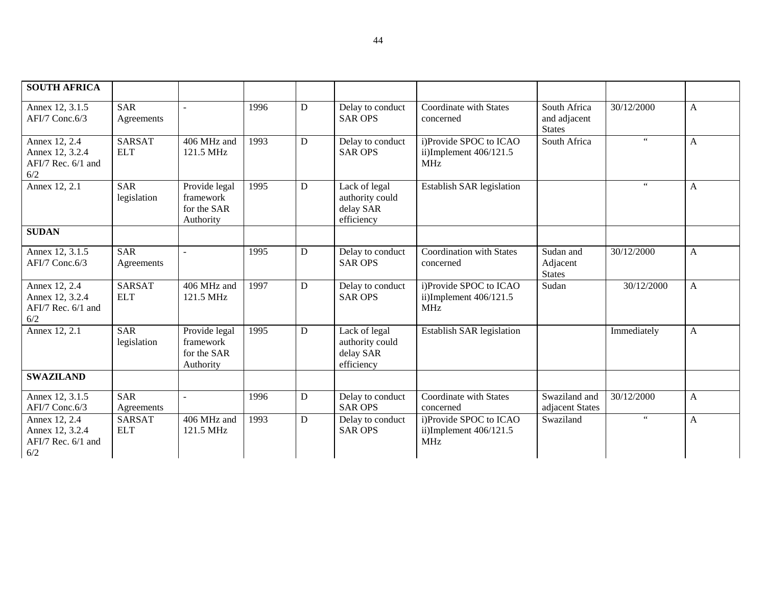| | | | | | | | | | |
|---|---|---|---|---|---|---|---|---|---|
| **SOUTH AFRICA** | | | | | | | | | |
| Annex 12, 3.1.5 AFI/7 Conc.6/3 | SAR Agreements | - | 1996 | D | Delay to conduct SAR OPS | Coordinate with States concerned | South Africa and adjacent States | 30/12/2000 | A |
| Annex 12, 2.4 Annex 12, 3.2.4 AFI/7 Rec. 6/1 and 6/2 | SARSAT ELT | 406 MHz and 121.5 MHz | 1993 | D | Delay to conduct SAR OPS | i)Provide SPOC to ICAO ii)Implement 406/121.5 MHz | South Africa | " | A |
| Annex 12, 2.1 | SAR legislation | Provide legal framework for the SAR Authority | 1995 | D | Lack of legal authority could delay SAR efficiency | Establish SAR legislation | | " | A |
| **SUDAN** | | | | | | | | | |
| Annex 12, 3.1.5 AFI/7 Conc.6/3 | SAR Agreements | - | 1995 | D | Delay to conduct SAR OPS | Coordination with States concerned | Sudan and Adjacent States | 30/12/2000 | A |
| Annex 12, 2.4 Annex 12, 3.2.4 AFI/7 Rec. 6/1 and 6/2 | SARSAT ELT | 406 MHz and 121.5 MHz | 1997 | D | Delay to conduct SAR OPS | i)Provide SPOC to ICAO ii)Implement 406/121.5 MHz | Sudan | 30/12/2000 | A |
| Annex 12, 2.1 | SAR legislation | Provide legal framework for the SAR Authority | 1995 | D | Lack of legal authority could delay SAR efficiency | Establish SAR legislation | | Immediately | A |
| **SWAZILAND** | | | | | | | | | |
| Annex 12, 3.1.5 AFI/7 Conc.6/3 | SAR Agreements | - | 1996 | D | Delay to conduct SAR OPS | Coordinate with States concerned | Swaziland and adjacent States | 30/12/2000 | A |
| Annex 12, 2.4 Annex 12, 3.2.4 AFI/7 Rec. 6/1 and 6/2 | SARSAT ELT | 406 MHz and 121.5 MHz | 1993 | D | Delay to conduct SAR OPS | i)Provide SPOC to ICAO ii)Implement 406/121.5 MHz | Swaziland | " | A |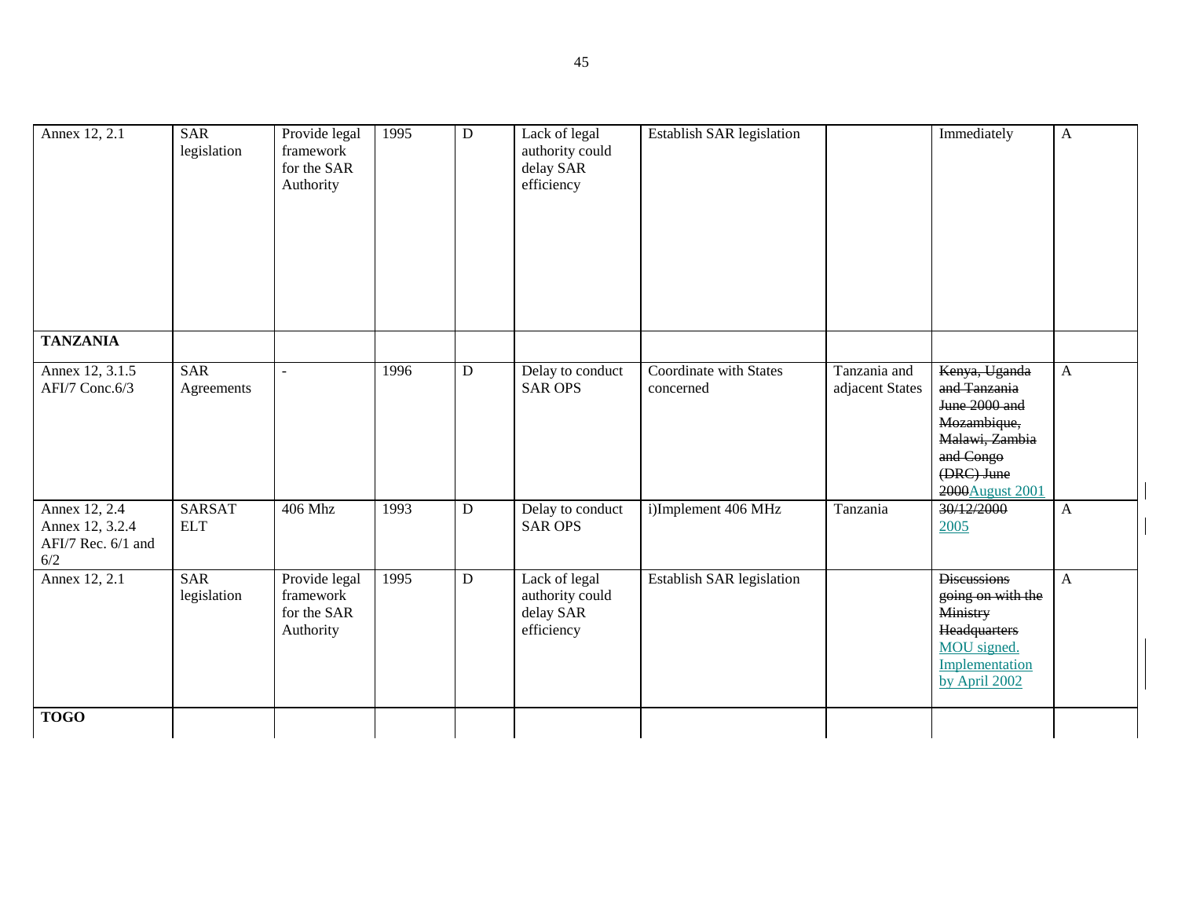| Annex 12, 2.1 | SAR legislation | Provide legal framework for the SAR Authority | 1995 | D | Lack of legal authority could delay SAR efficiency | Establish SAR legislation | | Immediately | A |
|---|---|---|---|---|---|---|---|---|---|
| **TANZANIA** | | | | | | | | | |
| Annex 12, 3.1.5 AFI/7 Conc.6/3 | SAR Agreements | - | 1996 | D | Delay to conduct SAR OPS | Coordinate with States concerned | Tanzania and adjacent States | ~~Kenya, Uganda and Tanzania June 2000 and Mozambique, Malawi, Zambia and Congo (DRC) June 2000~~ August 2001 | A |
| Annex 12, 2.4 Annex 12, 3.2.4 AFI/7 Rec. 6/1 and 6/2 | SARSAT ELT | 406 Mhz | 1993 | D | Delay to conduct SAR OPS | i)Implement 406 MHz | Tanzania | ~~30/12/2000~~ 2005 | A |
| Annex 12, 2.1 | SAR legislation | Provide legal framework for the SAR Authority | 1995 | D | Lack of legal authority could delay SAR efficiency | Establish SAR legislation | | ~~Discussions going on with the Ministry Headquarters~~ MOU signed. Implementation by April 2002 | A |
| **TOGO** | | | | | | | | | |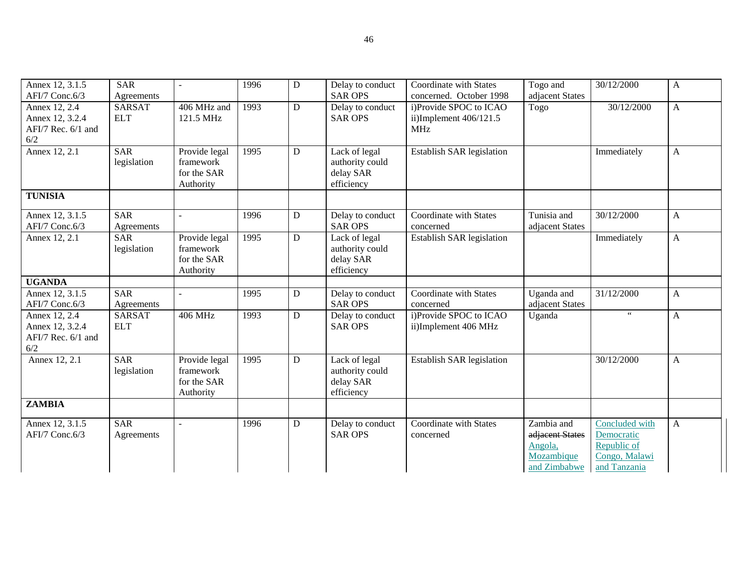| | | | | | | | | | |
|---|---|---|---|---|---|---|---|---|---|
| Annex 12, 3.1.5 AFI/7 Conc.6/3 | SAR Agreements | - | 1996 | D | Delay to conduct SAR OPS | Coordinate with States concerned. October 1998 | Togo and adjacent States | 30/12/2000 | A |
| Annex 12, 2.4 Annex 12, 3.2.4 AFI/7 Rec. 6/1 and 6/2 | SARSAT ELT | 406 MHz and 121.5 MHz | 1993 | D | Delay to conduct SAR OPS | i)Provide SPOC to ICAO ii)Implement 406/121.5 MHz | Togo | 30/12/2000 | A |
| Annex 12, 2.1 | SAR legislation | Provide legal framework for the SAR Authority | 1995 | D | Lack of legal authority could delay SAR efficiency | Establish SAR legislation | | Immediately | A |
| **TUNISIA** | | | | | | | | | |
| Annex 12, 3.1.5 AFI/7 Conc.6/3 | SAR Agreements | - | 1996 | D | Delay to conduct SAR OPS | Coordinate with States concerned | Tunisia and adjacent States | 30/12/2000 | A |
| Annex 12, 2.1 | SAR legislation | Provide legal framework for the SAR Authority | 1995 | D | Lack of legal authority could delay SAR efficiency | Establish SAR legislation | | Immediately | A |
| **UGANDA** | | | | | | | | | |
| Annex 12, 3.1.5 AFI/7 Conc.6/3 | SAR Agreements | - | 1995 | D | Delay to conduct SAR OPS | Coordinate with States concerned | Uganda and adjacent States | 31/12/2000 | A |
| Annex 12, 2.4 Annex 12, 3.2.4 AFI/7 Rec. 6/1 and 6/2 | SARSAT ELT | 406 MHz | 1993 | D | Delay to conduct SAR OPS | i)Provide SPOC to ICAO ii)Implement 406 MHz | Uganda | " | A |
| Annex 12, 2.1 | SAR legislation | Provide legal framework for the SAR Authority | 1995 | D | Lack of legal authority could delay SAR efficiency | Establish SAR legislation | | 30/12/2000 | A |
| **ZAMBIA** | | | | | | | | | |
| Annex 12, 3.1.5 AFI/7 Conc.6/3 | SAR Agreements | - | 1996 | D | Delay to conduct SAR OPS | Coordinate with States concerned | Zambia and ~~adjacent States~~ Angola, Mozambique and Zimbabwe | Concluded with Democratic Republic of Congo, Malawi and Tanzania | A |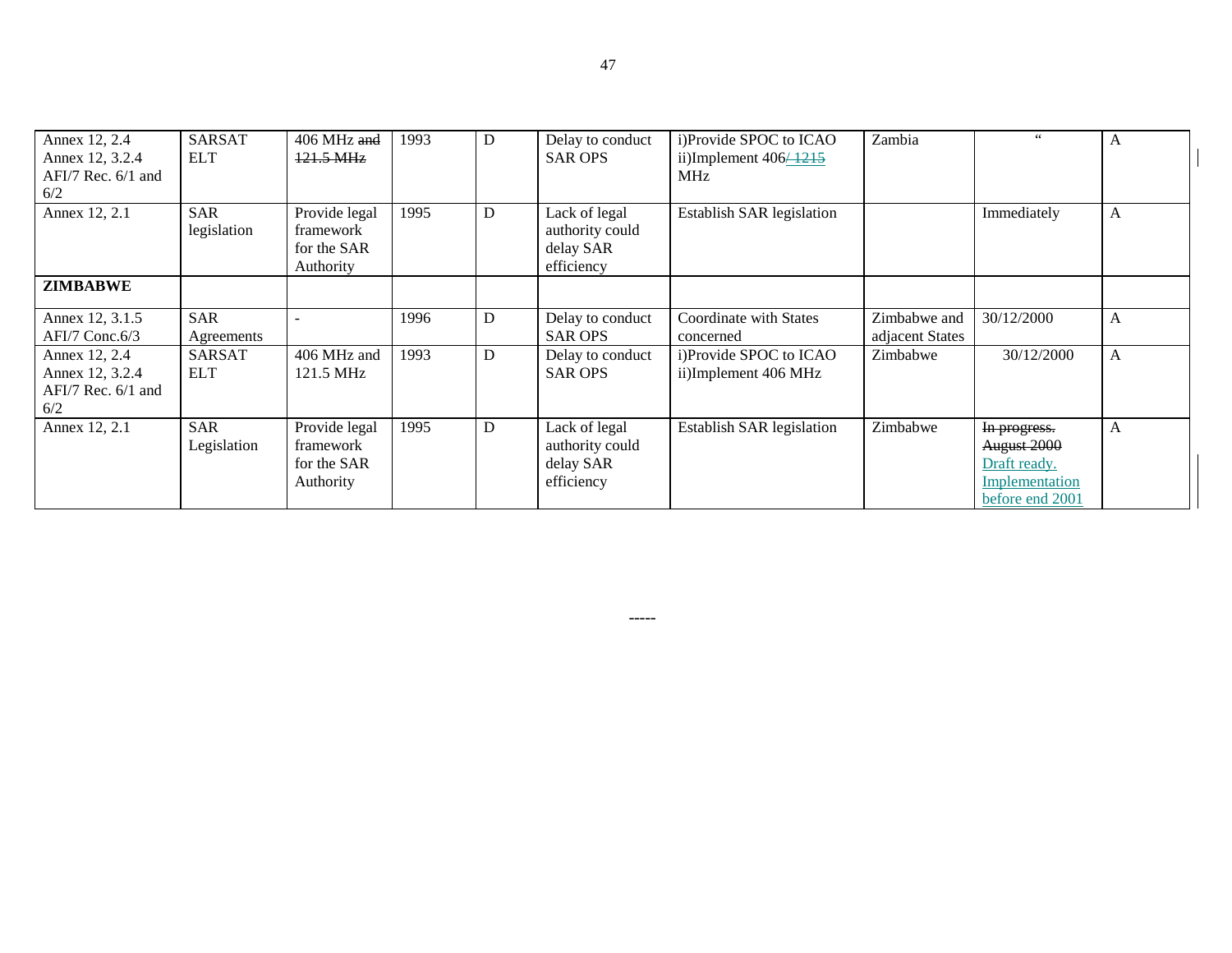| Annex 12, 2.4 Annex 12, 3.2.4 AFI/7 Rec. 6/1 and 6/2 | SARSAT ELT | 406 MHz ~~and~~ ~~121.5 MHz~~ | 1993 | D | Delay to conduct SAR OPS | i)Provide SPOC to ICAO ii)Implement 406~~/ 1215~~ MHz | Zambia | " | A |
|---|---|---|---|---|---|---|---|---|---|
| Annex 12, 2.1 | SAR legislation | Provide legal framework for the SAR Authority | 1995 | D | Lack of legal authority could delay SAR efficiency | Establish SAR legislation | | Immediately | A |
| **ZIMBABWE** | | | | | | | | | |
| Annex 12, 3.1.5 AFI/7 Conc.6/3 | SAR Agreements | - | 1996 | D | Delay to conduct SAR OPS | Coordinate with States concerned | Zimbabwe and adjacent States | 30/12/2000 | A |
| Annex 12, 2.4 Annex 12, 3.2.4 AFI/7 Rec. 6/1 and 6/2 | SARSAT ELT | 406 MHz and 121.5 MHz | 1993 | D | Delay to conduct SAR OPS | i)Provide SPOC to ICAO ii)Implement 406 MHz | Zimbabwe | 30/12/2000 | A |
| Annex 12, 2.1 | SAR Legislation | Provide legal framework for the SAR Authority | 1995 | D | Lack of legal authority could delay SAR efficiency | Establish SAR legislation | Zimbabwe | ~~In progress. August 2000~~ Draft ready. Implementation before end 2001 | A |

-----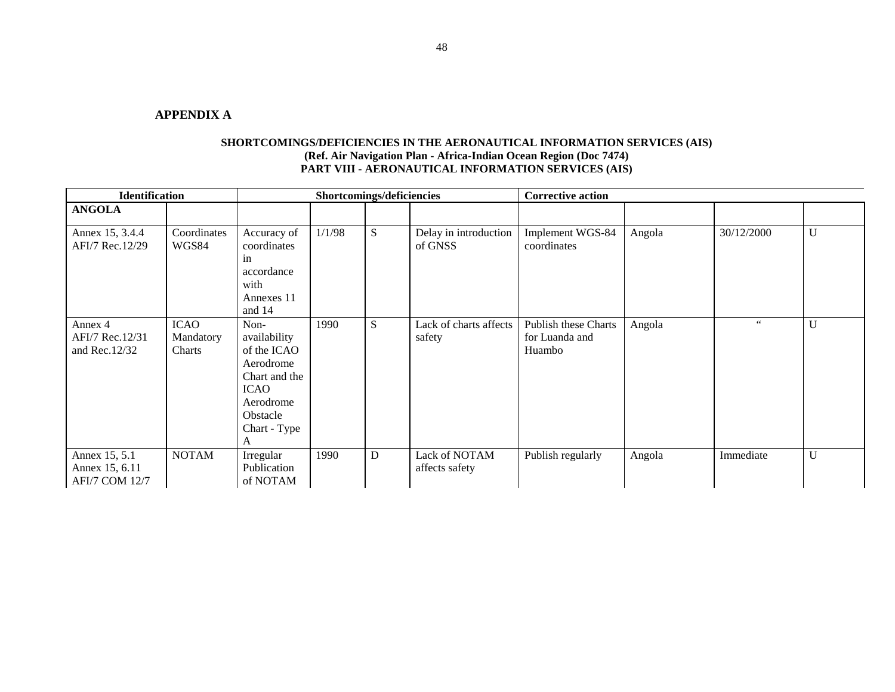**APPENDIX A**

**SHORTCOMINGS/DEFICIENCIES IN THE AERONAUTICAL INFORMATION SERVICES (AIS)**
**(Ref. Air Navigation Plan - Africa-Indian Ocean Region (Doc 7474)**
**PART VIII - AERONAUTICAL INFORMATION SERVICES (AIS)**

| **Identification** | | **Shortcomings/deficiencies** | | | | **Corrective action** | | | |
|---|---|---|---|---|---|---|---|---|---|
| **ANGOLA** | | | | | | | | | |
| Annex 15, 3.4.4 AFI/7 Rec.12/29 | Coordinates WGS84 | Accuracy of coordinates in accordance with Annexes 11 and 14 | 1/1/98 | S | Delay in introduction of GNSS | Implement WGS-84 coordinates | Angola | 30/12/2000 | U |
| Annex 4 AFI/7 Rec.12/31 and Rec.12/32 | ICAO Mandatory Charts | Non-availability of the ICAO Aerodrome Chart and the ICAO Aerodrome Obstacle Chart - Type A | 1990 | S | Lack of charts affects safety | Publish these Charts for Luanda and Huambo | Angola | " | U |
| Annex 15, 5.1 Annex 15, 6.11 AFI/7 COM 12/7 | NOTAM | Irregular Publication of NOTAM | 1990 | D | Lack of NOTAM affects safety | Publish regularly | Angola | Immediate | U |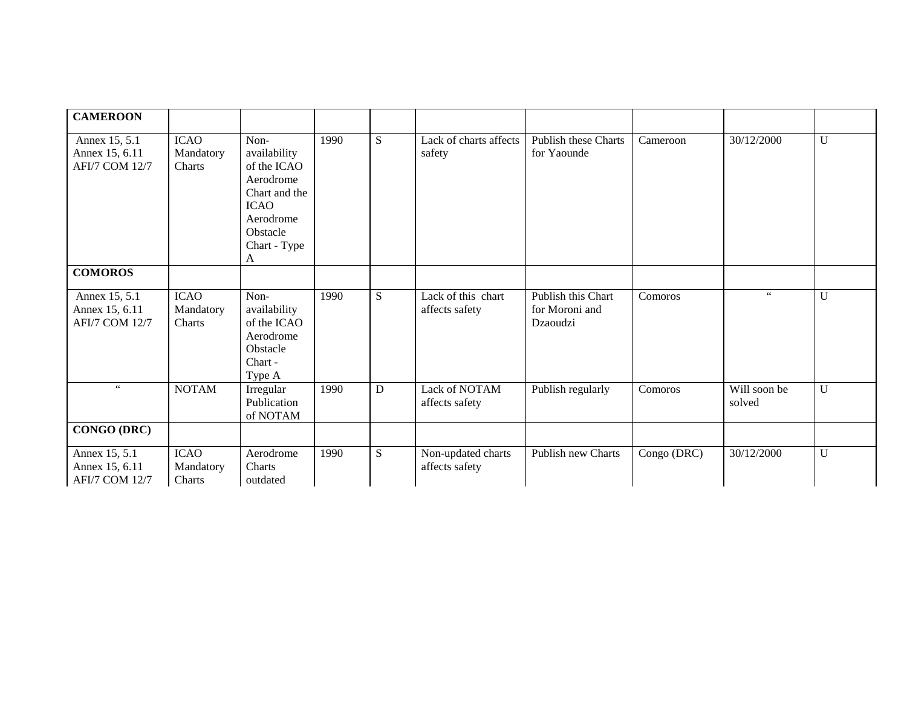| **CAMEROON** | | | | | | | | | |
|---|---|---|---|---|---|---|---|---|---|
| Annex 15, 5.1 Annex 15, 6.11 AFI/7 COM 12/7 | ICAO Mandatory Charts | Non-availability of the ICAO Aerodrome Chart and the ICAO Aerodrome Obstacle Chart - Type A | 1990 | S | Lack of charts affects safety | Publish these Charts for Yaounde | Cameroon | 30/12/2000 | U |
| **COMOROS** | | | | | | | | | |
| Annex 15, 5.1 Annex 15, 6.11 AFI/7 COM 12/7 | ICAO Mandatory Charts | Non-availability of the ICAO Aerodrome Obstacle Chart - Type A | 1990 | S | Lack of this chart affects safety | Publish this Chart for Moroni and Dzaoudzi | Comoros | " | U |
| " | NOTAM | Irregular Publication of NOTAM | 1990 | D | Lack of NOTAM affects safety | Publish regularly | Comoros | Will soon be solved | U |
| **CONGO (DRC)** | | | | | | | | | |
| Annex 15, 5.1 Annex 15, 6.11 AFI/7 COM 12/7 | ICAO Mandatory Charts | Aerodrome Charts outdated | 1990 | S | Non-updated charts affects safety | Publish new Charts | Congo (DRC) | 30/12/2000 | U |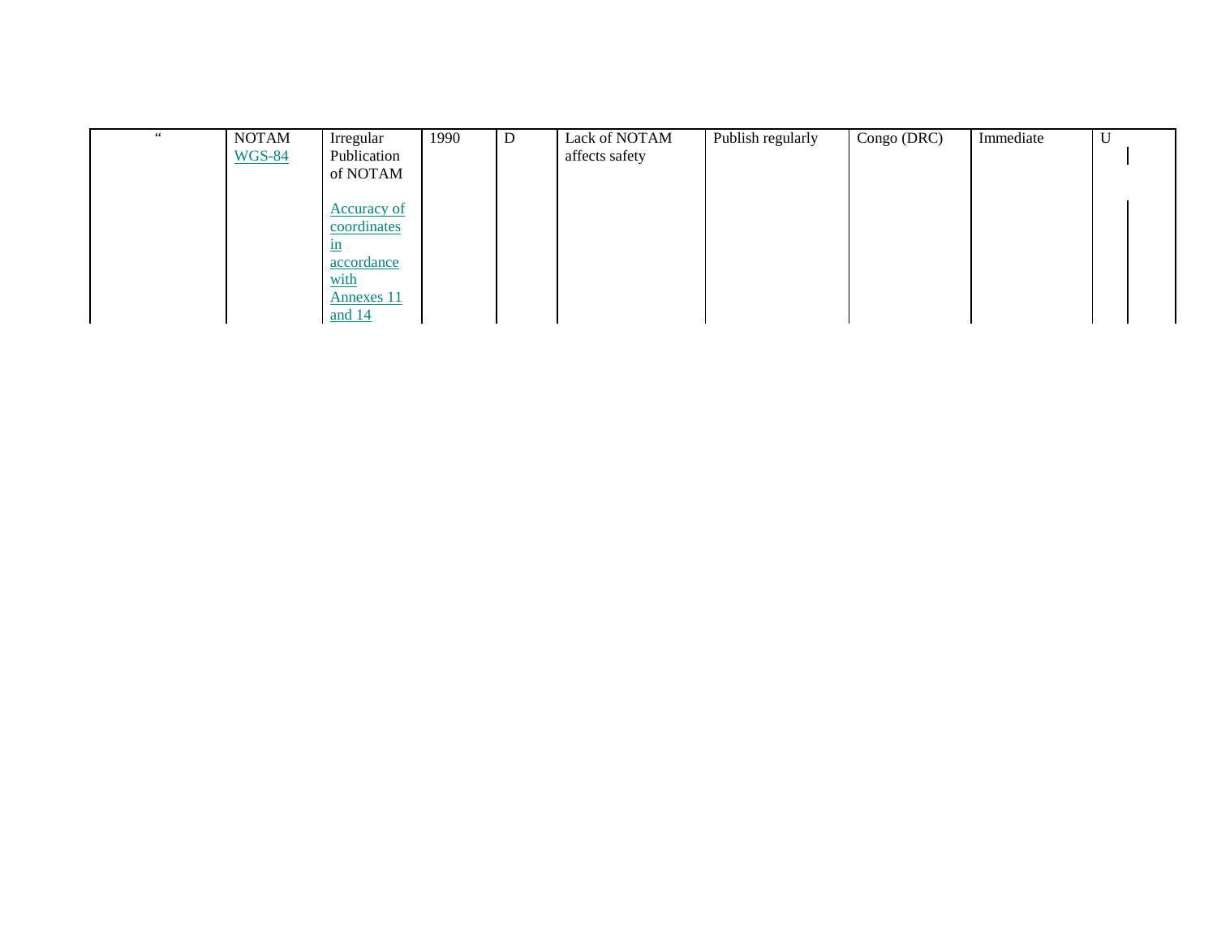| " | NOTAM WGS-84 | Irregular Publication of NOTAM<br><br>Accuracy of coordinates in accordance with Annexes 11 and 14 | 1990 | D | Lack of NOTAM affects safety | Publish regularly | Congo (DRC) | Immediate | U |
|---|---|---|---|---|---|---|---|---|---|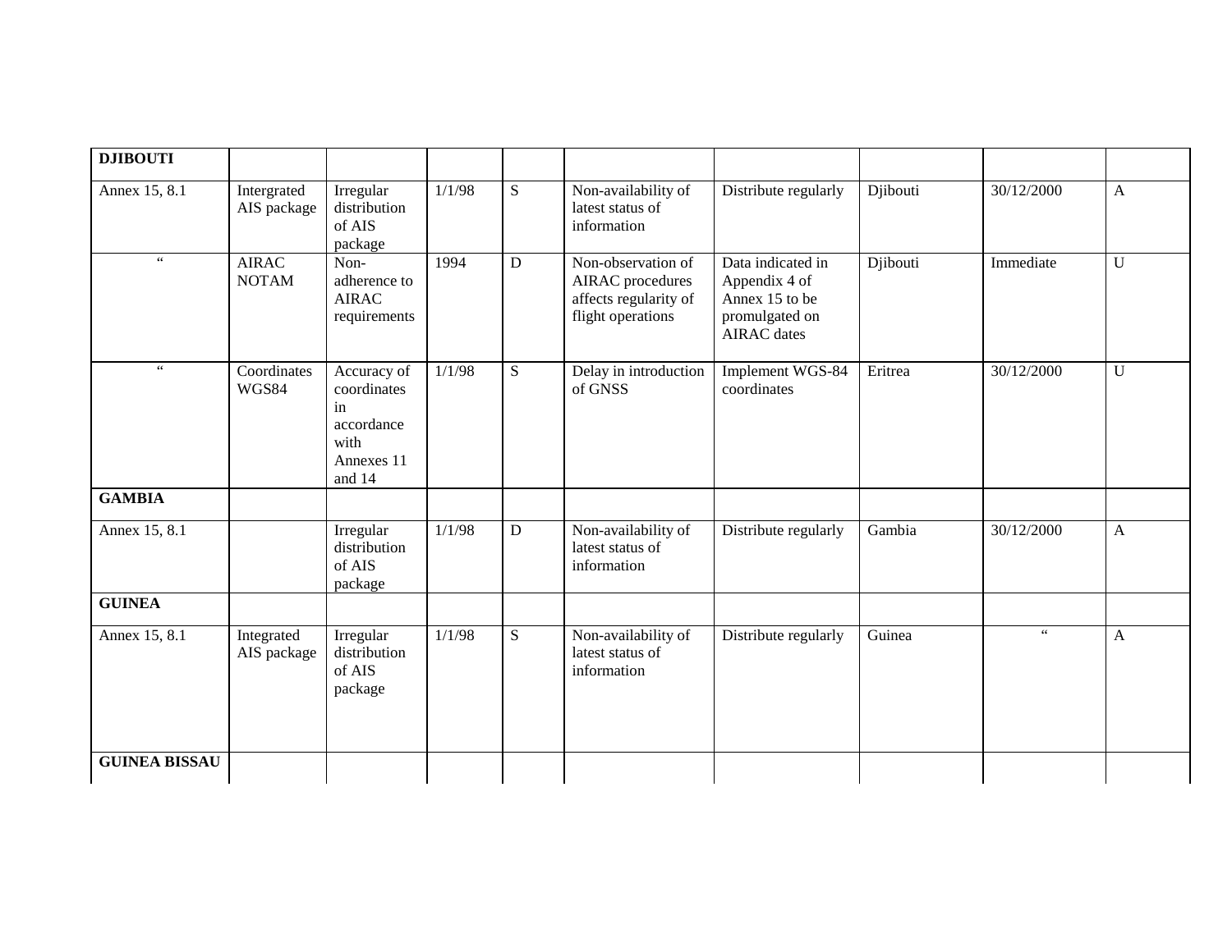| | | | | | | | | | |
|---|---|---|---|---|---|---|---|---|---|
| **DJIBOUTI** | | | | | | | | | |
| Annex 15, 8.1 | Intergrated AIS package | Irregular distribution of AIS package | 1/1/98 | S | Non-availability of latest status of information | Distribute regularly | Djibouti | 30/12/2000 | A |
| " | AIRAC NOTAM | Non-adherence to AIRAC requirements | 1994 | D | Non-observation of AIRAC procedures affects regularity of flight operations | Data indicated in Appendix 4 of Annex 15 to be promulgated on AIRAC dates | Djibouti | Immediate | U |
| " | Coordinates WGS84 | Accuracy of coordinates in accordance with Annexes 11 and 14 | 1/1/98 | S | Delay in introduction of GNSS | Implement WGS-84 coordinates | Eritrea | 30/12/2000 | U |
| **GAMBIA** | | | | | | | | | |
| Annex 15, 8.1 | | Irregular distribution of AIS package | 1/1/98 | D | Non-availability of latest status of information | Distribute regularly | Gambia | 30/12/2000 | A |
| **GUINEA** | | | | | | | | | |
| Annex 15, 8.1 | Integrated AIS package | Irregular distribution of AIS package | 1/1/98 | S | Non-availability of latest status of information | Distribute regularly | Guinea | " | A |
| **GUINEA BISSAU** | | | | | | | | | |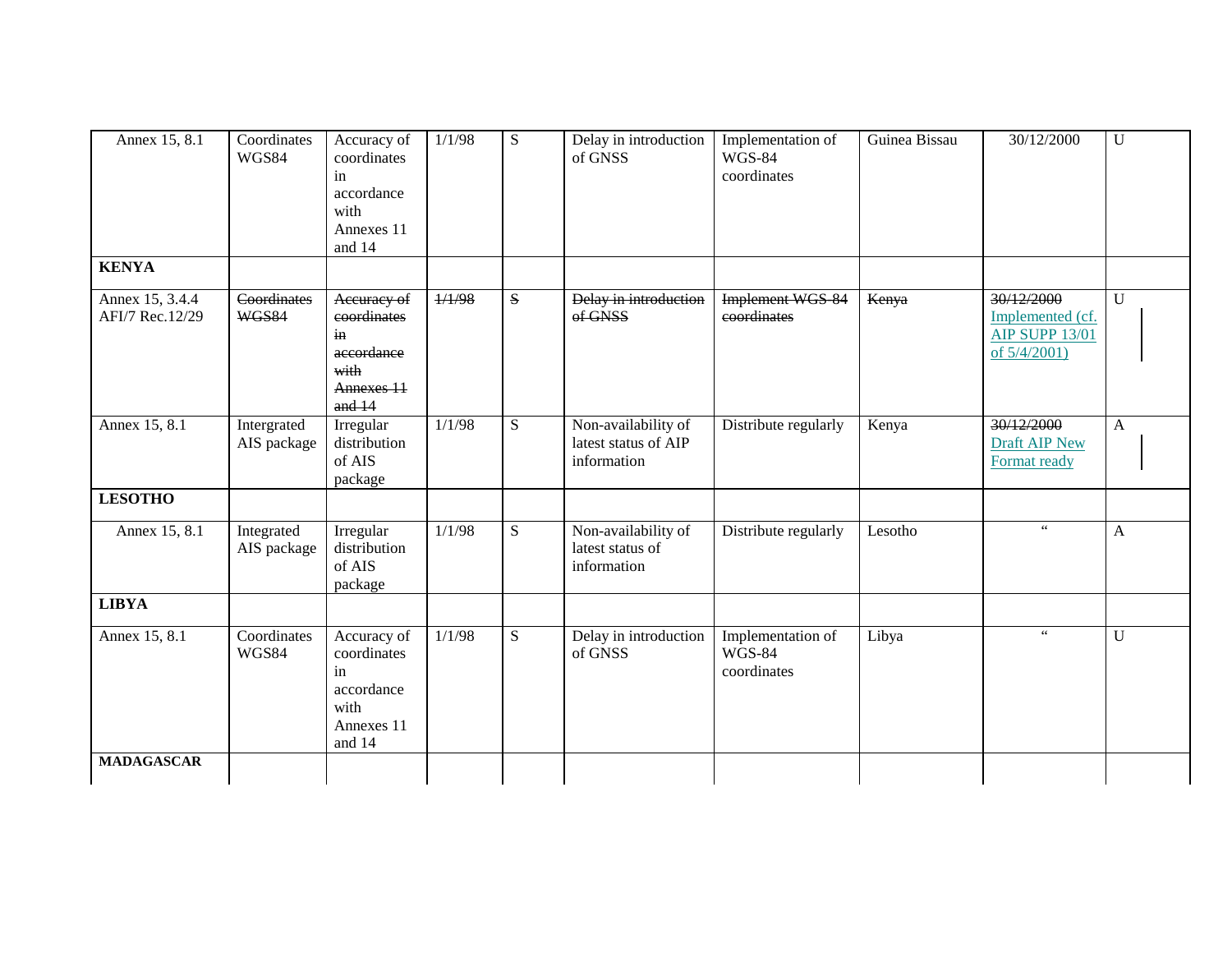| | | | | | | | | | |
|---|---|---|---|---|---|---|---|---|---|
| Annex 15, 8.1 | Coordinates WGS84 | Accuracy of coordinates in accordance with Annexes 11 and 14 | 1/1/98 | S | Delay in introduction of GNSS | Implementation of WGS-84 coordinates | Guinea Bissau | 30/12/2000 | U |
| **KENYA** | | | | | | | | | |
| Annex 15, 3.4.4 AFI/7 Rec.12/29 | ~~Coordinates WGS84~~ | ~~Accuracy of coordinates in accordance with Annexes 11 and 14~~ | ~~1/1/98~~ | ~~S~~ | ~~Delay in introduction of GNSS~~ | ~~Implement WGS-84 coordinates~~ | ~~Kenya~~ | ~~30/12/2000~~ Implemented (cf. AIP SUPP 13/01 of 5/4/2001) | U |
| Annex 15, 8.1 | Intergrated AIS package | Irregular distribution of AIS package | 1/1/98 | S | Non-availability of latest status of AIP information | Distribute regularly | Kenya | ~~30/12/2000~~ Draft AIP New Format ready | A |
| **LESOTHO** | | | | | | | | | |
| Annex 15, 8.1 | Integrated AIS package | Irregular distribution of AIS package | 1/1/98 | S | Non-availability of latest status of information | Distribute regularly | Lesotho | " | A |
| **LIBYA** | | | | | | | | | |
| Annex 15, 8.1 | Coordinates WGS84 | Accuracy of coordinates in accordance with Annexes 11 and 14 | 1/1/98 | S | Delay in introduction of GNSS | Implementation of WGS-84 coordinates | Libya | " | U |
| **MADAGASCAR** | | | | | | | | | |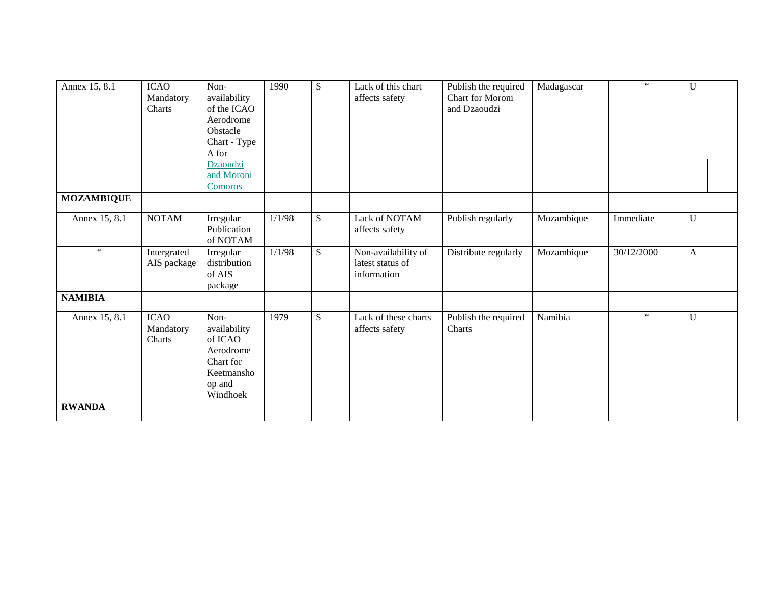| | | | | | | | | | |
|---|---|---|---|---|---|---|---|---|---|
| Annex 15, 8.1 | ICAO Mandatory Charts | Non-availability of the ICAO Aerodrome Obstacle Chart - Type A for ~~Dzaoudzi and Moroni~~ Comoros | 1990 | S | Lack of this chart affects safety | Publish the required Chart for Moroni and Dzaoudzi | Madagascar | " | U |
| **MOZAMBIQUE** | | | | | | | | | |
| Annex 15, 8.1 | NOTAM | Irregular Publication of NOTAM | 1/1/98 | S | Lack of NOTAM affects safety | Publish regularly | Mozambique | Immediate | U |
| " | Intergrated AIS package | Irregular distribution of AIS package | 1/1/98 | S | Non-availability of latest status of information | Distribute regularly | Mozambique | 30/12/2000 | A |
| **NAMIBIA** | | | | | | | | | |
| Annex 15, 8.1 | ICAO Mandatory Charts | Non-availability of ICAO Aerodrome Chart for Keetmanshoop and Windhoek | 1979 | S | Lack of these charts affects safety | Publish the required Charts | Namibia | " | U |
| **RWANDA** | | | | | | | | | |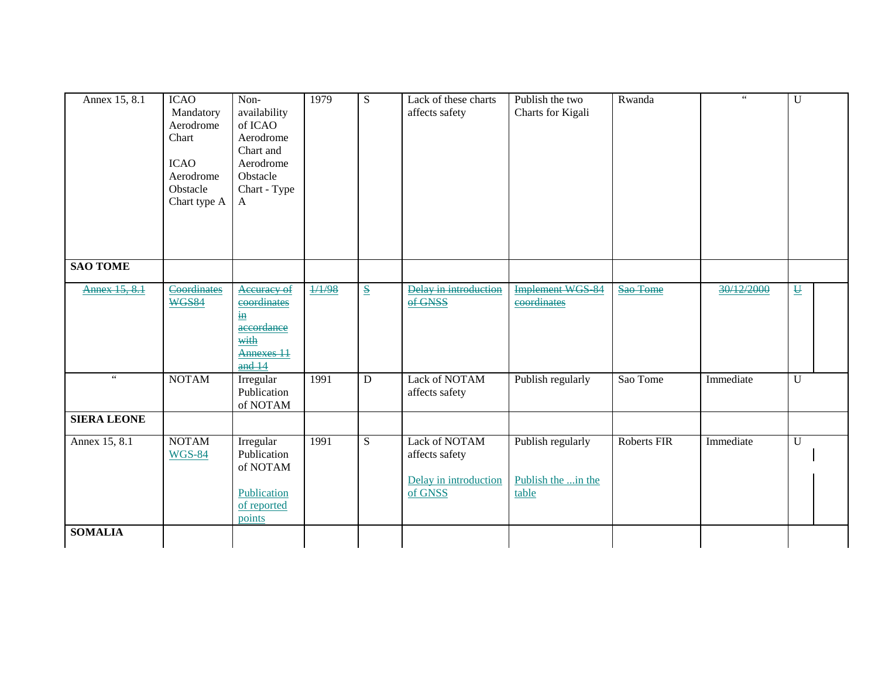| Annex 15, 8.1 | ICAO Mandatory Aerodrome Chart<br><br>ICAO Aerodrome Obstacle Chart type A | Non-availability of ICAO Aerodrome Chart and Aerodrome Obstacle Chart - Type A | 1979 | S | Lack of these charts affects safety | Publish the two Charts for Kigali | Rwanda | " | U |
|---|---|---|---|---|---|---|---|---|---|
| **SAO TOME** | | | | | | | | | |
| ~~Annex 15, 8.1~~ | ~~Coordinates WGS84~~ | ~~Accuracy of coordinates in accordance with Annexes 11 and 14~~ | ~~1/1/98~~ | ~~S~~ | ~~Delay in introduction of GNSS~~ | ~~Implement WGS-84 coordinates~~ | ~~Sao Tome~~ | ~~30/12/2000~~ | ~~U~~ |
| " | NOTAM | Irregular Publication of NOTAM | 1991 | D | Lack of NOTAM affects safety | Publish regularly | Sao Tome | Immediate | U |
| **SIERA LEONE** | | | | | | | | | |
| Annex 15, 8.1 | NOTAM<br>WGS-84 | Irregular Publication of NOTAM<br><br>Publication of reported points | 1991 | S | Lack of NOTAM affects safety<br><br>Delay in introduction of GNSS | Publish regularly<br><br>Publish the ...in the table | Roberts FIR | Immediate | U |
| **SOMALIA** | | | | | | | | | |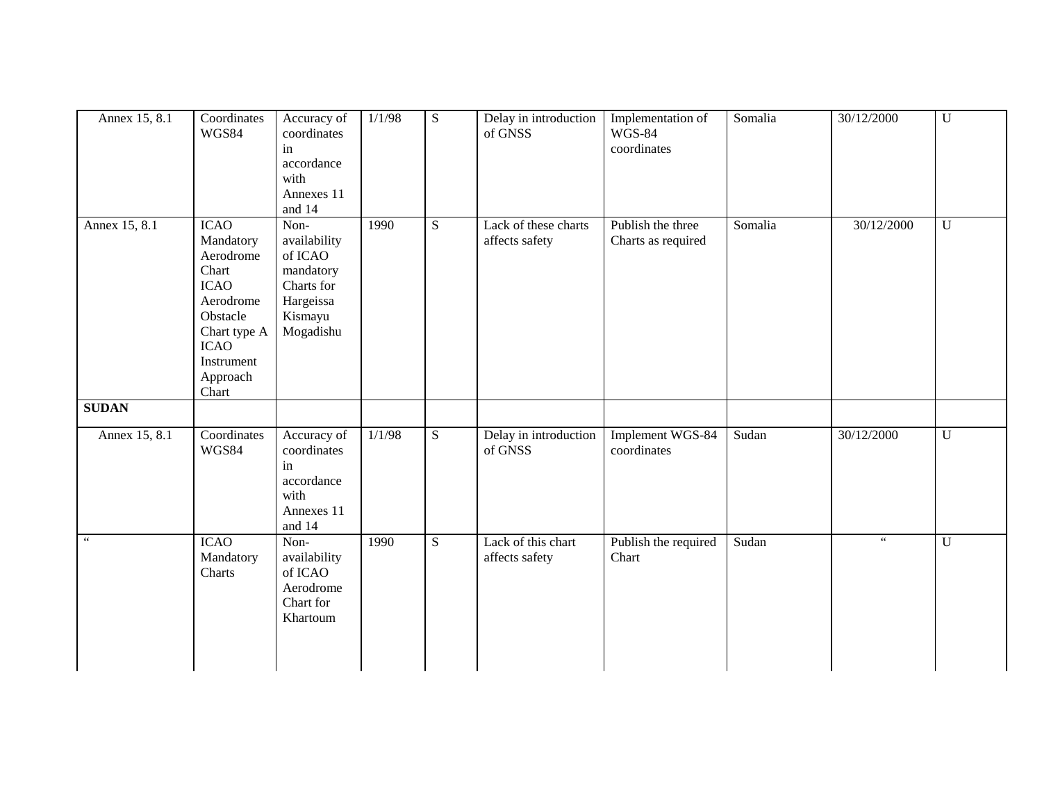| | | | | | | | | | |
|---|---|---|---|---|---|---|---|---|---|
| Annex 15, 8.1 | Coordinates WGS84 | Accuracy of coordinates in accordance with Annexes 11 and 14 | 1/1/98 | S | Delay in introduction of GNSS | Implementation of WGS-84 coordinates | Somalia | 30/12/2000 | U |
| Annex 15, 8.1 | ICAO Mandatory Aerodrome Chart ICAO Aerodrome Obstacle Chart type A ICAO Instrument Approach Chart | Non-availability of ICAO mandatory Charts for Hargeissa Kismayu Mogadishu | 1990 | S | Lack of these charts affects safety | Publish the three Charts as required | Somalia | 30/12/2000 | U |
| **SUDAN** | | | | | | | | | |
| Annex 15, 8.1 | Coordinates WGS84 | Accuracy of coordinates in accordance with Annexes 11 and 14 | 1/1/98 | S | Delay in introduction of GNSS | Implement WGS-84 coordinates | Sudan | 30/12/2000 | U |
| " | ICAO Mandatory Charts | Non-availability of ICAO Aerodrome Chart for Khartoum | 1990 | S | Lack of this chart affects safety | Publish the required Chart | Sudan | " | U |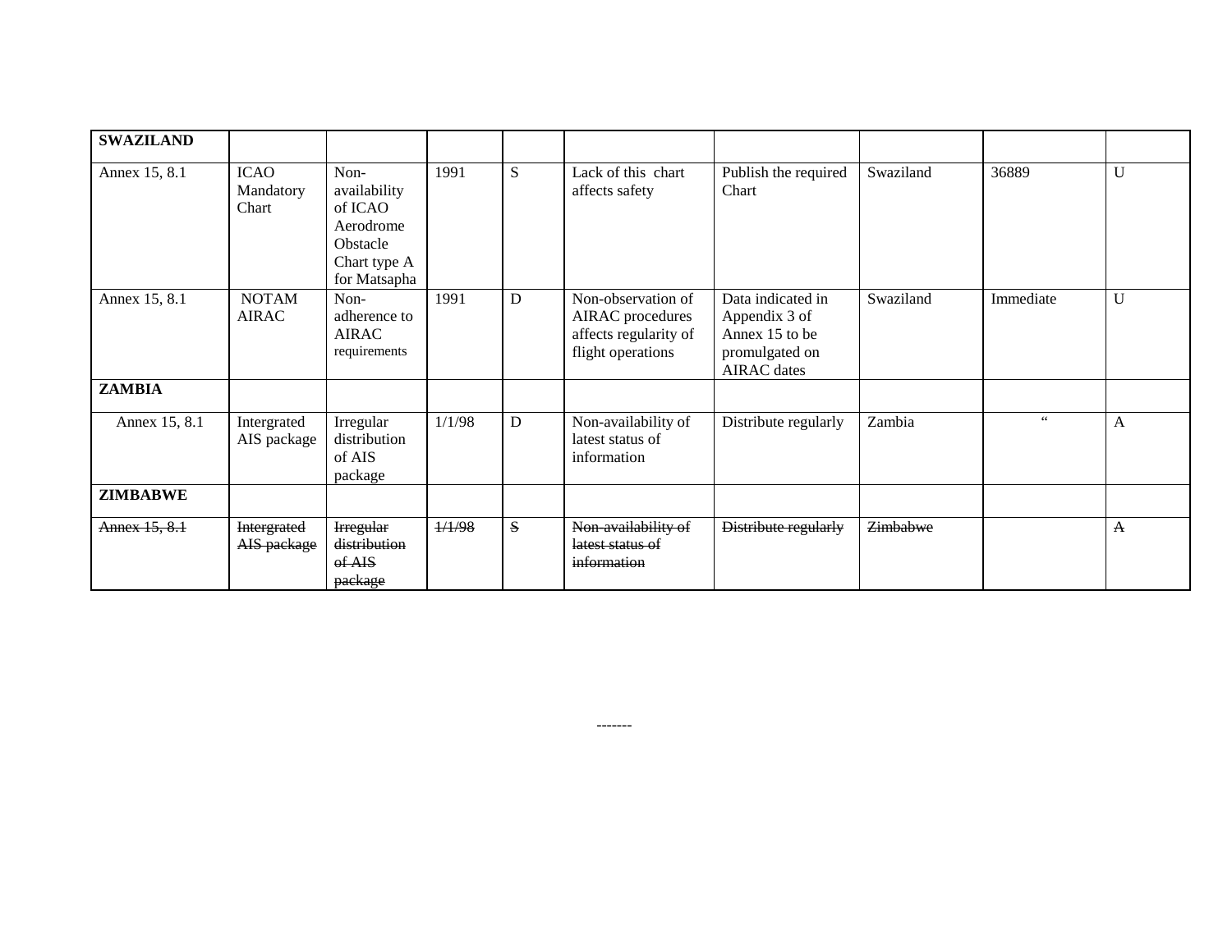| | | | | | | | | | |
|---|---|---|---|---|---|---|---|---|---|
| **SWAZILAND** | | | | | | | | | |
| Annex 15, 8.1 | ICAO Mandatory Chart | Non-availability of ICAO Aerodrome Obstacle Chart type A for Matsapha | 1991 | S | Lack of this chart affects safety | Publish the required Chart | Swaziland | 36889 | U |
| Annex 15, 8.1 | NOTAM AIRAC | Non-adherence to AIRAC requirements | 1991 | D | Non-observation of AIRAC procedures affects regularity of flight operations | Data indicated in Appendix 3 of Annex 15 to be promulgated on AIRAC dates | Swaziland | Immediate | U |
| **ZAMBIA** | | | | | | | | | |
| Annex 15, 8.1 | Intergrated AIS package | Irregular distribution of AIS package | 1/1/98 | D | Non-availability of latest status of information | Distribute regularly | Zambia | " | A |
| **ZIMBABWE** | | | | | | | | | |
| ~~Annex 15, 8.1~~ | ~~Intergrated AIS package~~ | ~~Irregular distribution of AIS package~~ | ~~1/1/98~~ | ~~S~~ | ~~Non-availability of latest status of information~~ | ~~Distribute regularly~~ | ~~Zimbabwe~~ | | ~~A~~ |

-------